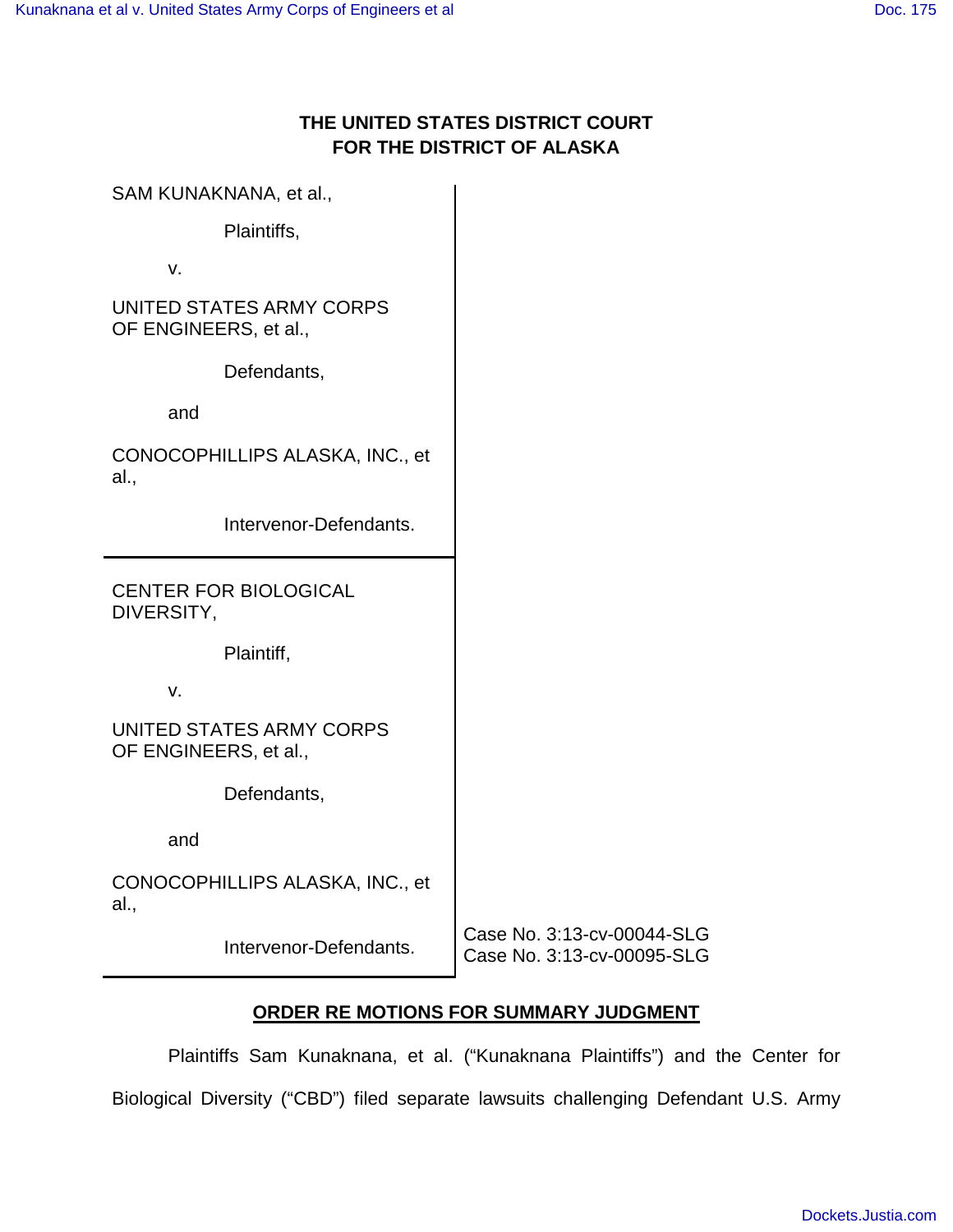**THE UNITED STATES DISTRICT COURT**
**FOR THE DISTRICT OF ALASKA**

SAM KUNAKNANA, et al.,

Plaintiffs,

v.

UNITED STATES ARMY CORPS OF ENGINEERS, et al.,

Defendants,

and

CONOCOPHILLIPS ALASKA, INC., et al.,

Intervenor-Defendants.

---

CENTER FOR BIOLOGICAL DIVERSITY,

Plaintiff,

v.

UNITED STATES ARMY CORPS OF ENGINEERS, et al.,

Defendants,

and

CONOCOPHILLIPS ALASKA, INC., et al.,

Intervenor-Defendants.

Case No. 3:13-cv-00044-SLG
Case No. 3:13-cv-00095-SLG

## ORDER RE MOTIONS FOR SUMMARY JUDGMENT

Plaintiffs Sam Kunaknana, et al. ("Kunaknana Plaintiffs") and the Center for Biological Diversity ("CBD") filed separate lawsuits challenging Defendant U.S. Army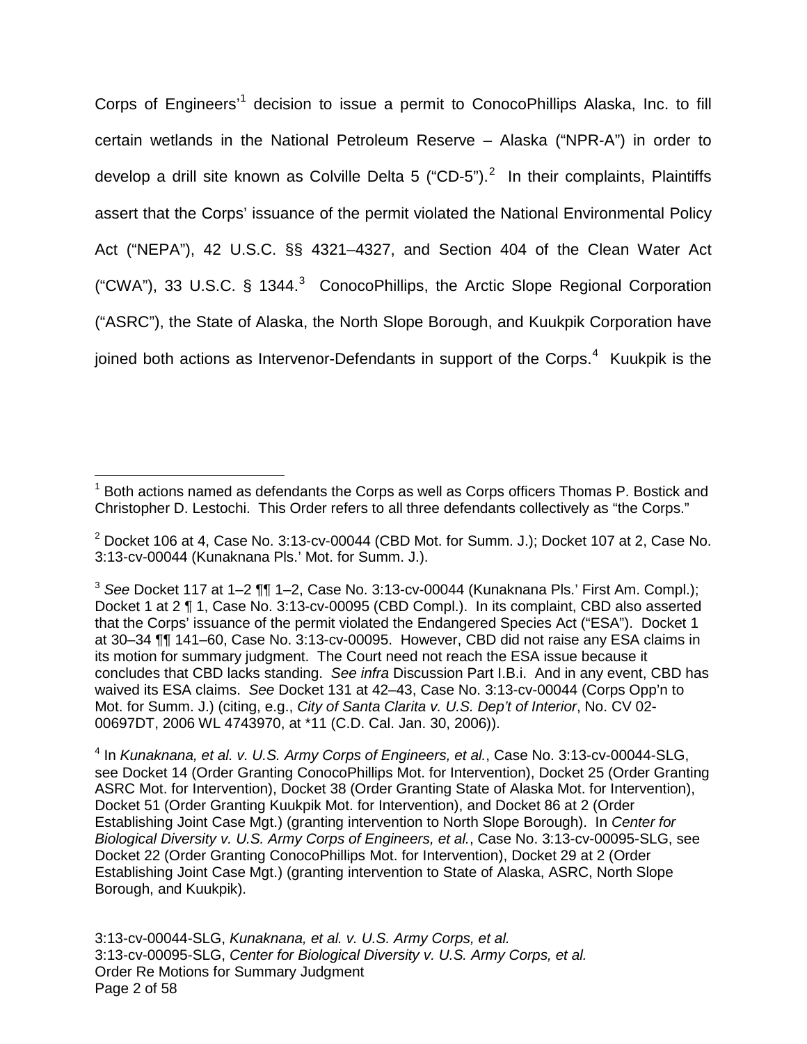Corps of Engineers'[1] decision to issue a permit to ConocoPhillips Alaska, Inc. to fill certain wetlands in the National Petroleum Reserve – Alaska ("NPR-A") in order to develop a drill site known as Colville Delta 5 ("CD-5").[2] In their complaints, Plaintiffs assert that the Corps' issuance of the permit violated the National Environmental Policy Act ("NEPA"), 42 U.S.C. §§ 4321–4327, and Section 404 of the Clean Water Act ("CWA"), 33 U.S.C. § 1344.[3] ConocoPhillips, the Arctic Slope Regional Corporation ("ASRC"), the State of Alaska, the North Slope Borough, and Kuukpik Corporation have joined both actions as Intervenor-Defendants in support of the Corps.[4] Kuukpik is the

---

[1] Both actions named as defendants the Corps as well as Corps officers Thomas P. Bostick and Christopher D. Lestochi. This Order refers to all three defendants collectively as "the Corps."

[2] Docket 106 at 4, Case No. 3:13-cv-00044 (CBD Mot. for Summ. J.); Docket 107 at 2, Case No. 3:13-cv-00044 (Kunaknana Pls.' Mot. for Summ. J.).

[3] *See* Docket 117 at 1–2 ¶¶ 1–2, Case No. 3:13-cv-00044 (Kunaknana Pls.' First Am. Compl.); Docket 1 at 2 ¶ 1, Case No. 3:13-cv-00095 (CBD Compl.). In its complaint, CBD also asserted that the Corps' issuance of the permit violated the Endangered Species Act ("ESA"). Docket 1 at 30–34 ¶¶ 141–60, Case No. 3:13-cv-00095. However, CBD did not raise any ESA claims in its motion for summary judgment. The Court need not reach the ESA issue because it concludes that CBD lacks standing. *See infra* Discussion Part I.B.i. And in any event, CBD has waived its ESA claims. *See* Docket 131 at 42–43, Case No. 3:13-cv-00044 (Corps Opp'n to Mot. for Summ. J.) (citing, e.g., *City of Santa Clarita v. U.S. Dep't of Interior*, No. CV 02-00697DT, 2006 WL 4743970, at *11 (C.D. Cal. Jan. 30, 2006)).

[4] In *Kunaknana, et al. v. U.S. Army Corps of Engineers, et al.*, Case No. 3:13-cv-00044-SLG, see Docket 14 (Order Granting ConocoPhillips Mot. for Intervention), Docket 25 (Order Granting ASRC Mot. for Intervention), Docket 38 (Order Granting State of Alaska Mot. for Intervention), Docket 51 (Order Granting Kuukpik Mot. for Intervention), and Docket 86 at 2 (Order Establishing Joint Case Mgt.) (granting intervention to North Slope Borough). In *Center for Biological Diversity v. U.S. Army Corps of Engineers, et al.*, Case No. 3:13-cv-00095-SLG, see Docket 22 (Order Granting ConocoPhillips Mot. for Intervention), Docket 29 at 2 (Order Establishing Joint Case Mgt.) (granting intervention to State of Alaska, ASRC, North Slope Borough, and Kuukpik).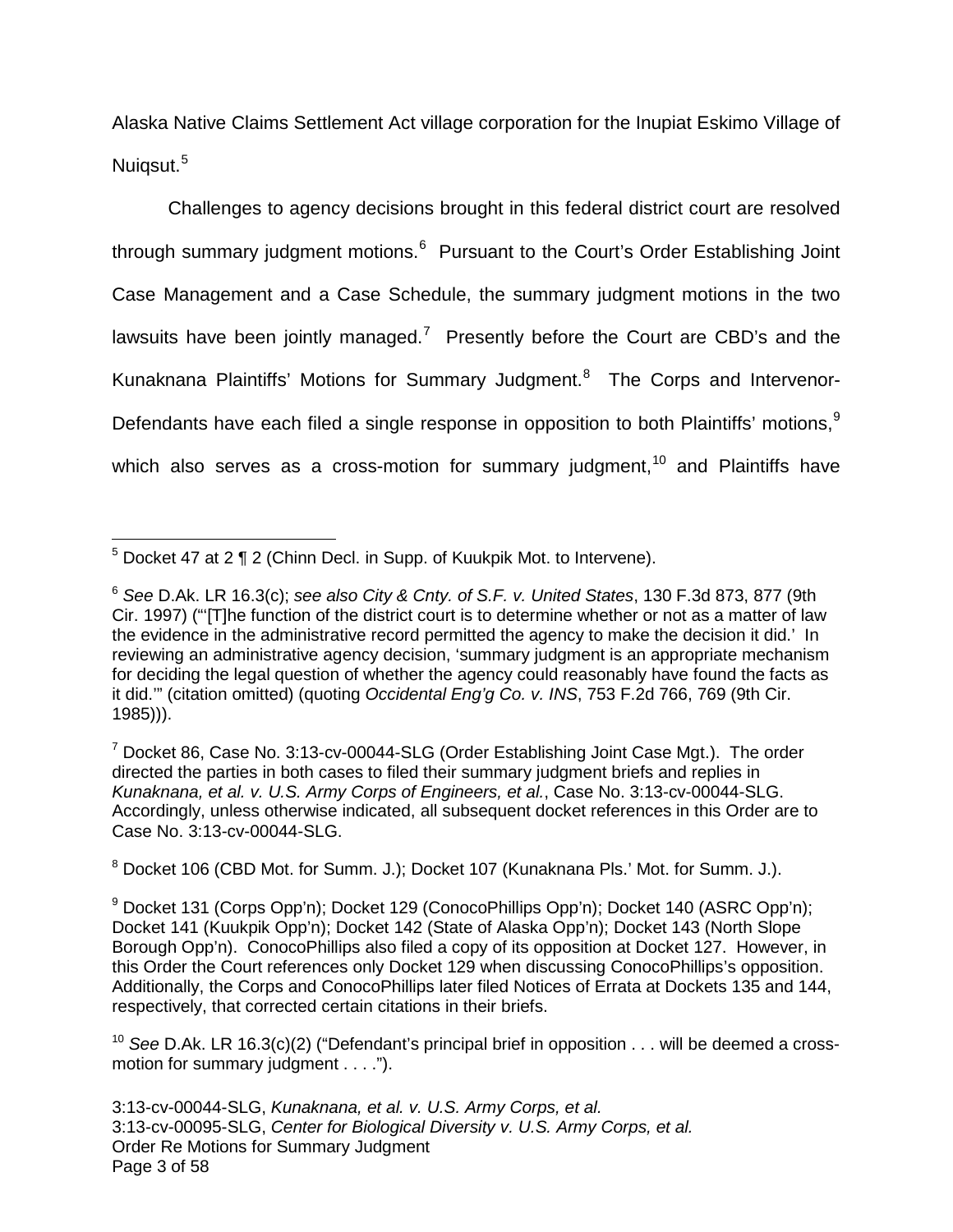Alaska Native Claims Settlement Act village corporation for the Inupiat Eskimo Village of Nuiqsut.[5]

Challenges to agency decisions brought in this federal district court are resolved through summary judgment motions.[6] Pursuant to the Court's Order Establishing Joint Case Management and a Case Schedule, the summary judgment motions in the two lawsuits have been jointly managed.[7] Presently before the Court are CBD's and the Kunaknana Plaintiffs' Motions for Summary Judgment.[8] The Corps and Intervenor-Defendants have each filed a single response in opposition to both Plaintiffs' motions,[9] which also serves as a cross-motion for summary judgment,[10] and Plaintiffs have

---

[5] Docket 47 at 2 ¶ 2 (Chinn Decl. in Supp. of Kuukpik Mot. to Intervene).

[6] *See* D.Ak. LR 16.3(c); *see also City & Cnty. of S.F. v. United States*, 130 F.3d 873, 877 (9th Cir. 1997) ("'[T]he function of the district court is to determine whether or not as a matter of law the evidence in the administrative record permitted the agency to make the decision it did.' In reviewing an administrative agency decision, 'summary judgment is an appropriate mechanism for deciding the legal question of whether the agency could reasonably have found the facts as it did.'" (citation omitted) (quoting *Occidental Eng'g Co. v. INS*, 753 F.2d 766, 769 (9th Cir. 1985))).

[7] Docket 86, Case No. 3:13-cv-00044-SLG (Order Establishing Joint Case Mgt.). The order directed the parties in both cases to filed their summary judgment briefs and replies in *Kunaknana, et al. v. U.S. Army Corps of Engineers, et al.*, Case No. 3:13-cv-00044-SLG. Accordingly, unless otherwise indicated, all subsequent docket references in this Order are to Case No. 3:13-cv-00044-SLG.

[8] Docket 106 (CBD Mot. for Summ. J.); Docket 107 (Kunaknana Pls.' Mot. for Summ. J.).

[9] Docket 131 (Corps Opp'n); Docket 129 (ConocoPhillips Opp'n); Docket 140 (ASRC Opp'n); Docket 141 (Kuukpik Opp'n); Docket 142 (State of Alaska Opp'n); Docket 143 (North Slope Borough Opp'n). ConocoPhillips also filed a copy of its opposition at Docket 127. However, in this Order the Court references only Docket 129 when discussing ConocoPhillips's opposition. Additionally, the Corps and ConocoPhillips later filed Notices of Errata at Dockets 135 and 144, respectively, that corrected certain citations in their briefs.

[10] *See* D.Ak. LR 16.3(c)(2) ("Defendant's principal brief in opposition . . . will be deemed a cross-motion for summary judgment . . . .").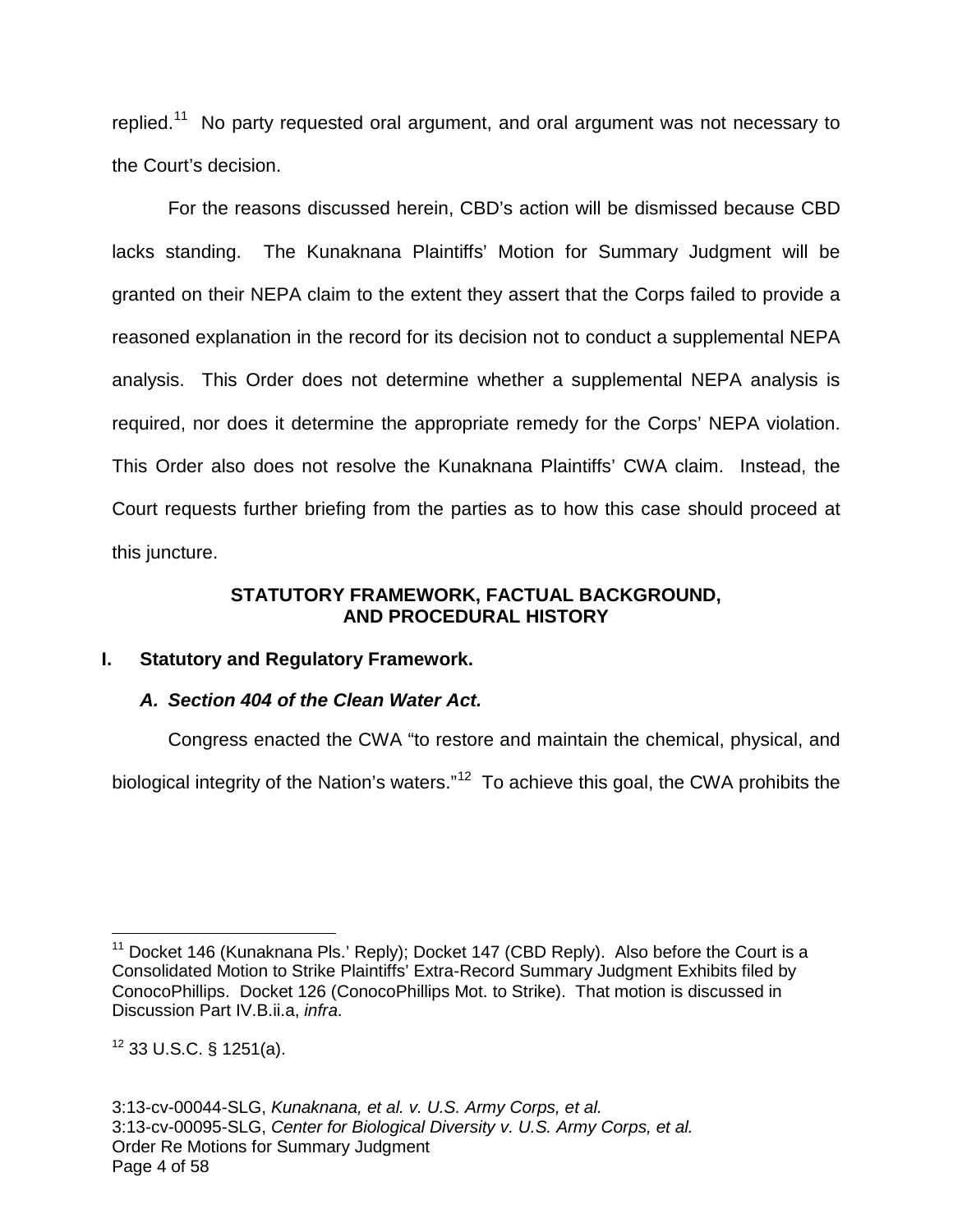replied.[11] No party requested oral argument, and oral argument was not necessary to the Court's decision.

For the reasons discussed herein, CBD's action will be dismissed because CBD lacks standing. The Kunaknana Plaintiffs' Motion for Summary Judgment will be granted on their NEPA claim to the extent they assert that the Corps failed to provide a reasoned explanation in the record for its decision not to conduct a supplemental NEPA analysis. This Order does not determine whether a supplemental NEPA analysis is required, nor does it determine the appropriate remedy for the Corps' NEPA violation. This Order also does not resolve the Kunaknana Plaintiffs' CWA claim. Instead, the Court requests further briefing from the parties as to how this case should proceed at this juncture.

## STATUTORY FRAMEWORK, FACTUAL BACKGROUND, AND PROCEDURAL HISTORY

### I. Statutory and Regulatory Framework.

#### *A. Section 404 of the Clean Water Act.*

Congress enacted the CWA "to restore and maintain the chemical, physical, and biological integrity of the Nation's waters."[12] To achieve this goal, the CWA prohibits the

---

[11] Docket 146 (Kunaknana Pls.' Reply); Docket 147 (CBD Reply). Also before the Court is a Consolidated Motion to Strike Plaintiffs' Extra-Record Summary Judgment Exhibits filed by ConocoPhillips. Docket 126 (ConocoPhillips Mot. to Strike). That motion is discussed in Discussion Part IV.B.ii.a, *infra*.

[12] 33 U.S.C. § 1251(a).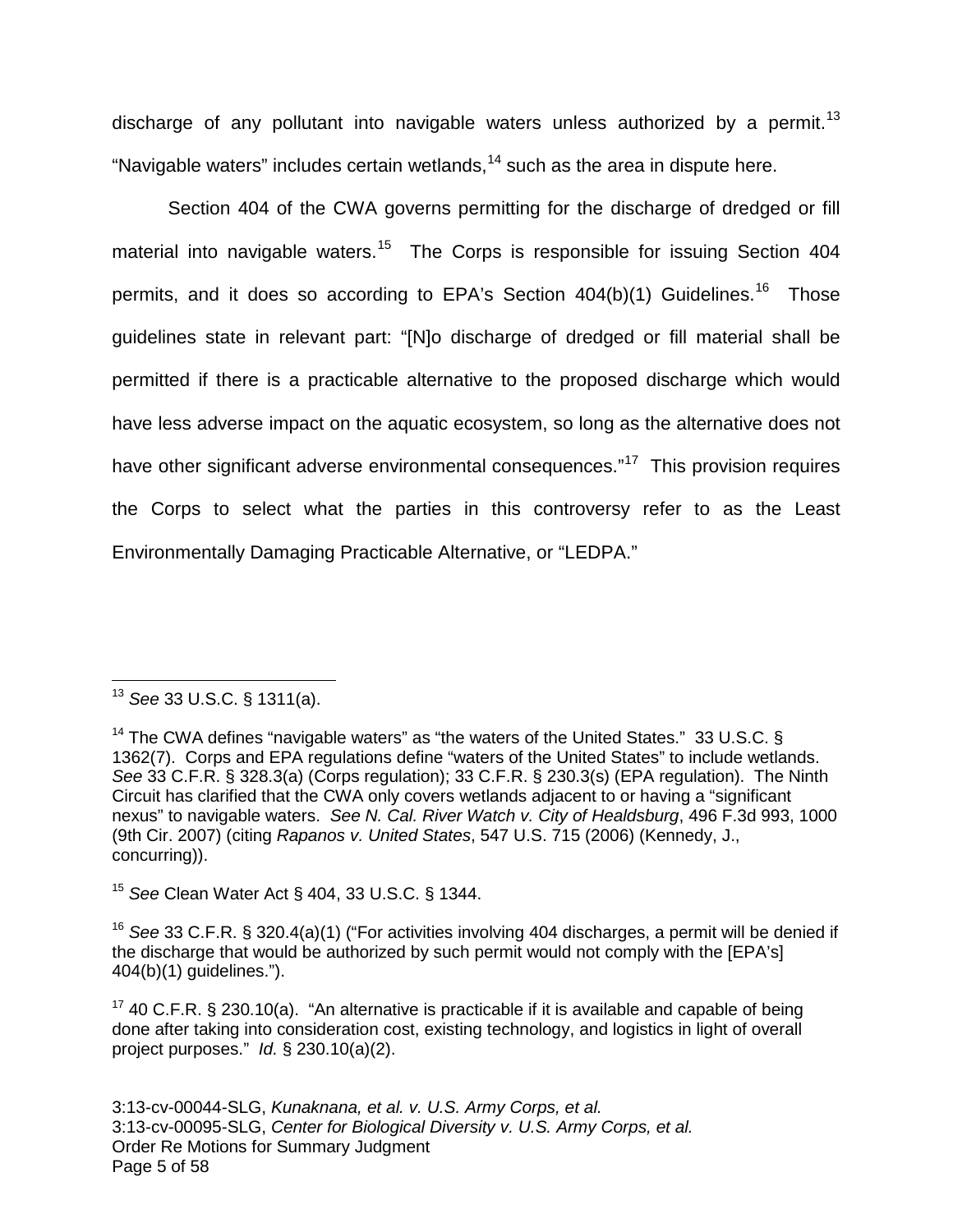discharge of any pollutant into navigable waters unless authorized by a permit.[13] "Navigable waters" includes certain wetlands,[14] such as the area in dispute here.

Section 404 of the CWA governs permitting for the discharge of dredged or fill material into navigable waters.[15] The Corps is responsible for issuing Section 404 permits, and it does so according to EPA's Section 404(b)(1) Guidelines.[16] Those guidelines state in relevant part: "[N]o discharge of dredged or fill material shall be permitted if there is a practicable alternative to the proposed discharge which would have less adverse impact on the aquatic ecosystem, so long as the alternative does not have other significant adverse environmental consequences."[17] This provision requires the Corps to select what the parties in this controversy refer to as the Least Environmentally Damaging Practicable Alternative, or "LEDPA."

---

[13] *See* 33 U.S.C. § 1311(a).

[14] The CWA defines "navigable waters" as "the waters of the United States." 33 U.S.C. § 1362(7). Corps and EPA regulations define "waters of the United States" to include wetlands. *See* 33 C.F.R. § 328.3(a) (Corps regulation); 33 C.F.R. § 230.3(s) (EPA regulation). The Ninth Circuit has clarified that the CWA only covers wetlands adjacent to or having a "significant nexus" to navigable waters. *See N. Cal. River Watch v. City of Healdsburg*, 496 F.3d 993, 1000 (9th Cir. 2007) (citing *Rapanos v. United States*, 547 U.S. 715 (2006) (Kennedy, J., concurring)).

[15] *See* Clean Water Act § 404, 33 U.S.C. § 1344.

[16] *See* 33 C.F.R. § 320.4(a)(1) ("For activities involving 404 discharges, a permit will be denied if the discharge that would be authorized by such permit would not comply with the [EPA's] 404(b)(1) guidelines.").

[17] 40 C.F.R. § 230.10(a). "An alternative is practicable if it is available and capable of being done after taking into consideration cost, existing technology, and logistics in light of overall project purposes." *Id.* § 230.10(a)(2).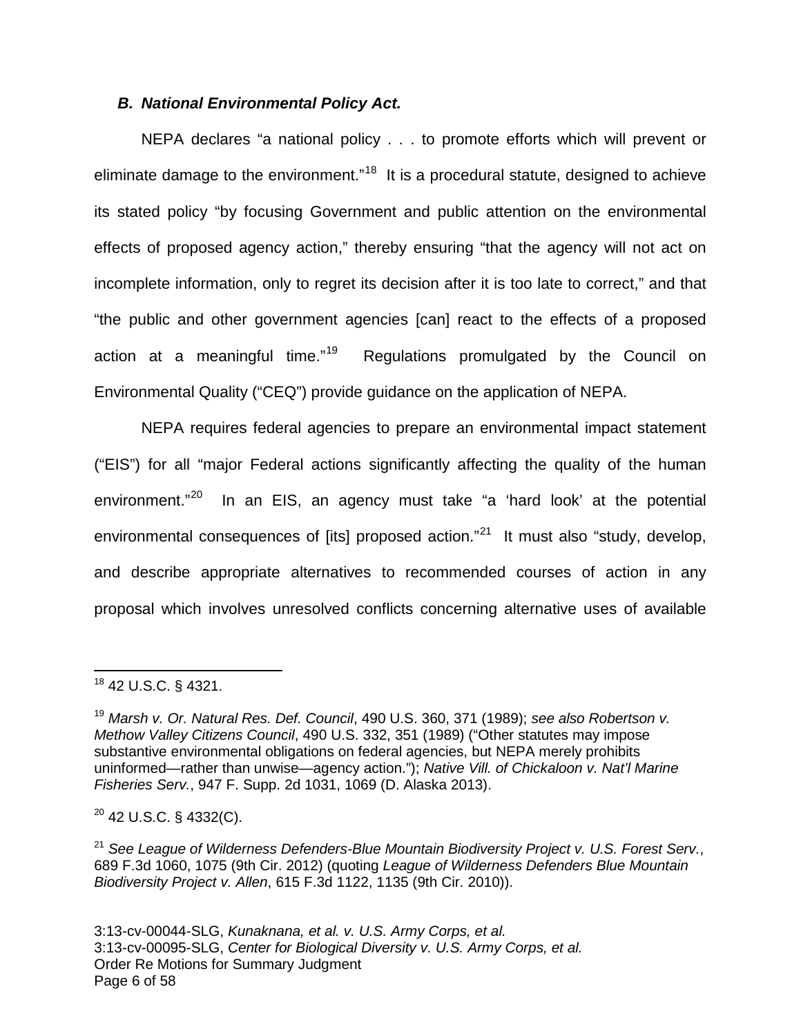### *B. National Environmental Policy Act.*

NEPA declares "a national policy . . . to promote efforts which will prevent or eliminate damage to the environment."[18] It is a procedural statute, designed to achieve its stated policy "by focusing Government and public attention on the environmental effects of proposed agency action," thereby ensuring "that the agency will not act on incomplete information, only to regret its decision after it is too late to correct," and that "the public and other government agencies [can] react to the effects of a proposed action at a meaningful time."[19] Regulations promulgated by the Council on Environmental Quality ("CEQ") provide guidance on the application of NEPA.

NEPA requires federal agencies to prepare an environmental impact statement ("EIS") for all "major Federal actions significantly affecting the quality of the human environment."[20] In an EIS, an agency must take "a 'hard look' at the potential environmental consequences of [its] proposed action."[21] It must also "study, develop, and describe appropriate alternatives to recommended courses of action in any proposal which involves unresolved conflicts concerning alternative uses of available

---

[18] 42 U.S.C. § 4321.

[19] *Marsh v. Or. Natural Res. Def. Council*, 490 U.S. 360, 371 (1989); *see also Robertson v. Methow Valley Citizens Council*, 490 U.S. 332, 351 (1989) ("Other statutes may impose substantive environmental obligations on federal agencies, but NEPA merely prohibits uninformed—rather than unwise—agency action."); *Native Vill. of Chickaloon v. Nat'l Marine Fisheries Serv.*, 947 F. Supp. 2d 1031, 1069 (D. Alaska 2013).

[20] 42 U.S.C. § 4332(C).

[21] *See League of Wilderness Defenders-Blue Mountain Biodiversity Project v. U.S. Forest Serv.*, 689 F.3d 1060, 1075 (9th Cir. 2012) (quoting *League of Wilderness Defenders Blue Mountain Biodiversity Project v. Allen*, 615 F.3d 1122, 1135 (9th Cir. 2010)).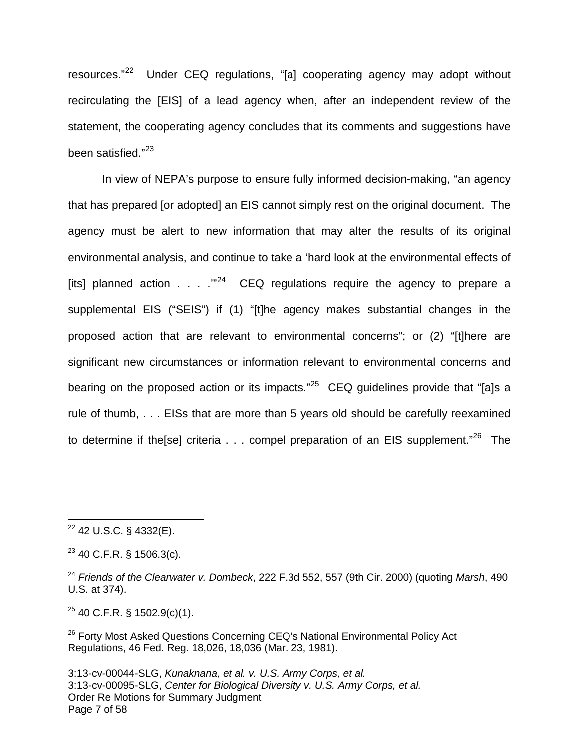resources."[22] Under CEQ regulations, "[a] cooperating agency may adopt without recirculating the [EIS] of a lead agency when, after an independent review of the statement, the cooperating agency concludes that its comments and suggestions have been satisfied."[23]

In view of NEPA's purpose to ensure fully informed decision-making, "an agency that has prepared [or adopted] an EIS cannot simply rest on the original document. The agency must be alert to new information that may alter the results of its original environmental analysis, and continue to take a 'hard look at the environmental effects of [its] planned action . . . .'"[24] CEQ regulations require the agency to prepare a supplemental EIS ("SEIS") if (1) "[t]he agency makes substantial changes in the proposed action that are relevant to environmental concerns"; or (2) "[t]here are significant new circumstances or information relevant to environmental concerns and bearing on the proposed action or its impacts."[25] CEQ guidelines provide that "[a]s a rule of thumb, . . . EISs that are more than 5 years old should be carefully reexamined to determine if the[se] criteria . . . compel preparation of an EIS supplement."[26] The

---

[22] 42 U.S.C. § 4332(E).

[23] 40 C.F.R. § 1506.3(c).

[24] *Friends of the Clearwater v. Dombeck*, 222 F.3d 552, 557 (9th Cir. 2000) (quoting *Marsh*, 490 U.S. at 374).

[25] 40 C.F.R. § 1502.9(c)(1).

[26] Forty Most Asked Questions Concerning CEQ's National Environmental Policy Act Regulations, 46 Fed. Reg. 18,026, 18,036 (Mar. 23, 1981).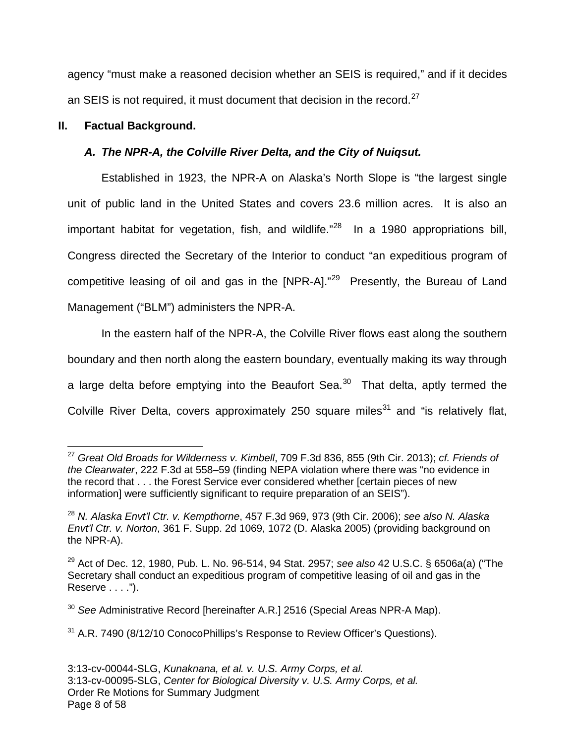agency "must make a reasoned decision whether an SEIS is required," and if it decides an SEIS is not required, it must document that decision in the record.[27]

## II. Factual Background.

### *A. The NPR-A, the Colville River Delta, and the City of Nuiqsut.*

Established in 1923, the NPR-A on Alaska's North Slope is "the largest single unit of public land in the United States and covers 23.6 million acres. It is also an important habitat for vegetation, fish, and wildlife."[28] In a 1980 appropriations bill, Congress directed the Secretary of the Interior to conduct "an expeditious program of competitive leasing of oil and gas in the [NPR-A]."[29] Presently, the Bureau of Land Management ("BLM") administers the NPR-A.

In the eastern half of the NPR-A, the Colville River flows east along the southern boundary and then north along the eastern boundary, eventually making its way through a large delta before emptying into the Beaufort Sea.[30] That delta, aptly termed the Colville River Delta, covers approximately 250 square miles[31] and "is relatively flat,

---

[27] *Great Old Broads for Wilderness v. Kimbell*, 709 F.3d 836, 855 (9th Cir. 2013); *cf. Friends of the Clearwater*, 222 F.3d at 558–59 (finding NEPA violation where there was "no evidence in the record that . . . the Forest Service ever considered whether [certain pieces of new information] were sufficiently significant to require preparation of an SEIS").

[28] *N. Alaska Envt'l Ctr. v. Kempthorne*, 457 F.3d 969, 973 (9th Cir. 2006); *see also N. Alaska Envt'l Ctr. v. Norton*, 361 F. Supp. 2d 1069, 1072 (D. Alaska 2005) (providing background on the NPR-A).

[29] Act of Dec. 12, 1980, Pub. L. No. 96-514, 94 Stat. 2957; *see also* 42 U.S.C. § 6506a(a) ("The Secretary shall conduct an expeditious program of competitive leasing of oil and gas in the Reserve . . . .").

[30] *See* Administrative Record [hereinafter A.R.] 2516 (Special Areas NPR-A Map).

[31] A.R. 7490 (8/12/10 ConocoPhillips's Response to Review Officer's Questions).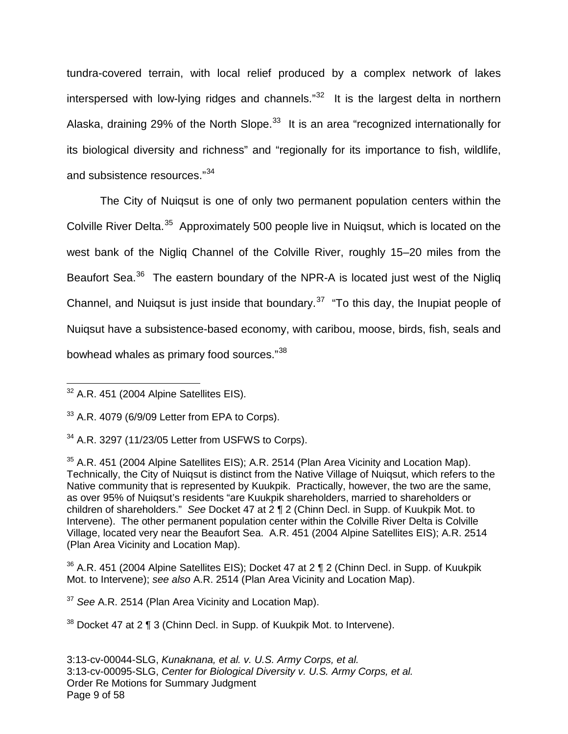tundra-covered terrain, with local relief produced by a complex network of lakes interspersed with low-lying ridges and channels."[32] It is the largest delta in northern Alaska, draining 29% of the North Slope.[33] It is an area "recognized internationally for its biological diversity and richness" and "regionally for its importance to fish, wildlife, and subsistence resources."[34]

The City of Nuiqsut is one of only two permanent population centers within the Colville River Delta.[35] Approximately 500 people live in Nuiqsut, which is located on the west bank of the Nigliq Channel of the Colville River, roughly 15–20 miles from the Beaufort Sea.[36] The eastern boundary of the NPR-A is located just west of the Nigliq Channel, and Nuiqsut is just inside that boundary.[37] "To this day, the Inupiat people of Nuiqsut have a subsistence-based economy, with caribou, moose, birds, fish, seals and bowhead whales as primary food sources."[38]

---

[32] A.R. 451 (2004 Alpine Satellites EIS).

[33] A.R. 4079 (6/9/09 Letter from EPA to Corps).

[34] A.R. 3297 (11/23/05 Letter from USFWS to Corps).

[35] A.R. 451 (2004 Alpine Satellites EIS); A.R. 2514 (Plan Area Vicinity and Location Map). Technically, the City of Nuiqsut is distinct from the Native Village of Nuiqsut, which refers to the Native community that is represented by Kuukpik. Practically, however, the two are the same, as over 95% of Nuiqsut's residents "are Kuukpik shareholders, married to shareholders or children of shareholders." *See* Docket 47 at 2 ¶ 2 (Chinn Decl. in Supp. of Kuukpik Mot. to Intervene). The other permanent population center within the Colville River Delta is Colville Village, located very near the Beaufort Sea. A.R. 451 (2004 Alpine Satellites EIS); A.R. 2514 (Plan Area Vicinity and Location Map).

[36] A.R. 451 (2004 Alpine Satellites EIS); Docket 47 at 2 ¶ 2 (Chinn Decl. in Supp. of Kuukpik Mot. to Intervene); *see also* A.R. 2514 (Plan Area Vicinity and Location Map).

[37] *See* A.R. 2514 (Plan Area Vicinity and Location Map).

[38] Docket 47 at 2 ¶ 3 (Chinn Decl. in Supp. of Kuukpik Mot. to Intervene).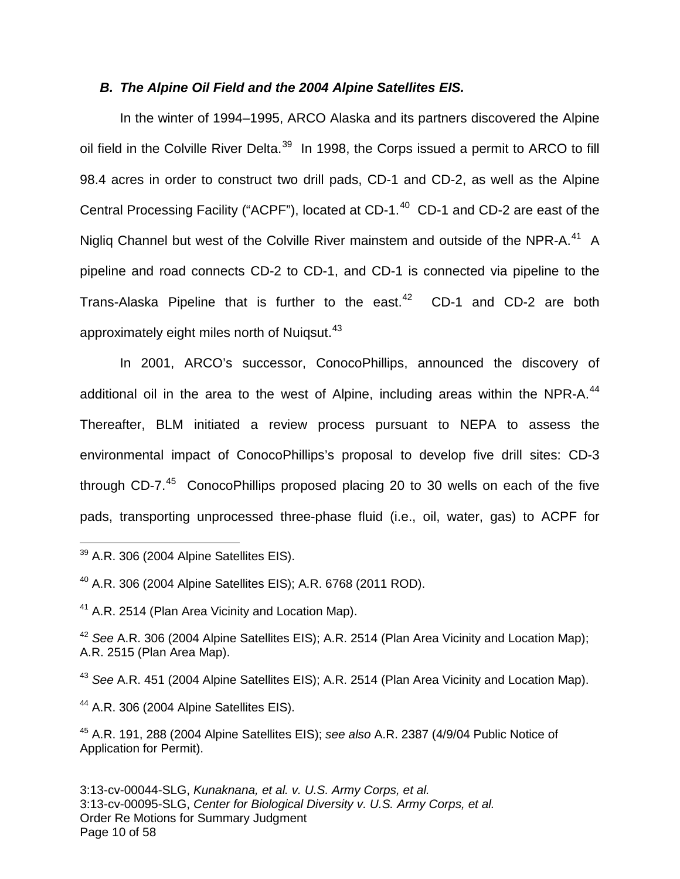### *B. The Alpine Oil Field and the 2004 Alpine Satellites EIS.*

In the winter of 1994–1995, ARCO Alaska and its partners discovered the Alpine oil field in the Colville River Delta.[39] In 1998, the Corps issued a permit to ARCO to fill 98.4 acres in order to construct two drill pads, CD-1 and CD-2, as well as the Alpine Central Processing Facility ("ACPF"), located at CD-1.[40] CD-1 and CD-2 are east of the Nigliq Channel but west of the Colville River mainstem and outside of the NPR-A.[41] A pipeline and road connects CD-2 to CD-1, and CD-1 is connected via pipeline to the Trans-Alaska Pipeline that is further to the east.[42] CD-1 and CD-2 are both approximately eight miles north of Nuiqsut.[43]

In 2001, ARCO's successor, ConocoPhillips, announced the discovery of additional oil in the area to the west of Alpine, including areas within the NPR-A.[44] Thereafter, BLM initiated a review process pursuant to NEPA to assess the environmental impact of ConocoPhillips's proposal to develop five drill sites: CD-3 through CD-7.[45] ConocoPhillips proposed placing 20 to 30 wells on each of the five pads, transporting unprocessed three-phase fluid (i.e., oil, water, gas) to ACPF for

---

[39] A.R. 306 (2004 Alpine Satellites EIS).

[40] A.R. 306 (2004 Alpine Satellites EIS); A.R. 6768 (2011 ROD).

[41] A.R. 2514 (Plan Area Vicinity and Location Map).

[42] *See* A.R. 306 (2004 Alpine Satellites EIS); A.R. 2514 (Plan Area Vicinity and Location Map); A.R. 2515 (Plan Area Map).

[43] *See* A.R. 451 (2004 Alpine Satellites EIS); A.R. 2514 (Plan Area Vicinity and Location Map).

[44] A.R. 306 (2004 Alpine Satellites EIS).

[45] A.R. 191, 288 (2004 Alpine Satellites EIS); *see also* A.R. 2387 (4/9/04 Public Notice of Application for Permit).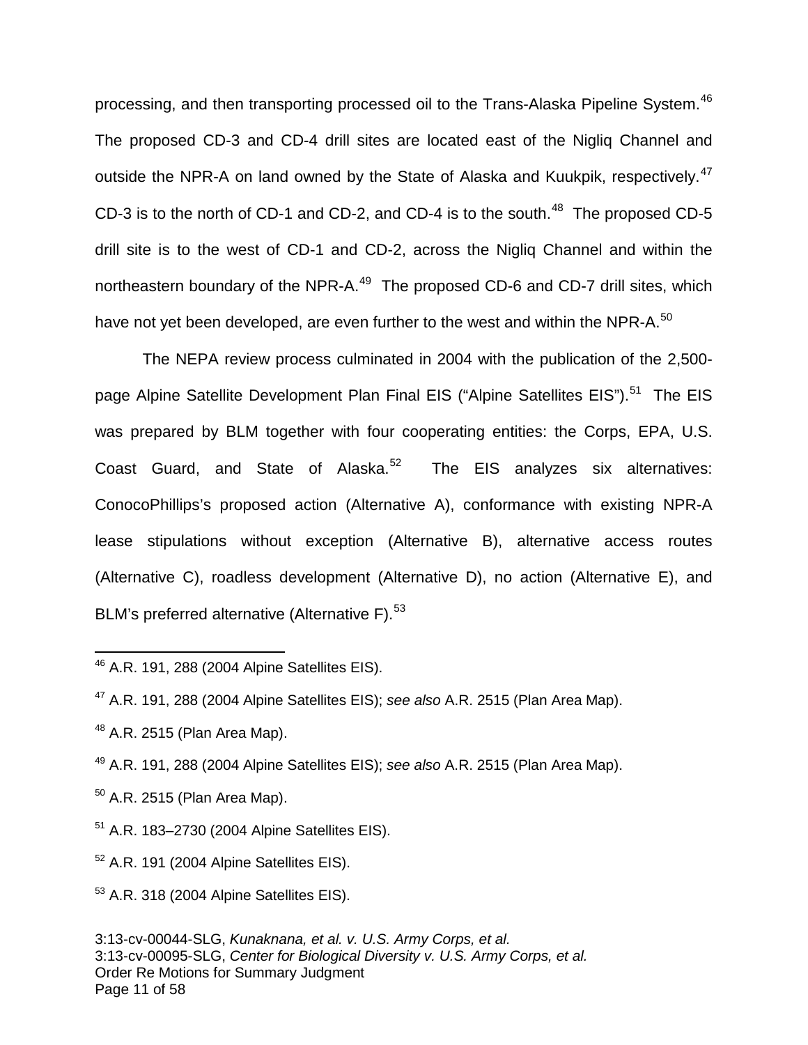processing, and then transporting processed oil to the Trans-Alaska Pipeline System.[46] The proposed CD-3 and CD-4 drill sites are located east of the Nigliq Channel and outside the NPR-A on land owned by the State of Alaska and Kuukpik, respectively.[47] CD-3 is to the north of CD-1 and CD-2, and CD-4 is to the south.[48] The proposed CD-5 drill site is to the west of CD-1 and CD-2, across the Nigliq Channel and within the northeastern boundary of the NPR-A.[49] The proposed CD-6 and CD-7 drill sites, which have not yet been developed, are even further to the west and within the NPR-A.[50]

The NEPA review process culminated in 2004 with the publication of the 2,500-page Alpine Satellite Development Plan Final EIS ("Alpine Satellites EIS").[51] The EIS was prepared by BLM together with four cooperating entities: the Corps, EPA, U.S. Coast Guard, and State of Alaska.[52] The EIS analyzes six alternatives: ConocoPhillips's proposed action (Alternative A), conformance with existing NPR-A lease stipulations without exception (Alternative B), alternative access routes (Alternative C), roadless development (Alternative D), no action (Alternative E), and BLM's preferred alternative (Alternative F).[53]

---

[46] A.R. 191, 288 (2004 Alpine Satellites EIS).

[47] A.R. 191, 288 (2004 Alpine Satellites EIS); *see also* A.R. 2515 (Plan Area Map).

[48] A.R. 2515 (Plan Area Map).

[49] A.R. 191, 288 (2004 Alpine Satellites EIS); *see also* A.R. 2515 (Plan Area Map).

[50] A.R. 2515 (Plan Area Map).

[51] A.R. 183–2730 (2004 Alpine Satellites EIS).

[52] A.R. 191 (2004 Alpine Satellites EIS).

[53] A.R. 318 (2004 Alpine Satellites EIS).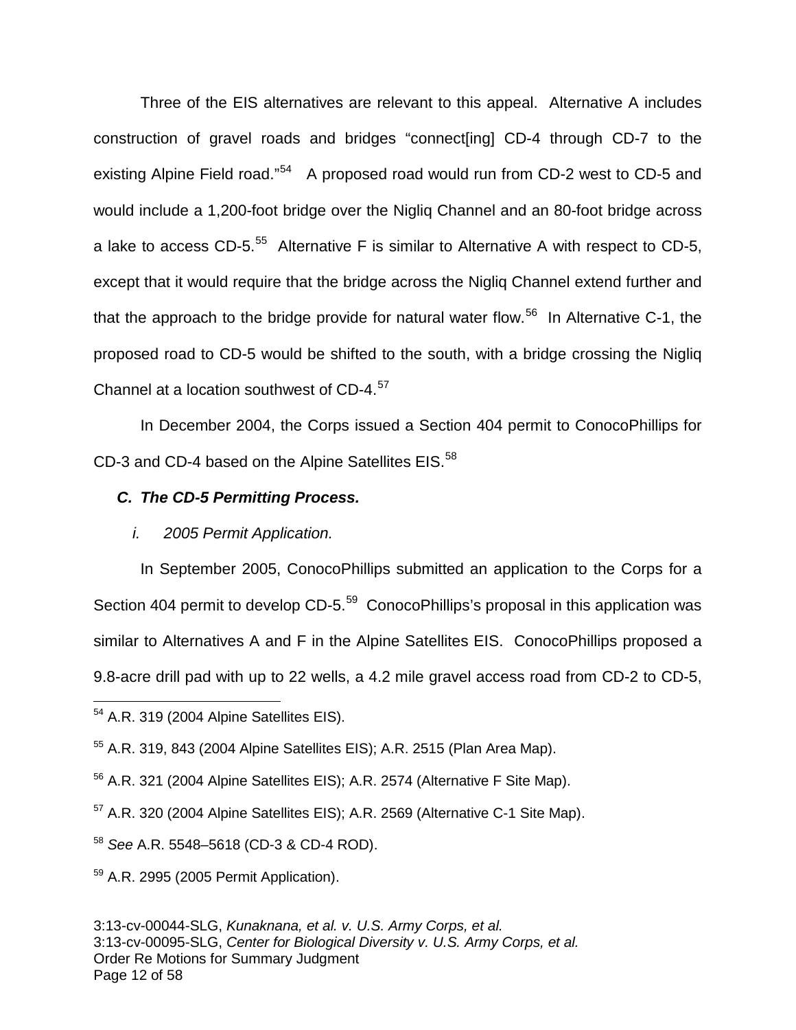Three of the EIS alternatives are relevant to this appeal. Alternative A includes construction of gravel roads and bridges "connect[ing] CD-4 through CD-7 to the existing Alpine Field road."[54] A proposed road would run from CD-2 west to CD-5 and would include a 1,200-foot bridge over the Nigliq Channel and an 80-foot bridge across a lake to access CD-5.[55] Alternative F is similar to Alternative A with respect to CD-5, except that it would require that the bridge across the Nigliq Channel extend further and that the approach to the bridge provide for natural water flow.[56] In Alternative C-1, the proposed road to CD-5 would be shifted to the south, with a bridge crossing the Nigliq Channel at a location southwest of CD-4.[57]

In December 2004, the Corps issued a Section 404 permit to ConocoPhillips for CD-3 and CD-4 based on the Alpine Satellites EIS.[58]

### *C. The CD-5 Permitting Process.*

#### *i. 2005 Permit Application.*

In September 2005, ConocoPhillips submitted an application to the Corps for a Section 404 permit to develop CD-5.[59] ConocoPhillips's proposal in this application was similar to Alternatives A and F in the Alpine Satellites EIS. ConocoPhillips proposed a 9.8-acre drill pad with up to 22 wells, a 4.2 mile gravel access road from CD-2 to CD-5,

---

[54] A.R. 319 (2004 Alpine Satellites EIS).

[55] A.R. 319, 843 (2004 Alpine Satellites EIS); A.R. 2515 (Plan Area Map).

[56] A.R. 321 (2004 Alpine Satellites EIS); A.R. 2574 (Alternative F Site Map).

[57] A.R. 320 (2004 Alpine Satellites EIS); A.R. 2569 (Alternative C-1 Site Map).

[58] *See* A.R. 5548–5618 (CD-3 & CD-4 ROD).

[59] A.R. 2995 (2005 Permit Application).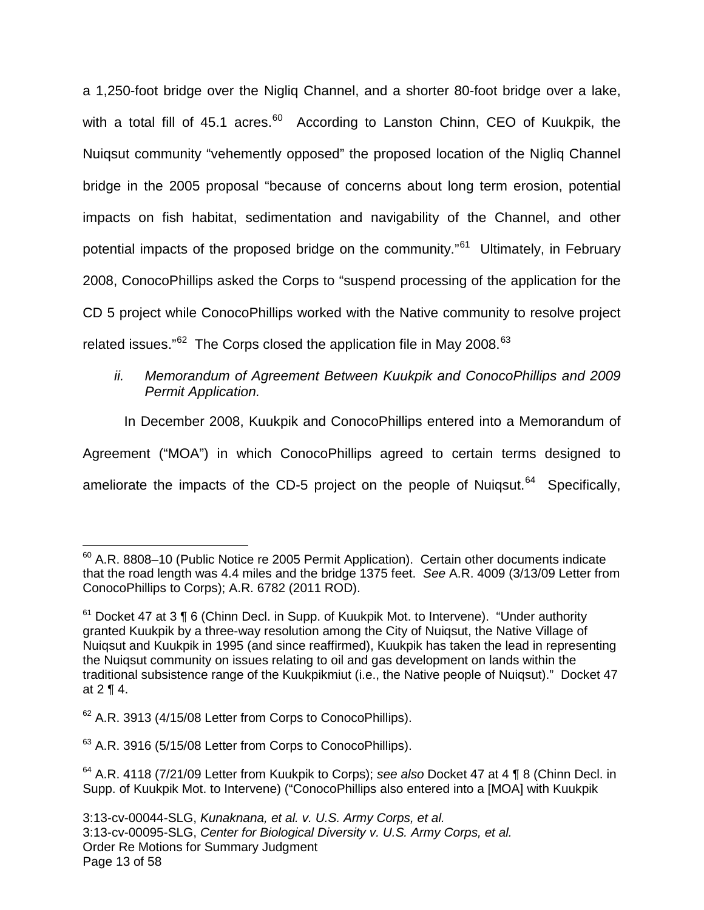a 1,250-foot bridge over the Nigliq Channel, and a shorter 80-foot bridge over a lake, with a total fill of 45.1 acres.[60] According to Lanston Chinn, CEO of Kuukpik, the Nuiqsut community "vehemently opposed" the proposed location of the Nigliq Channel bridge in the 2005 proposal "because of concerns about long term erosion, potential impacts on fish habitat, sedimentation and navigability of the Channel, and other potential impacts of the proposed bridge on the community."[61] Ultimately, in February 2008, ConocoPhillips asked the Corps to "suspend processing of the application for the CD 5 project while ConocoPhillips worked with the Native community to resolve project related issues."[62] The Corps closed the application file in May 2008.[63]

*ii. Memorandum of Agreement Between Kuukpik and ConocoPhillips and 2009 Permit Application.*

In December 2008, Kuukpik and ConocoPhillips entered into a Memorandum of Agreement ("MOA") in which ConocoPhillips agreed to certain terms designed to ameliorate the impacts of the CD-5 project on the people of Nuiqsut.[64] Specifically,

---

[60] A.R. 8808–10 (Public Notice re 2005 Permit Application). Certain other documents indicate that the road length was 4.4 miles and the bridge 1375 feet. *See* A.R. 4009 (3/13/09 Letter from ConocoPhillips to Corps); A.R. 6782 (2011 ROD).

[61] Docket 47 at 3 ¶ 6 (Chinn Decl. in Supp. of Kuukpik Mot. to Intervene). "Under authority granted Kuukpik by a three-way resolution among the City of Nuiqsut, the Native Village of Nuiqsut and Kuukpik in 1995 (and since reaffirmed), Kuukpik has taken the lead in representing the Nuiqsut community on issues relating to oil and gas development on lands within the traditional subsistence range of the Kuukpikmiut (i.e., the Native people of Nuiqsut)." Docket 47 at 2 ¶ 4.

[62] A.R. 3913 (4/15/08 Letter from Corps to ConocoPhillips).

[63] A.R. 3916 (5/15/08 Letter from Corps to ConocoPhillips).

[64] A.R. 4118 (7/21/09 Letter from Kuukpik to Corps); *see also* Docket 47 at 4 ¶ 8 (Chinn Decl. in Supp. of Kuukpik Mot. to Intervene) ("ConocoPhillips also entered into a [MOA] with Kuukpik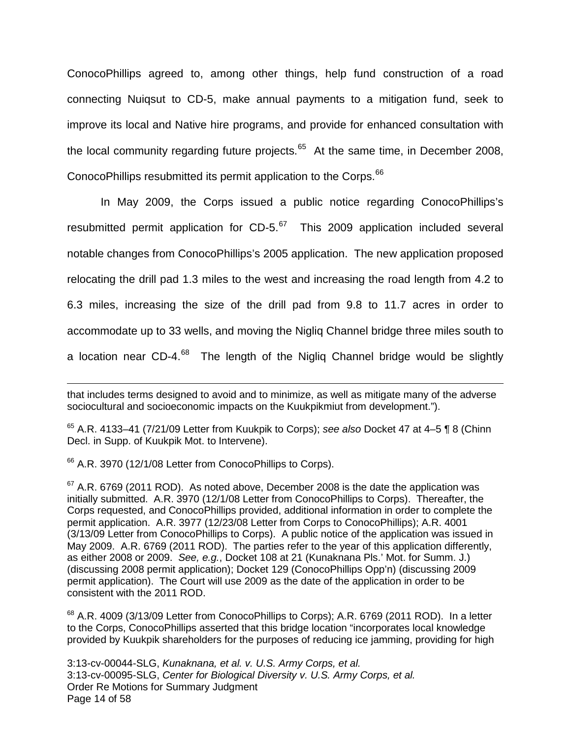ConocoPhillips agreed to, among other things, help fund construction of a road connecting Nuiqsut to CD-5, make annual payments to a mitigation fund, seek to improve its local and Native hire programs, and provide for enhanced consultation with the local community regarding future projects.[65] At the same time, in December 2008, ConocoPhillips resubmitted its permit application to the Corps.[66]

In May 2009, the Corps issued a public notice regarding ConocoPhillips's resubmitted permit application for CD-5.[67] This 2009 application included several notable changes from ConocoPhillips's 2005 application. The new application proposed relocating the drill pad 1.3 miles to the west and increasing the road length from 4.2 to 6.3 miles, increasing the size of the drill pad from 9.8 to 11.7 acres in order to accommodate up to 33 wells, and moving the Nigliq Channel bridge three miles south to a location near CD-4.[68] The length of the Nigliq Channel bridge would be slightly

---

that includes terms designed to avoid and to minimize, as well as mitigate many of the adverse sociocultural and socioeconomic impacts on the Kuukpikmiut from development.").

[65] A.R. 4133–41 (7/21/09 Letter from Kuukpik to Corps); *see also* Docket 47 at 4–5 ¶ 8 (Chinn Decl. in Supp. of Kuukpik Mot. to Intervene).

[66] A.R. 3970 (12/1/08 Letter from ConocoPhillips to Corps).

[67] A.R. 6769 (2011 ROD). As noted above, December 2008 is the date the application was initially submitted. A.R. 3970 (12/1/08 Letter from ConocoPhillips to Corps). Thereafter, the Corps requested, and ConocoPhillips provided, additional information in order to complete the permit application. A.R. 3977 (12/23/08 Letter from Corps to ConocoPhillips); A.R. 4001 (3/13/09 Letter from ConocoPhillips to Corps). A public notice of the application was issued in May 2009. A.R. 6769 (2011 ROD). The parties refer to the year of this application differently, as either 2008 or 2009. *See, e.g.*, Docket 108 at 21 (Kunaknana Pls.' Mot. for Summ. J.) (discussing 2008 permit application); Docket 129 (ConocoPhillips Opp'n) (discussing 2009 permit application). The Court will use 2009 as the date of the application in order to be consistent with the 2011 ROD.

[68] A.R. 4009 (3/13/09 Letter from ConocoPhillips to Corps); A.R. 6769 (2011 ROD). In a letter to the Corps, ConocoPhillips asserted that this bridge location "incorporates local knowledge provided by Kuukpik shareholders for the purposes of reducing ice jamming, providing for high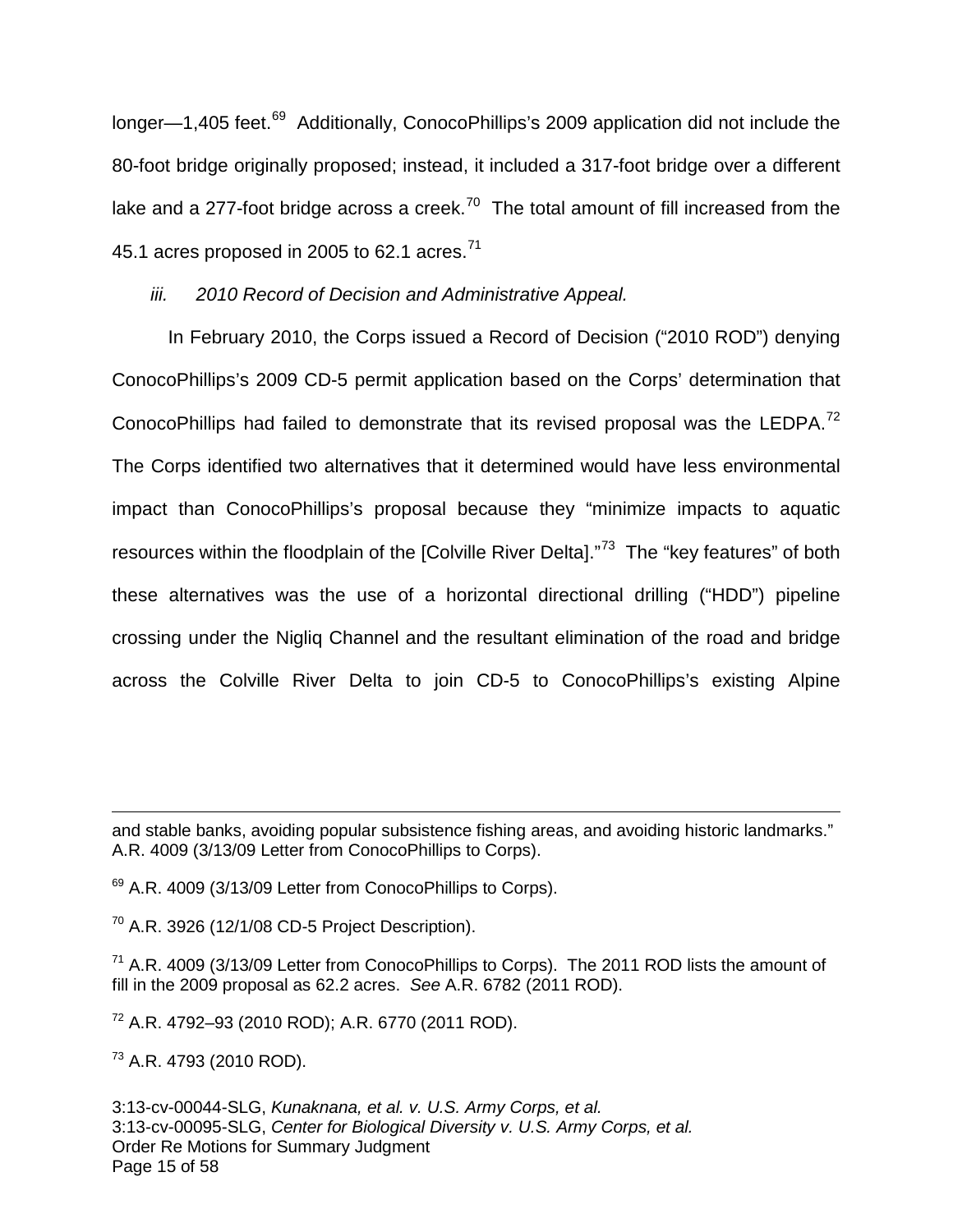longer—1,405 feet.[69] Additionally, ConocoPhillips's 2009 application did not include the 80-foot bridge originally proposed; instead, it included a 317-foot bridge over a different lake and a 277-foot bridge across a creek.[70] The total amount of fill increased from the 45.1 acres proposed in 2005 to 62.1 acres.[71]

*iii. 2010 Record of Decision and Administrative Appeal.*

In February 2010, the Corps issued a Record of Decision ("2010 ROD") denying ConocoPhillips's 2009 CD-5 permit application based on the Corps' determination that ConocoPhillips had failed to demonstrate that its revised proposal was the LEDPA.[72] The Corps identified two alternatives that it determined would have less environmental impact than ConocoPhillips's proposal because they "minimize impacts to aquatic resources within the floodplain of the [Colville River Delta]."[73] The "key features" of both these alternatives was the use of a horizontal directional drilling ("HDD") pipeline crossing under the Nigliq Channel and the resultant elimination of the road and bridge across the Colville River Delta to join CD-5 to ConocoPhillips's existing Alpine

---

and stable banks, avoiding popular subsistence fishing areas, and avoiding historic landmarks." A.R. 4009 (3/13/09 Letter from ConocoPhillips to Corps).

[69] A.R. 4009 (3/13/09 Letter from ConocoPhillips to Corps).

[70] A.R. 3926 (12/1/08 CD-5 Project Description).

[71] A.R. 4009 (3/13/09 Letter from ConocoPhillips to Corps). The 2011 ROD lists the amount of fill in the 2009 proposal as 62.2 acres. *See* A.R. 6782 (2011 ROD).

[72] A.R. 4792–93 (2010 ROD); A.R. 6770 (2011 ROD).

[73] A.R. 4793 (2010 ROD).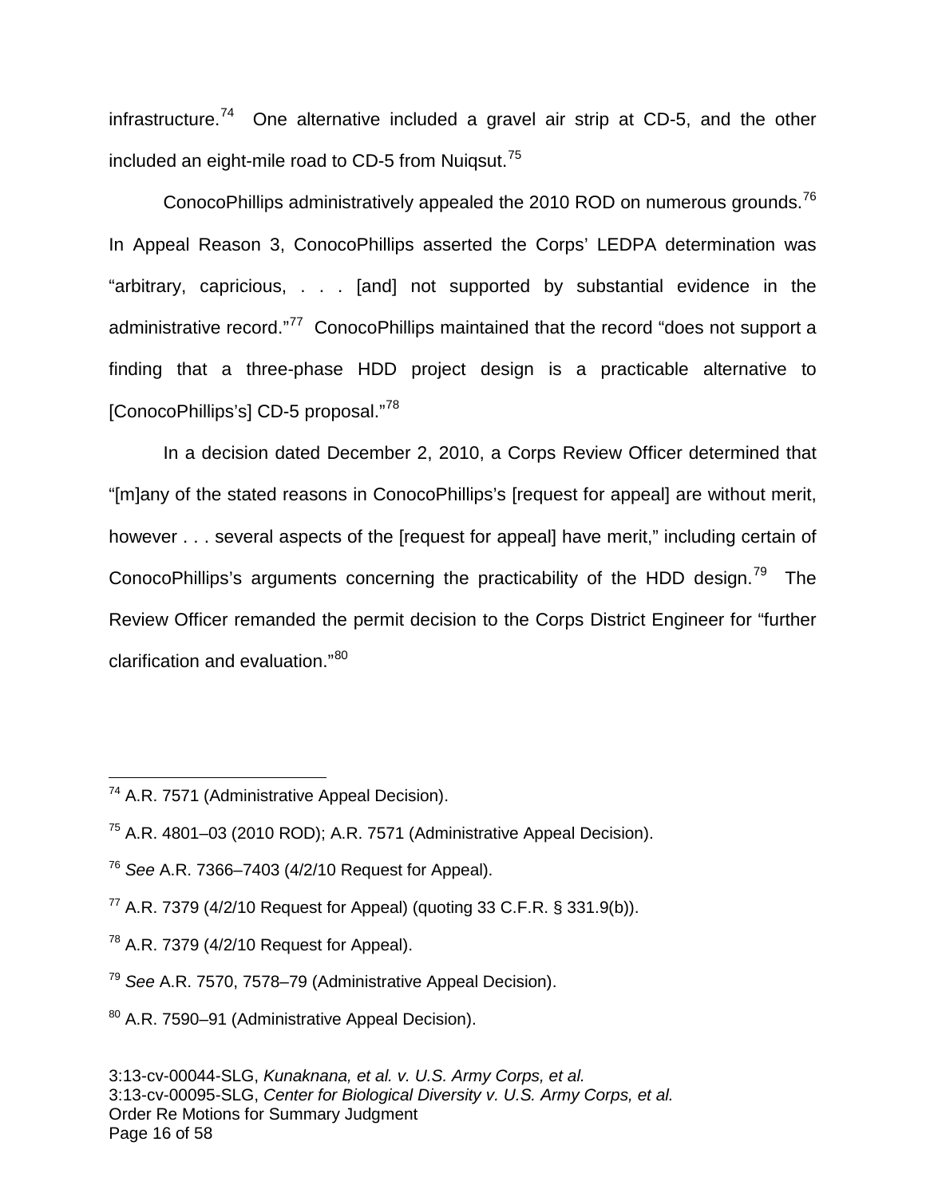infrastructure.[74] One alternative included a gravel air strip at CD-5, and the other included an eight-mile road to CD-5 from Nuiqsut.[75]

ConocoPhillips administratively appealed the 2010 ROD on numerous grounds.[76] In Appeal Reason 3, ConocoPhillips asserted the Corps' LEDPA determination was "arbitrary, capricious, . . . [and] not supported by substantial evidence in the administrative record."[77] ConocoPhillips maintained that the record "does not support a finding that a three-phase HDD project design is a practicable alternative to [ConocoPhillips's] CD-5 proposal."[78]

In a decision dated December 2, 2010, a Corps Review Officer determined that "[m]any of the stated reasons in ConocoPhillips's [request for appeal] are without merit, however . . . several aspects of the [request for appeal] have merit," including certain of ConocoPhillips's arguments concerning the practicability of the HDD design.[79] The Review Officer remanded the permit decision to the Corps District Engineer for "further clarification and evaluation."[80]

---

[74] A.R. 7571 (Administrative Appeal Decision).

[75] A.R. 4801–03 (2010 ROD); A.R. 7571 (Administrative Appeal Decision).

[76] *See* A.R. 7366–7403 (4/2/10 Request for Appeal).

[77] A.R. 7379 (4/2/10 Request for Appeal) (quoting 33 C.F.R. § 331.9(b)).

[78] A.R. 7379 (4/2/10 Request for Appeal).

[79] *See* A.R. 7570, 7578–79 (Administrative Appeal Decision).

[80] A.R. 7590–91 (Administrative Appeal Decision).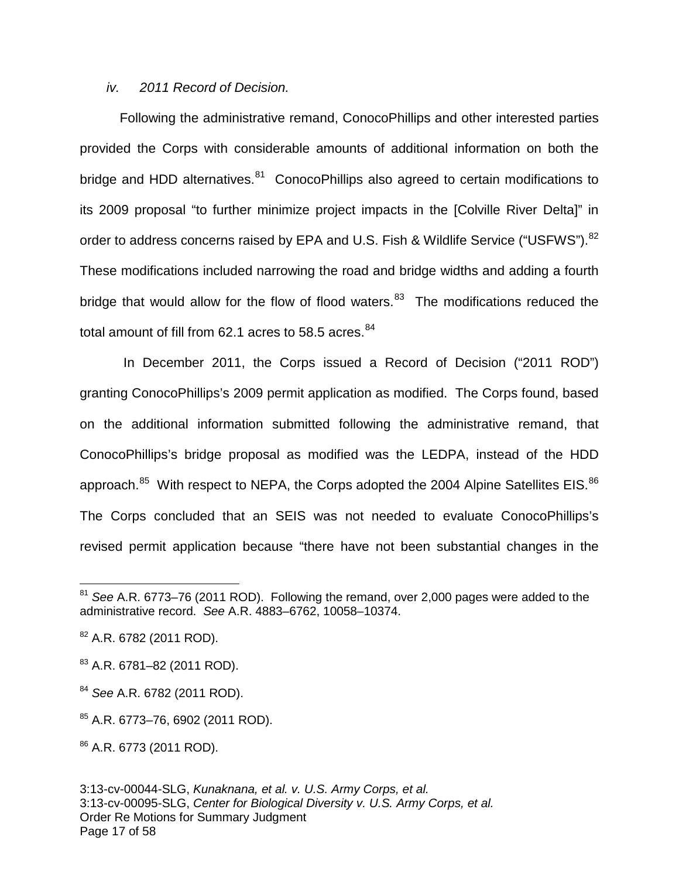*iv. 2011 Record of Decision.*

Following the administrative remand, ConocoPhillips and other interested parties provided the Corps with considerable amounts of additional information on both the bridge and HDD alternatives.[81] ConocoPhillips also agreed to certain modifications to its 2009 proposal "to further minimize project impacts in the [Colville River Delta]" in order to address concerns raised by EPA and U.S. Fish & Wildlife Service ("USFWS").[82] These modifications included narrowing the road and bridge widths and adding a fourth bridge that would allow for the flow of flood waters.[83] The modifications reduced the total amount of fill from 62.1 acres to 58.5 acres.[84]

In December 2011, the Corps issued a Record of Decision ("2011 ROD") granting ConocoPhillips's 2009 permit application as modified. The Corps found, based on the additional information submitted following the administrative remand, that ConocoPhillips's bridge proposal as modified was the LEDPA, instead of the HDD approach.[85] With respect to NEPA, the Corps adopted the 2004 Alpine Satellites EIS.[86] The Corps concluded that an SEIS was not needed to evaluate ConocoPhillips's revised permit application because "there have not been substantial changes in the

---

[81] *See* A.R. 6773–76 (2011 ROD). Following the remand, over 2,000 pages were added to the administrative record. *See* A.R. 4883–6762, 10058–10374.

[82] A.R. 6782 (2011 ROD).

[83] A.R. 6781–82 (2011 ROD).

[84] *See* A.R. 6782 (2011 ROD).

[85] A.R. 6773–76, 6902 (2011 ROD).

[86] A.R. 6773 (2011 ROD).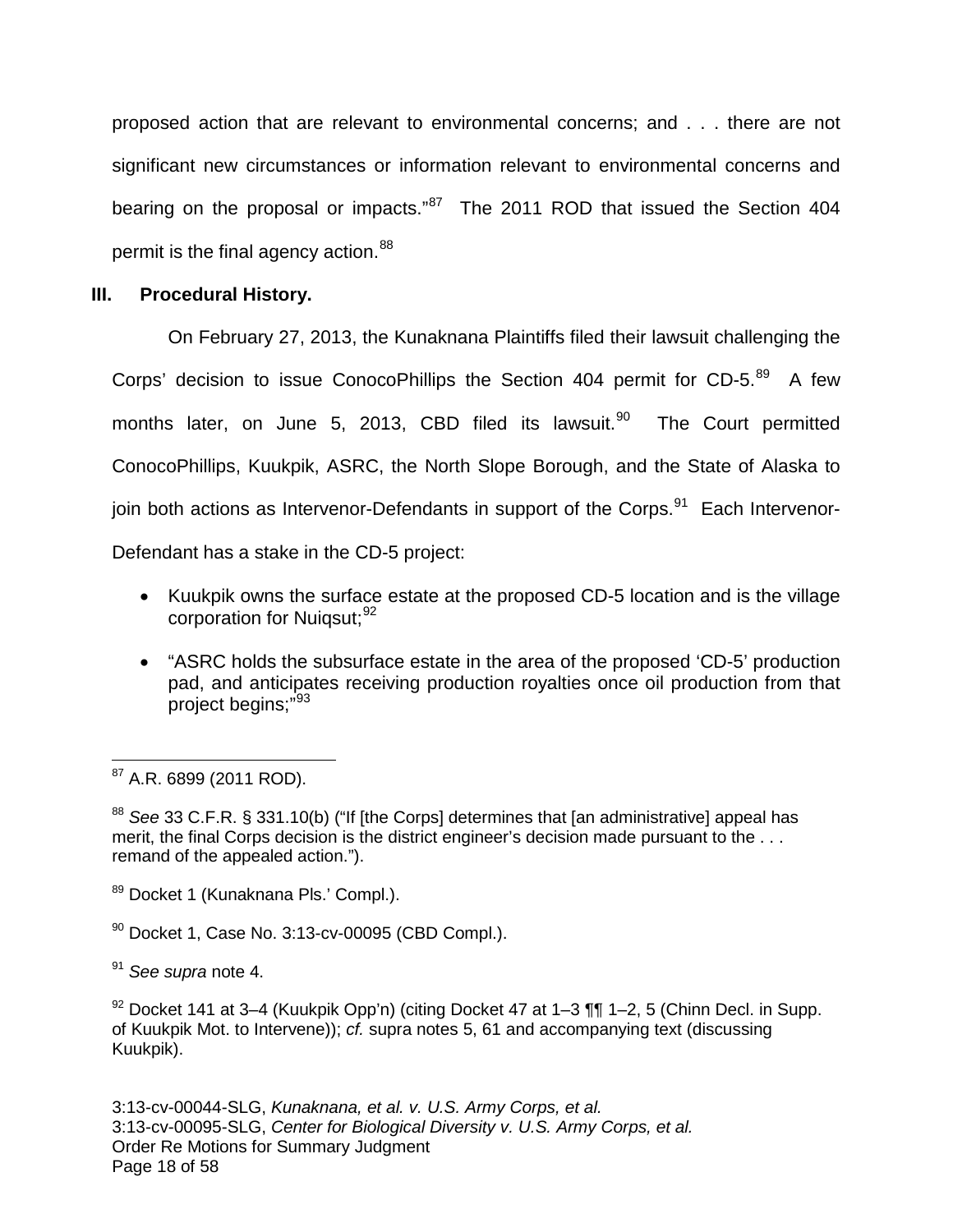proposed action that are relevant to environmental concerns; and . . . there are not significant new circumstances or information relevant to environmental concerns and bearing on the proposal or impacts."[87] The 2011 ROD that issued the Section 404 permit is the final agency action.[88]

## III. Procedural History.

On February 27, 2013, the Kunaknana Plaintiffs filed their lawsuit challenging the Corps' decision to issue ConocoPhillips the Section 404 permit for CD-5.[89] A few months later, on June 5, 2013, CBD filed its lawsuit.[90] The Court permitted ConocoPhillips, Kuukpik, ASRC, the North Slope Borough, and the State of Alaska to join both actions as Intervenor-Defendants in support of the Corps.[91] Each Intervenor-Defendant has a stake in the CD-5 project:

- Kuukpik owns the surface estate at the proposed CD-5 location and is the village corporation for Nuiqsut;[92]
- "ASRC holds the subsurface estate in the area of the proposed 'CD-5' production pad, and anticipates receiving production royalties once oil production from that project begins;"[93]

---

[87] A.R. 6899 (2011 ROD).

[88] *See* 33 C.F.R. § 331.10(b) ("If [the Corps] determines that [an administrative] appeal has merit, the final Corps decision is the district engineer's decision made pursuant to the . . . remand of the appealed action.").

[89] Docket 1 (Kunaknana Pls.' Compl.).

[90] Docket 1, Case No. 3:13-cv-00095 (CBD Compl.).

[91] *See supra* note 4.

[92] Docket 141 at 3–4 (Kuukpik Opp'n) (citing Docket 47 at 1–3 ¶¶ 1–2, 5 (Chinn Decl. in Supp. of Kuukpik Mot. to Intervene)); *cf.* supra notes 5, 61 and accompanying text (discussing Kuukpik).

3:13-cv-00044-SLG, *Kunaknana, et al. v. U.S. Army Corps, et al.*
3:13-cv-00095-SLG, *Center for Biological Diversity v. U.S. Army Corps, et al.*
Order Re Motions for Summary Judgment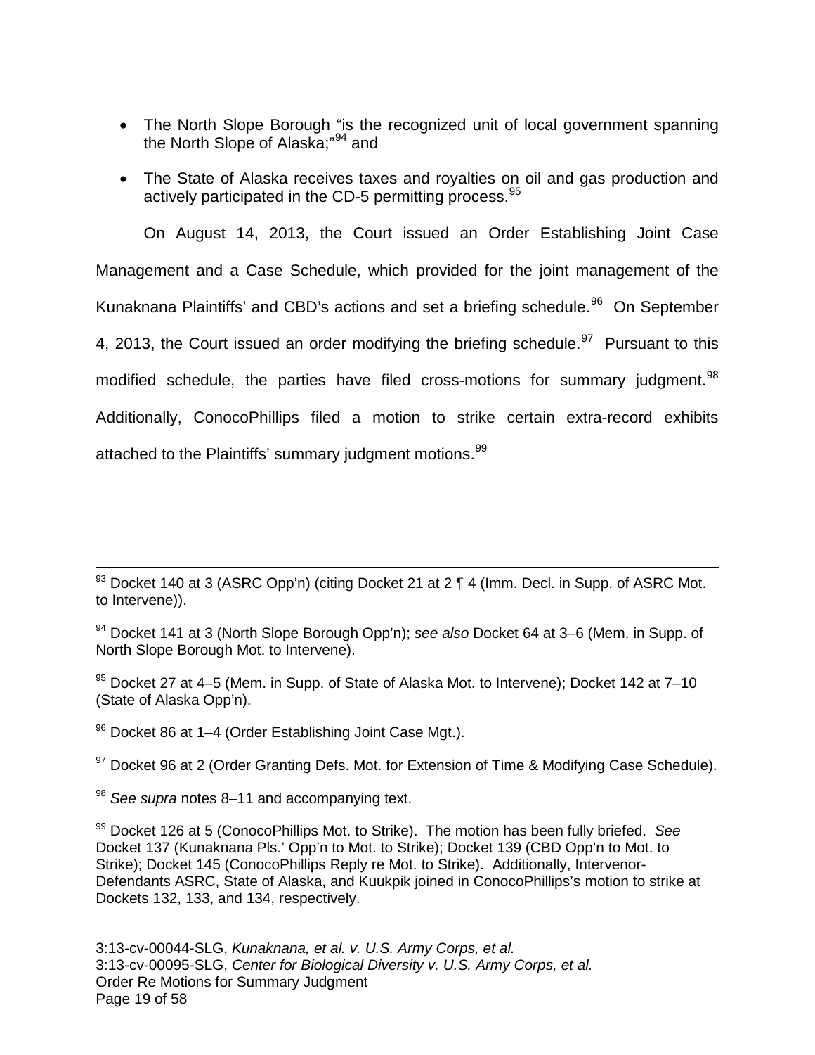- The North Slope Borough "is the recognized unit of local government spanning the North Slope of Alaska;"[94] and
- The State of Alaska receives taxes and royalties on oil and gas production and actively participated in the CD-5 permitting process.[95]

On August 14, 2013, the Court issued an Order Establishing Joint Case Management and a Case Schedule, which provided for the joint management of the Kunaknana Plaintiffs' and CBD's actions and set a briefing schedule.[96] On September 4, 2013, the Court issued an order modifying the briefing schedule.[97] Pursuant to this modified schedule, the parties have filed cross-motions for summary judgment.[98] Additionally, ConocoPhillips filed a motion to strike certain extra-record exhibits attached to the Plaintiffs' summary judgment motions.[99]

---

[93] Docket 140 at 3 (ASRC Opp'n) (citing Docket 21 at 2 ¶ 4 (Imm. Decl. in Supp. of ASRC Mot. to Intervene)).

[94] Docket 141 at 3 (North Slope Borough Opp'n); *see also* Docket 64 at 3–6 (Mem. in Supp. of North Slope Borough Mot. to Intervene).

[95] Docket 27 at 4–5 (Mem. in Supp. of State of Alaska Mot. to Intervene); Docket 142 at 7–10 (State of Alaska Opp'n).

[96] Docket 86 at 1–4 (Order Establishing Joint Case Mgt.).

[97] Docket 96 at 2 (Order Granting Defs. Mot. for Extension of Time & Modifying Case Schedule).

[98] *See supra* notes 8–11 and accompanying text.

[99] Docket 126 at 5 (ConocoPhillips Mot. to Strike). The motion has been fully briefed. *See* Docket 137 (Kunaknana Pls.' Opp'n to Mot. to Strike); Docket 139 (CBD Opp'n to Mot. to Strike); Docket 145 (ConocoPhillips Reply re Mot. to Strike). Additionally, Intervenor-Defendants ASRC, State of Alaska, and Kuukpik joined in ConocoPhillips's motion to strike at Dockets 132, 133, and 134, respectively.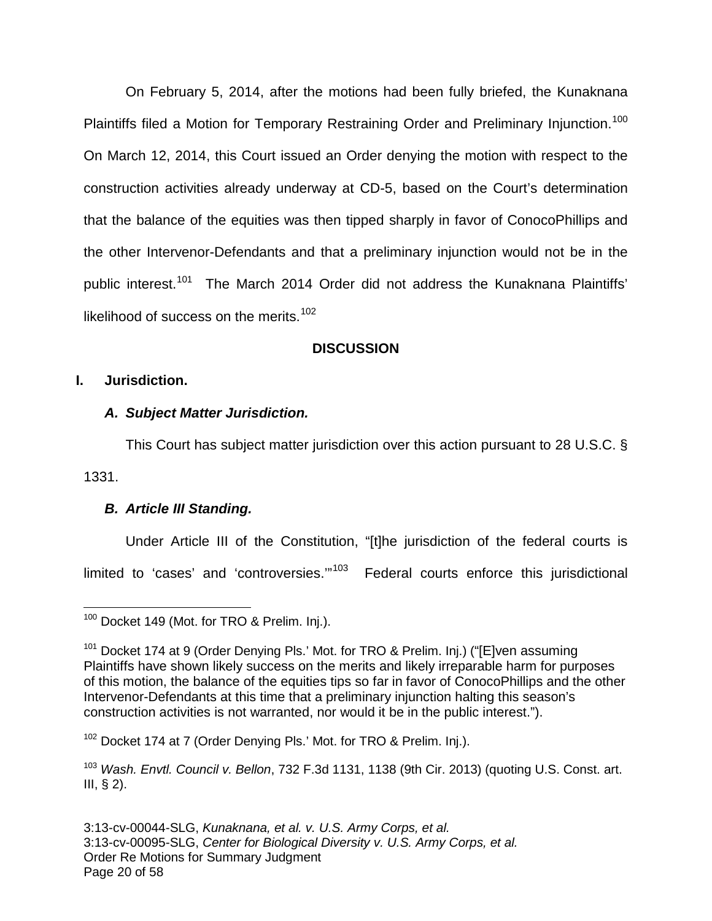On February 5, 2014, after the motions had been fully briefed, the Kunaknana Plaintiffs filed a Motion for Temporary Restraining Order and Preliminary Injunction.[100] On March 12, 2014, this Court issued an Order denying the motion with respect to the construction activities already underway at CD-5, based on the Court's determination that the balance of the equities was then tipped sharply in favor of ConocoPhillips and the other Intervenor-Defendants and that a preliminary injunction would not be in the public interest.[101] The March 2014 Order did not address the Kunaknana Plaintiffs' likelihood of success on the merits.[102]

## DISCUSSION

### I. Jurisdiction.

#### *A. Subject Matter Jurisdiction.*

This Court has subject matter jurisdiction over this action pursuant to 28 U.S.C. § 1331.

#### *B. Article III Standing.*

Under Article III of the Constitution, "[t]he jurisdiction of the federal courts is limited to 'cases' and 'controversies.'"[103] Federal courts enforce this jurisdictional

---

[100] Docket 149 (Mot. for TRO & Prelim. Inj.).

[101] Docket 174 at 9 (Order Denying Pls.' Mot. for TRO & Prelim. Inj.) ("[E]ven assuming Plaintiffs have shown likely success on the merits and likely irreparable harm for purposes of this motion, the balance of the equities tips so far in favor of ConocoPhillips and the other Intervenor-Defendants at this time that a preliminary injunction halting this season's construction activities is not warranted, nor would it be in the public interest.").

[102] Docket 174 at 7 (Order Denying Pls.' Mot. for TRO & Prelim. Inj.).

[103] *Wash. Envtl. Council v. Bellon*, 732 F.3d 1131, 1138 (9th Cir. 2013) (quoting U.S. Const. art. III, § 2).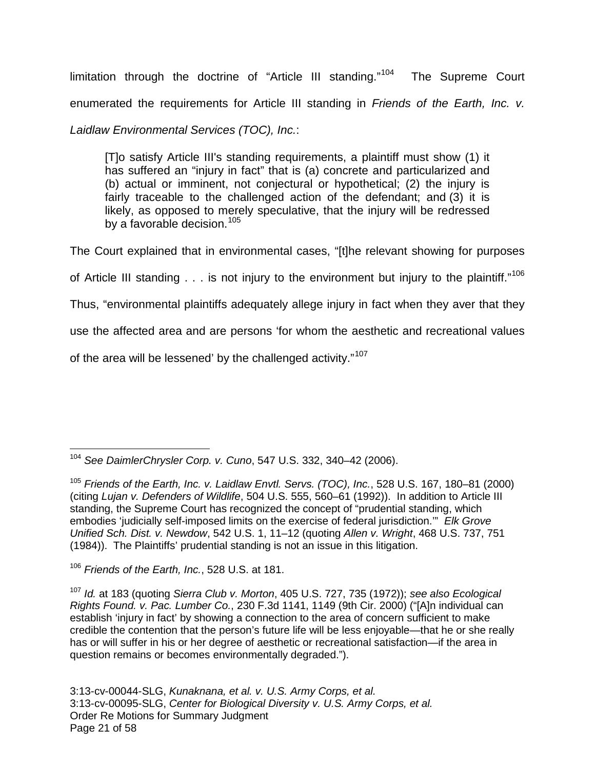limitation through the doctrine of "Article III standing."[104] The Supreme Court enumerated the requirements for Article III standing in *Friends of the Earth, Inc. v. Laidlaw Environmental Services (TOC), Inc.*:

> [T]o satisfy Article III's standing requirements, a plaintiff must show (1) it has suffered an "injury in fact" that is (a) concrete and particularized and (b) actual or imminent, not conjectural or hypothetical; (2) the injury is fairly traceable to the challenged action of the defendant; and (3) it is likely, as opposed to merely speculative, that the injury will be redressed by a favorable decision.[105]

The Court explained that in environmental cases, "[t]he relevant showing for purposes of Article III standing . . . is not injury to the environment but injury to the plaintiff."[106] Thus, "environmental plaintiffs adequately allege injury in fact when they aver that they use the affected area and are persons 'for whom the aesthetic and recreational values of the area will be lessened' by the challenged activity."[107]

---

[104] *See DaimlerChrysler Corp. v. Cuno*, 547 U.S. 332, 340–42 (2006).

[105] *Friends of the Earth, Inc. v. Laidlaw Envtl. Servs. (TOC), Inc.*, 528 U.S. 167, 180–81 (2000) (citing *Lujan v. Defenders of Wildlife*, 504 U.S. 555, 560–61 (1992)). In addition to Article III standing, the Supreme Court has recognized the concept of "prudential standing, which embodies 'judicially self-imposed limits on the exercise of federal jurisdiction.'" *Elk Grove Unified Sch. Dist. v. Newdow*, 542 U.S. 1, 11–12 (quoting *Allen v. Wright*, 468 U.S. 737, 751 (1984)). The Plaintiffs' prudential standing is not an issue in this litigation.

[106] *Friends of the Earth, Inc.*, 528 U.S. at 181.

[107] *Id.* at 183 (quoting *Sierra Club v. Morton*, 405 U.S. 727, 735 (1972)); *see also Ecological Rights Found. v. Pac. Lumber Co.*, 230 F.3d 1141, 1149 (9th Cir. 2000) ("[A]n individual can establish 'injury in fact' by showing a connection to the area of concern sufficient to make credible the contention that the person's future life will be less enjoyable—that he or she really has or will suffer in his or her degree of aesthetic or recreational satisfaction—if the area in question remains or becomes environmentally degraded.").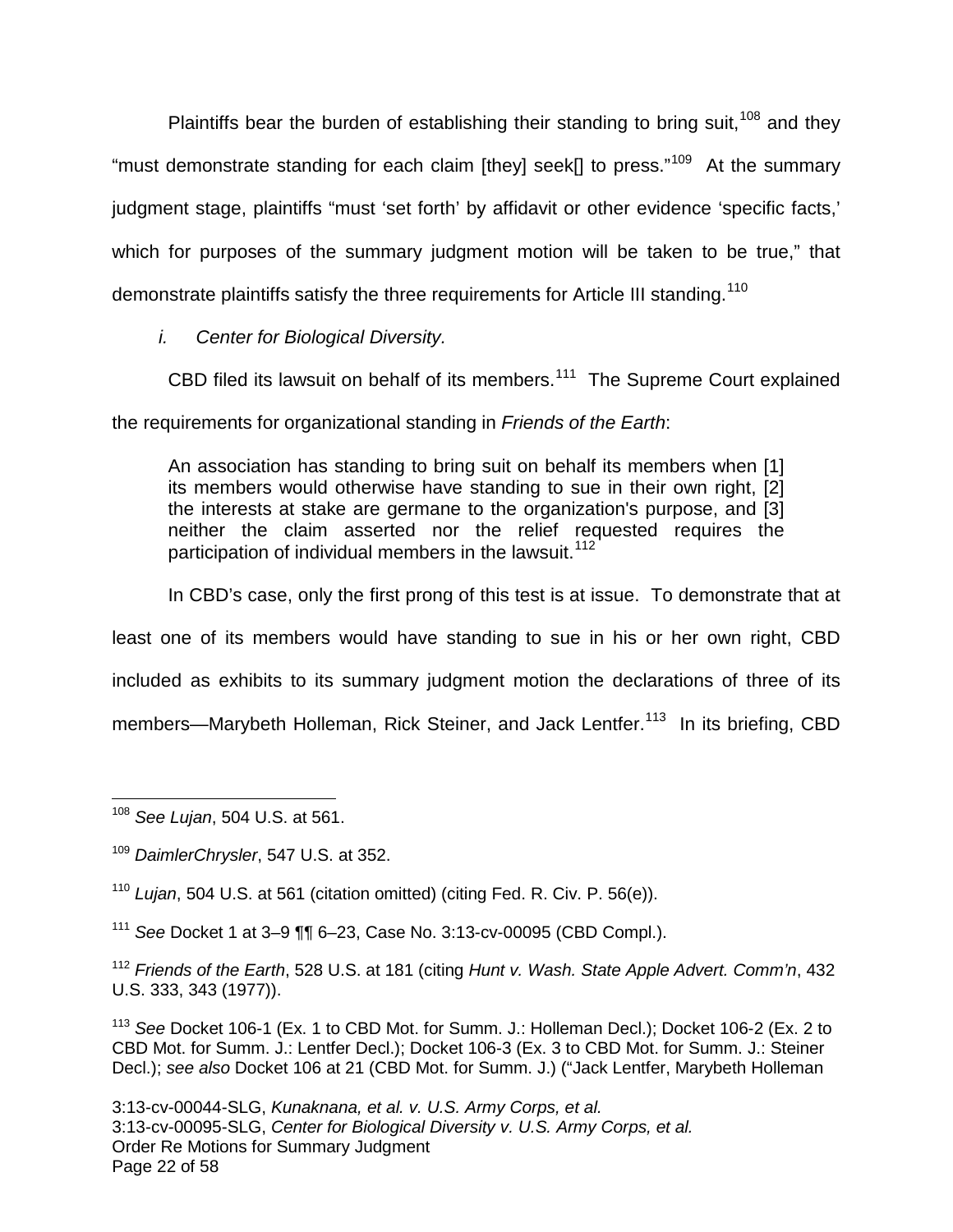Plaintiffs bear the burden of establishing their standing to bring suit,[108] and they "must demonstrate standing for each claim [they] seek[] to press."[109] At the summary judgment stage, plaintiffs "must 'set forth' by affidavit or other evidence 'specific facts,' which for purposes of the summary judgment motion will be taken to be true," that demonstrate plaintiffs satisfy the three requirements for Article III standing.[110]

*i. Center for Biological Diversity.*

CBD filed its lawsuit on behalf of its members.[111] The Supreme Court explained the requirements for organizational standing in *Friends of the Earth*:

> An association has standing to bring suit on behalf its members when [1] its members would otherwise have standing to sue in their own right, [2] the interests at stake are germane to the organization's purpose, and [3] neither the claim asserted nor the relief requested requires the participation of individual members in the lawsuit.[112]

In CBD's case, only the first prong of this test is at issue. To demonstrate that at least one of its members would have standing to sue in his or her own right, CBD included as exhibits to its summary judgment motion the declarations of three of its members—Marybeth Holleman, Rick Steiner, and Jack Lentfer.[113] In its briefing, CBD

---

[108] *See Lujan*, 504 U.S. at 561.

[109] *DaimlerChrysler*, 547 U.S. at 352.

[110] *Lujan*, 504 U.S. at 561 (citation omitted) (citing Fed. R. Civ. P. 56(e)).

[111] *See* Docket 1 at 3–9 ¶¶ 6–23, Case No. 3:13-cv-00095 (CBD Compl.).

[112] *Friends of the Earth*, 528 U.S. at 181 (citing *Hunt v. Wash. State Apple Advert. Comm'n*, 432 U.S. 333, 343 (1977)).

[113] *See* Docket 106-1 (Ex. 1 to CBD Mot. for Summ. J.: Holleman Decl.); Docket 106-2 (Ex. 2 to CBD Mot. for Summ. J.: Lentfer Decl.); Docket 106-3 (Ex. 3 to CBD Mot. for Summ. J.: Steiner Decl.); *see also* Docket 106 at 21 (CBD Mot. for Summ. J.) ("Jack Lentfer, Marybeth Holleman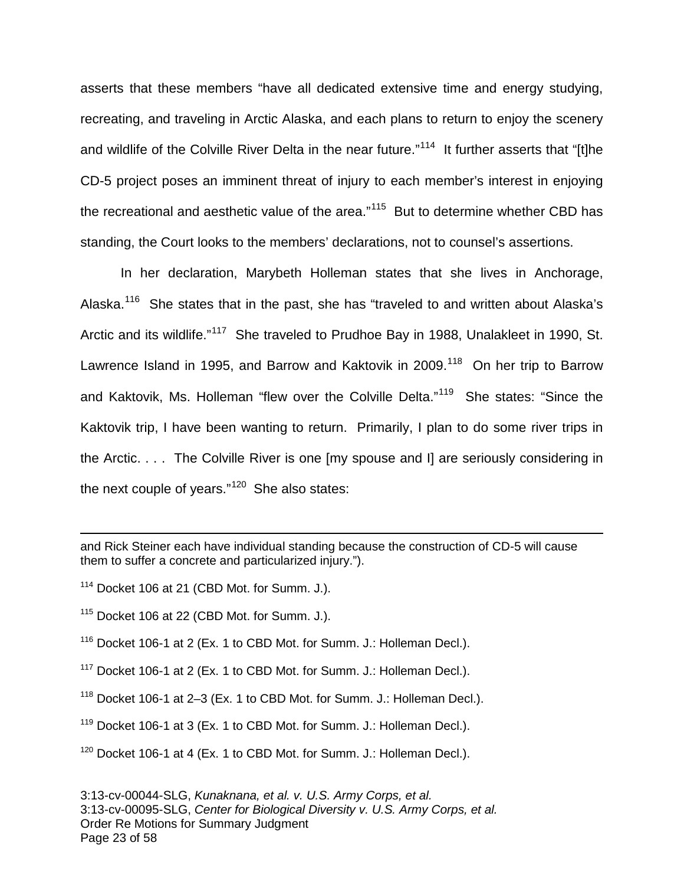asserts that these members "have all dedicated extensive time and energy studying, recreating, and traveling in Arctic Alaska, and each plans to return to enjoy the scenery and wildlife of the Colville River Delta in the near future."[114] It further asserts that "[t]he CD-5 project poses an imminent threat of injury to each member's interest in enjoying the recreational and aesthetic value of the area."[115] But to determine whether CBD has standing, the Court looks to the members' declarations, not to counsel's assertions.

In her declaration, Marybeth Holleman states that she lives in Anchorage, Alaska.[116] She states that in the past, she has "traveled to and written about Alaska's Arctic and its wildlife."[117] She traveled to Prudhoe Bay in 1988, Unalakleet in 1990, St. Lawrence Island in 1995, and Barrow and Kaktovik in 2009.[118] On her trip to Barrow and Kaktovik, Ms. Holleman "flew over the Colville Delta."[119] She states: "Since the Kaktovik trip, I have been wanting to return. Primarily, I plan to do some river trips in the Arctic. . . . The Colville River is one [my spouse and I] are seriously considering in the next couple of years."[120] She also states:

---

and Rick Steiner each have individual standing because the construction of CD-5 will cause them to suffer a concrete and particularized injury.").

[114] Docket 106 at 21 (CBD Mot. for Summ. J.).

[115] Docket 106 at 22 (CBD Mot. for Summ. J.).

[116] Docket 106-1 at 2 (Ex. 1 to CBD Mot. for Summ. J.: Holleman Decl.).

[117] Docket 106-1 at 2 (Ex. 1 to CBD Mot. for Summ. J.: Holleman Decl.).

[118] Docket 106-1 at 2–3 (Ex. 1 to CBD Mot. for Summ. J.: Holleman Decl.).

[119] Docket 106-1 at 3 (Ex. 1 to CBD Mot. for Summ. J.: Holleman Decl.).

[120] Docket 106-1 at 4 (Ex. 1 to CBD Mot. for Summ. J.: Holleman Decl.).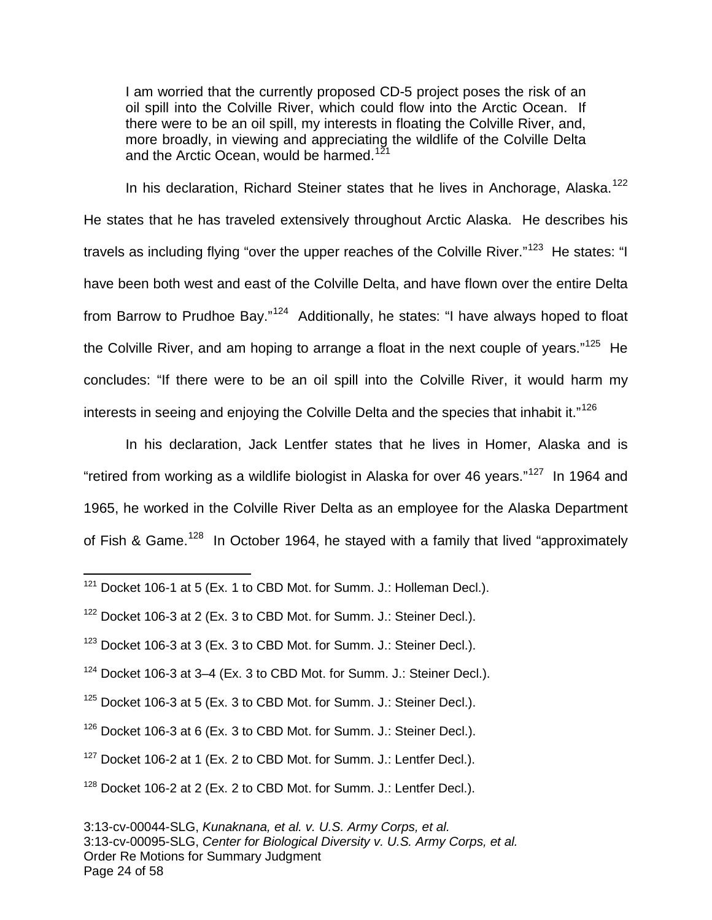> I am worried that the currently proposed CD-5 project poses the risk of an oil spill into the Colville River, which could flow into the Arctic Ocean. If there were to be an oil spill, my interests in floating the Colville River, and, more broadly, in viewing and appreciating the wildlife of the Colville Delta and the Arctic Ocean, would be harmed.[121]

In his declaration, Richard Steiner states that he lives in Anchorage, Alaska.[122] He states that he has traveled extensively throughout Arctic Alaska. He describes his travels as including flying "over the upper reaches of the Colville River."[123] He states: "I have been both west and east of the Colville Delta, and have flown over the entire Delta from Barrow to Prudhoe Bay."[124] Additionally, he states: "I have always hoped to float the Colville River, and am hoping to arrange a float in the next couple of years."[125] He concludes: "If there were to be an oil spill into the Colville River, it would harm my interests in seeing and enjoying the Colville Delta and the species that inhabit it."[126]

In his declaration, Jack Lentfer states that he lives in Homer, Alaska and is "retired from working as a wildlife biologist in Alaska for over 46 years."[127] In 1964 and 1965, he worked in the Colville River Delta as an employee for the Alaska Department of Fish & Game.[128] In October 1964, he stayed with a family that lived "approximately

---

[121] Docket 106-1 at 5 (Ex. 1 to CBD Mot. for Summ. J.: Holleman Decl.).

[122] Docket 106-3 at 2 (Ex. 3 to CBD Mot. for Summ. J.: Steiner Decl.).

[123] Docket 106-3 at 3 (Ex. 3 to CBD Mot. for Summ. J.: Steiner Decl.).

[124] Docket 106-3 at 3–4 (Ex. 3 to CBD Mot. for Summ. J.: Steiner Decl.).

[125] Docket 106-3 at 5 (Ex. 3 to CBD Mot. for Summ. J.: Steiner Decl.).

[126] Docket 106-3 at 6 (Ex. 3 to CBD Mot. for Summ. J.: Steiner Decl.).

[127] Docket 106-2 at 1 (Ex. 2 to CBD Mot. for Summ. J.: Lentfer Decl.).

[128] Docket 106-2 at 2 (Ex. 2 to CBD Mot. for Summ. J.: Lentfer Decl.).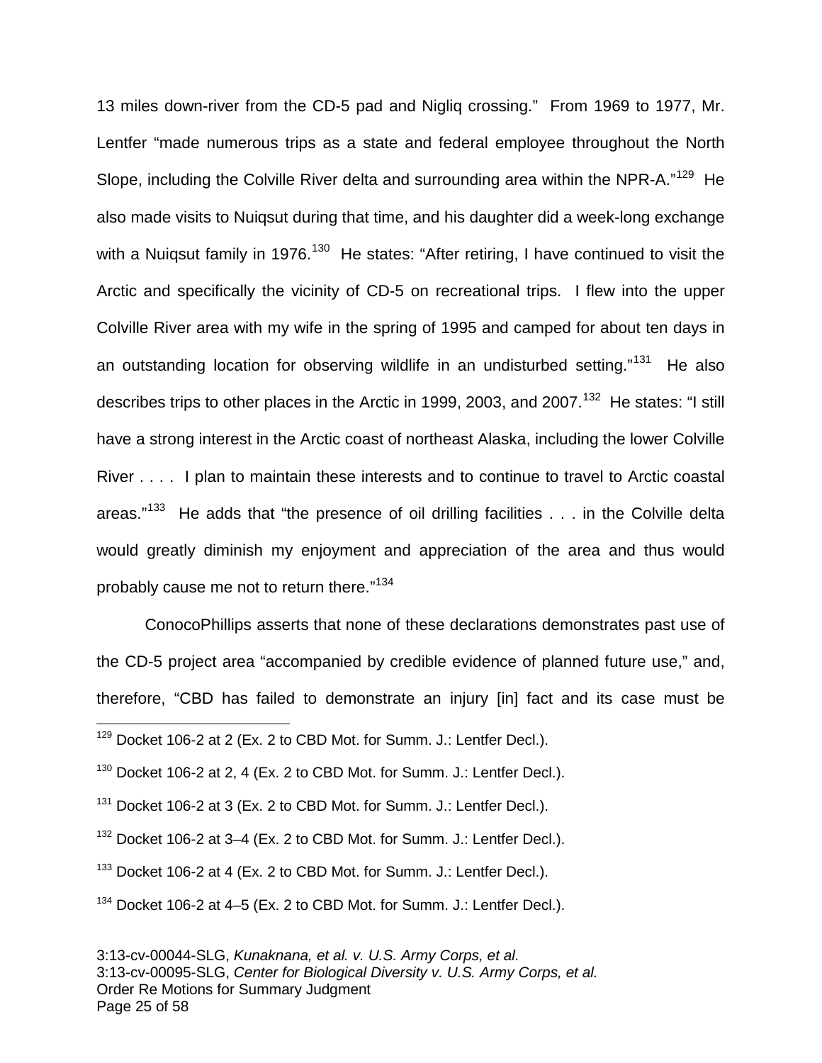13 miles down-river from the CD-5 pad and Nigliq crossing." From 1969 to 1977, Mr. Lentfer "made numerous trips as a state and federal employee throughout the North Slope, including the Colville River delta and surrounding area within the NPR-A."[129] He also made visits to Nuiqsut during that time, and his daughter did a week-long exchange with a Nuiqsut family in 1976.[130] He states: "After retiring, I have continued to visit the Arctic and specifically the vicinity of CD-5 on recreational trips. I flew into the upper Colville River area with my wife in the spring of 1995 and camped for about ten days in an outstanding location for observing wildlife in an undisturbed setting."[131] He also describes trips to other places in the Arctic in 1999, 2003, and 2007.[132] He states: "I still have a strong interest in the Arctic coast of northeast Alaska, including the lower Colville River . . . . I plan to maintain these interests and to continue to travel to Arctic coastal areas."[133] He adds that "the presence of oil drilling facilities . . . in the Colville delta would greatly diminish my enjoyment and appreciation of the area and thus would probably cause me not to return there."[134]

ConocoPhillips asserts that none of these declarations demonstrates past use of the CD-5 project area "accompanied by credible evidence of planned future use," and, therefore, "CBD has failed to demonstrate an injury [in] fact and its case must be

---

[129] Docket 106-2 at 2 (Ex. 2 to CBD Mot. for Summ. J.: Lentfer Decl.).

[130] Docket 106-2 at 2, 4 (Ex. 2 to CBD Mot. for Summ. J.: Lentfer Decl.).

[131] Docket 106-2 at 3 (Ex. 2 to CBD Mot. for Summ. J.: Lentfer Decl.).

[132] Docket 106-2 at 3–4 (Ex. 2 to CBD Mot. for Summ. J.: Lentfer Decl.).

[133] Docket 106-2 at 4 (Ex. 2 to CBD Mot. for Summ. J.: Lentfer Decl.).

[134] Docket 106-2 at 4–5 (Ex. 2 to CBD Mot. for Summ. J.: Lentfer Decl.).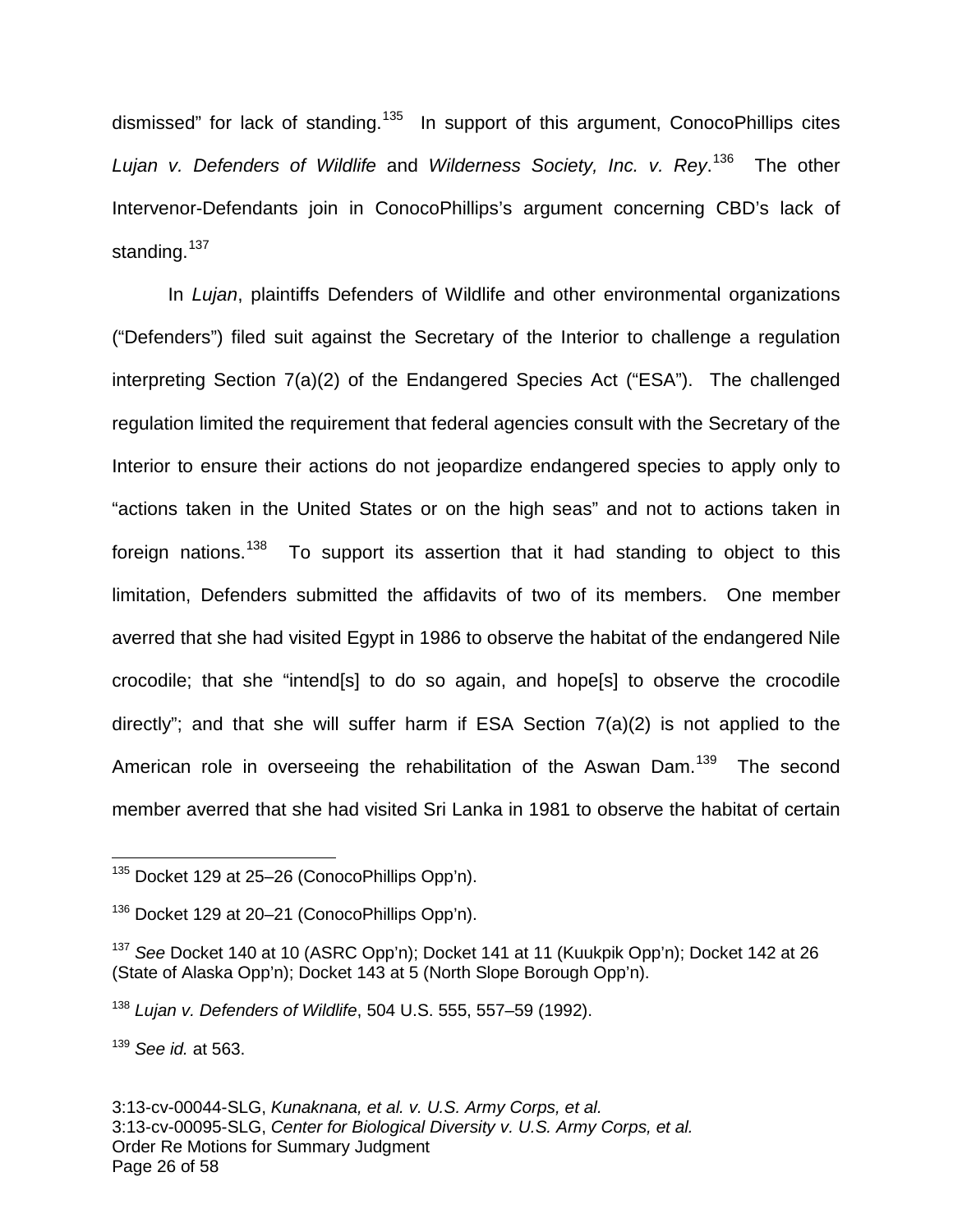dismissed" for lack of standing.[135] In support of this argument, ConocoPhillips cites *Lujan v. Defenders of Wildlife* and *Wilderness Society, Inc. v. Rey*.[136] The other Intervenor-Defendants join in ConocoPhillips's argument concerning CBD's lack of standing.[137]

In *Lujan*, plaintiffs Defenders of Wildlife and other environmental organizations ("Defenders") filed suit against the Secretary of the Interior to challenge a regulation interpreting Section 7(a)(2) of the Endangered Species Act ("ESA"). The challenged regulation limited the requirement that federal agencies consult with the Secretary of the Interior to ensure their actions do not jeopardize endangered species to apply only to "actions taken in the United States or on the high seas" and not to actions taken in foreign nations.[138] To support its assertion that it had standing to object to this limitation, Defenders submitted the affidavits of two of its members. One member averred that she had visited Egypt in 1986 to observe the habitat of the endangered Nile crocodile; that she "intend[s] to do so again, and hope[s] to observe the crocodile directly"; and that she will suffer harm if ESA Section 7(a)(2) is not applied to the American role in overseeing the rehabilitation of the Aswan Dam.[139] The second member averred that she had visited Sri Lanka in 1981 to observe the habitat of certain

---

[135] Docket 129 at 25–26 (ConocoPhillips Opp'n).

[136] Docket 129 at 20–21 (ConocoPhillips Opp'n).

[137] *See* Docket 140 at 10 (ASRC Opp'n); Docket 141 at 11 (Kuukpik Opp'n); Docket 142 at 26 (State of Alaska Opp'n); Docket 143 at 5 (North Slope Borough Opp'n).

[138] *Lujan v. Defenders of Wildlife*, 504 U.S. 555, 557–59 (1992).

[139] *See id.* at 563.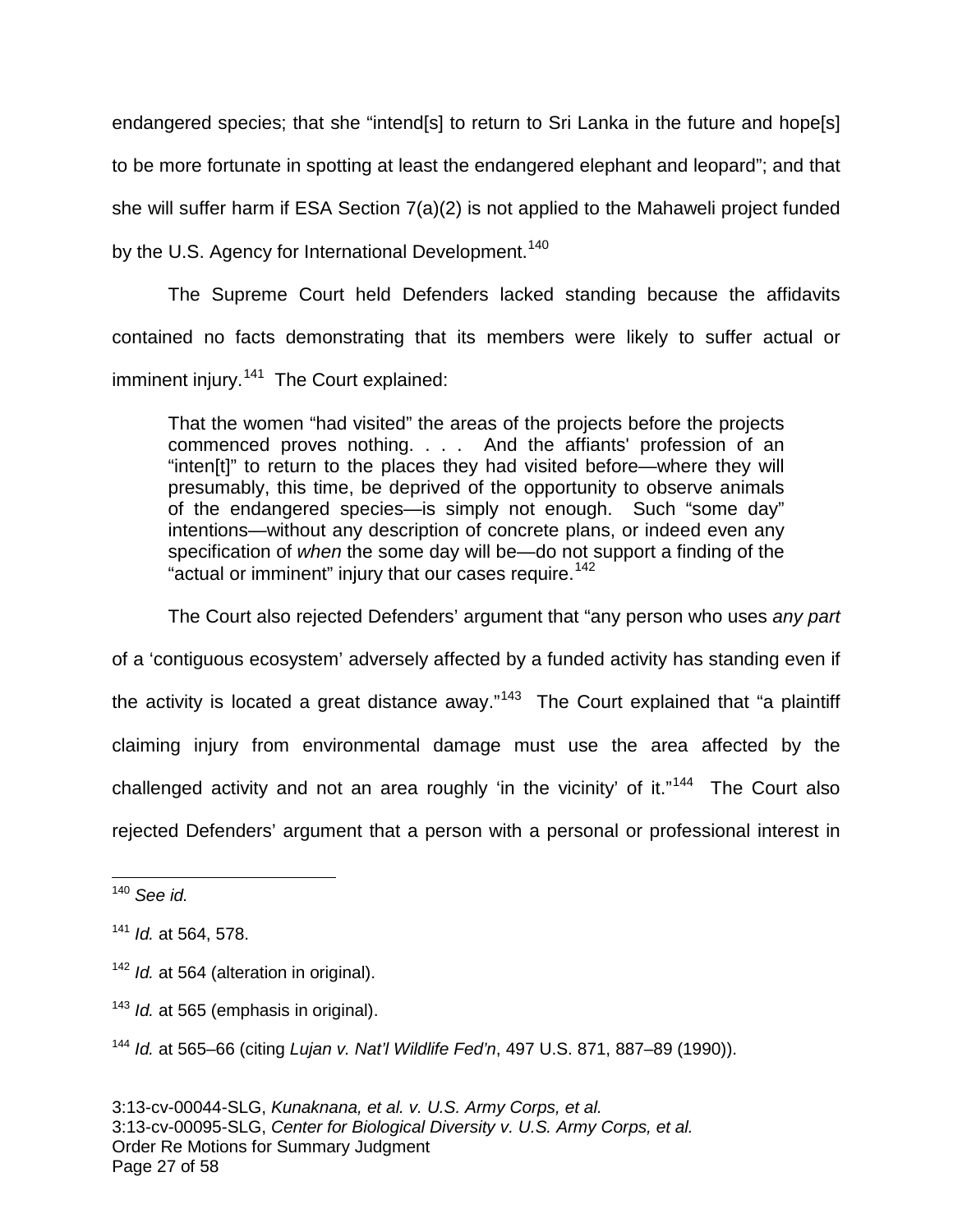endangered species; that she "intend[s] to return to Sri Lanka in the future and hope[s] to be more fortunate in spotting at least the endangered elephant and leopard"; and that she will suffer harm if ESA Section 7(a)(2) is not applied to the Mahaweli project funded by the U.S. Agency for International Development.[140]

The Supreme Court held Defenders lacked standing because the affidavits contained no facts demonstrating that its members were likely to suffer actual or imminent injury.[141] The Court explained:

> That the women "had visited" the areas of the projects before the projects commenced proves nothing. . . . And the affiants' profession of an "inten[t]" to return to the places they had visited before—where they will presumably, this time, be deprived of the opportunity to observe animals of the endangered species—is simply not enough. Such "some day" intentions—without any description of concrete plans, or indeed even any specification of *when* the some day will be—do not support a finding of the "actual or imminent" injury that our cases require.[142]

The Court also rejected Defenders' argument that "any person who uses *any part* of a 'contiguous ecosystem' adversely affected by a funded activity has standing even if the activity is located a great distance away."[143] The Court explained that "a plaintiff claiming injury from environmental damage must use the area affected by the challenged activity and not an area roughly 'in the vicinity' of it."[144] The Court also rejected Defenders' argument that a person with a personal or professional interest in

---

[140] *See id.*

[141] *Id.* at 564, 578.

[142] *Id.* at 564 (alteration in original).

[143] *Id.* at 565 (emphasis in original).

[144] *Id.* at 565–66 (citing *Lujan v. Nat'l Wildlife Fed'n*, 497 U.S. 871, 887–89 (1990)).

3:13-cv-00044-SLG, *Kunaknana, et al. v. U.S. Army Corps, et al.*
3:13-cv-00095-SLG, *Center for Biological Diversity v. U.S. Army Corps, et al.*
Order Re Motions for Summary Judgment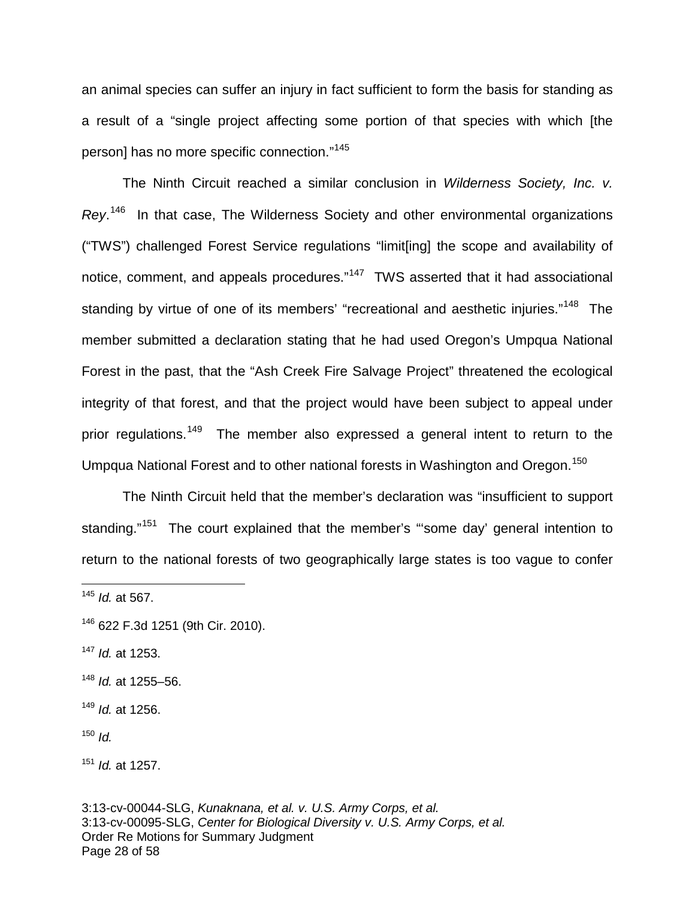an animal species can suffer an injury in fact sufficient to form the basis for standing as a result of a "single project affecting some portion of that species with which [the person] has no more specific connection."[145]

The Ninth Circuit reached a similar conclusion in *Wilderness Society, Inc. v. Rey*.[146] In that case, The Wilderness Society and other environmental organizations ("TWS") challenged Forest Service regulations "limit[ing] the scope and availability of notice, comment, and appeals procedures."[147] TWS asserted that it had associational standing by virtue of one of its members' "recreational and aesthetic injuries."[148] The member submitted a declaration stating that he had used Oregon's Umpqua National Forest in the past, that the "Ash Creek Fire Salvage Project" threatened the ecological integrity of that forest, and that the project would have been subject to appeal under prior regulations.[149] The member also expressed a general intent to return to the Umpqua National Forest and to other national forests in Washington and Oregon.[150]

The Ninth Circuit held that the member's declaration was "insufficient to support standing."[151] The court explained that the member's "'some day' general intention to return to the national forests of two geographically large states is too vague to confer

---

[145] *Id.* at 567.

[146] 622 F.3d 1251 (9th Cir. 2010).

[147] *Id.* at 1253.

[148] *Id.* at 1255–56.

[149] *Id.* at 1256.

[150] *Id.*

[151] *Id.* at 1257.

3:13-cv-00044-SLG, *Kunaknana, et al. v. U.S. Army Corps, et al.*
3:13-cv-00095-SLG, *Center for Biological Diversity v. U.S. Army Corps, et al.*
Order Re Motions for Summary Judgment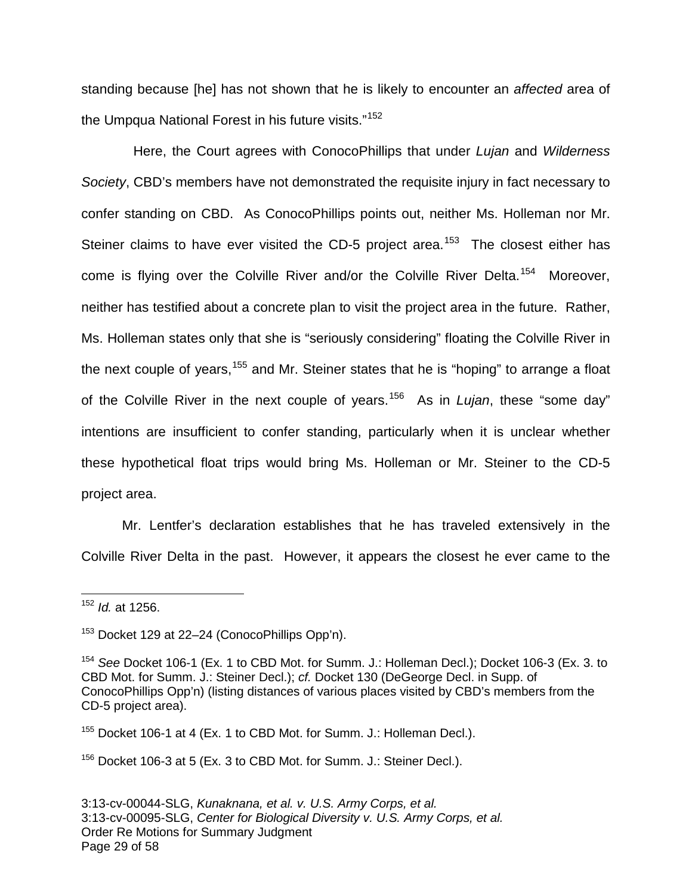standing because [he] has not shown that he is likely to encounter an *affected* area of the Umpqua National Forest in his future visits."[152]

Here, the Court agrees with ConocoPhillips that under *Lujan* and *Wilderness Society*, CBD's members have not demonstrated the requisite injury in fact necessary to confer standing on CBD. As ConocoPhillips points out, neither Ms. Holleman nor Mr. Steiner claims to have ever visited the CD-5 project area.[153] The closest either has come is flying over the Colville River and/or the Colville River Delta.[154] Moreover, neither has testified about a concrete plan to visit the project area in the future. Rather, Ms. Holleman states only that she is "seriously considering" floating the Colville River in the next couple of years,[155] and Mr. Steiner states that he is "hoping" to arrange a float of the Colville River in the next couple of years.[156] As in *Lujan*, these "some day" intentions are insufficient to confer standing, particularly when it is unclear whether these hypothetical float trips would bring Ms. Holleman or Mr. Steiner to the CD-5 project area.

Mr. Lentfer's declaration establishes that he has traveled extensively in the Colville River Delta in the past. However, it appears the closest he ever came to the

---

[152] *Id.* at 1256.

[153] Docket 129 at 22–24 (ConocoPhillips Opp'n).

[154] *See* Docket 106-1 (Ex. 1 to CBD Mot. for Summ. J.: Holleman Decl.); Docket 106-3 (Ex. 3. to CBD Mot. for Summ. J.: Steiner Decl.); *cf.* Docket 130 (DeGeorge Decl. in Supp. of ConocoPhillips Opp'n) (listing distances of various places visited by CBD's members from the CD-5 project area).

[155] Docket 106-1 at 4 (Ex. 1 to CBD Mot. for Summ. J.: Holleman Decl.).

[156] Docket 106-3 at 5 (Ex. 3 to CBD Mot. for Summ. J.: Steiner Decl.).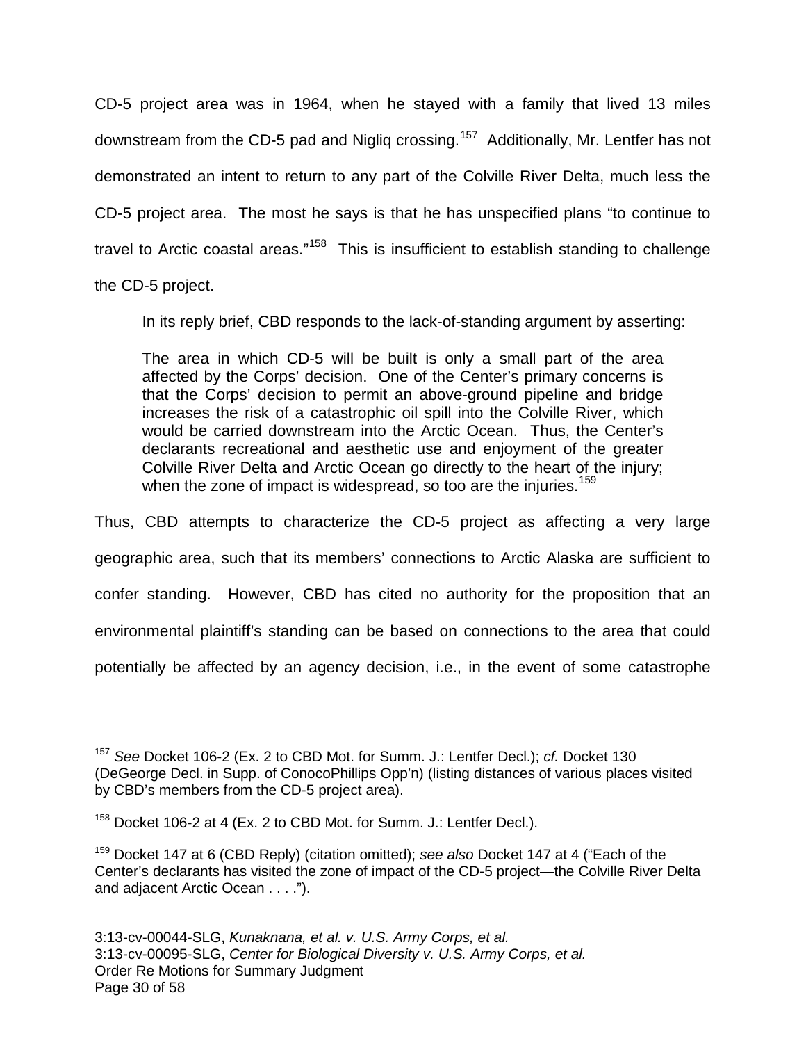CD-5 project area was in 1964, when he stayed with a family that lived 13 miles downstream from the CD-5 pad and Nigliq crossing.[157] Additionally, Mr. Lentfer has not demonstrated an intent to return to any part of the Colville River Delta, much less the CD-5 project area. The most he says is that he has unspecified plans "to continue to travel to Arctic coastal areas."[158] This is insufficient to establish standing to challenge the CD-5 project.

In its reply brief, CBD responds to the lack-of-standing argument by asserting:

> The area in which CD-5 will be built is only a small part of the area affected by the Corps' decision. One of the Center's primary concerns is that the Corps' decision to permit an above-ground pipeline and bridge increases the risk of a catastrophic oil spill into the Colville River, which would be carried downstream into the Arctic Ocean. Thus, the Center's declarants recreational and aesthetic use and enjoyment of the greater Colville River Delta and Arctic Ocean go directly to the heart of the injury; when the zone of impact is widespread, so too are the injuries.[159]

Thus, CBD attempts to characterize the CD-5 project as affecting a very large geographic area, such that its members' connections to Arctic Alaska are sufficient to confer standing. However, CBD has cited no authority for the proposition that an environmental plaintiff's standing can be based on connections to the area that could potentially be affected by an agency decision, i.e., in the event of some catastrophe

---

[157] *See* Docket 106-2 (Ex. 2 to CBD Mot. for Summ. J.: Lentfer Decl.); *cf.* Docket 130 (DeGeorge Decl. in Supp. of ConocoPhillips Opp'n) (listing distances of various places visited by CBD's members from the CD-5 project area).

[158] Docket 106-2 at 4 (Ex. 2 to CBD Mot. for Summ. J.: Lentfer Decl.).

[159] Docket 147 at 6 (CBD Reply) (citation omitted); *see also* Docket 147 at 4 ("Each of the Center's declarants has visited the zone of impact of the CD-5 project—the Colville River Delta and adjacent Arctic Ocean . . . .").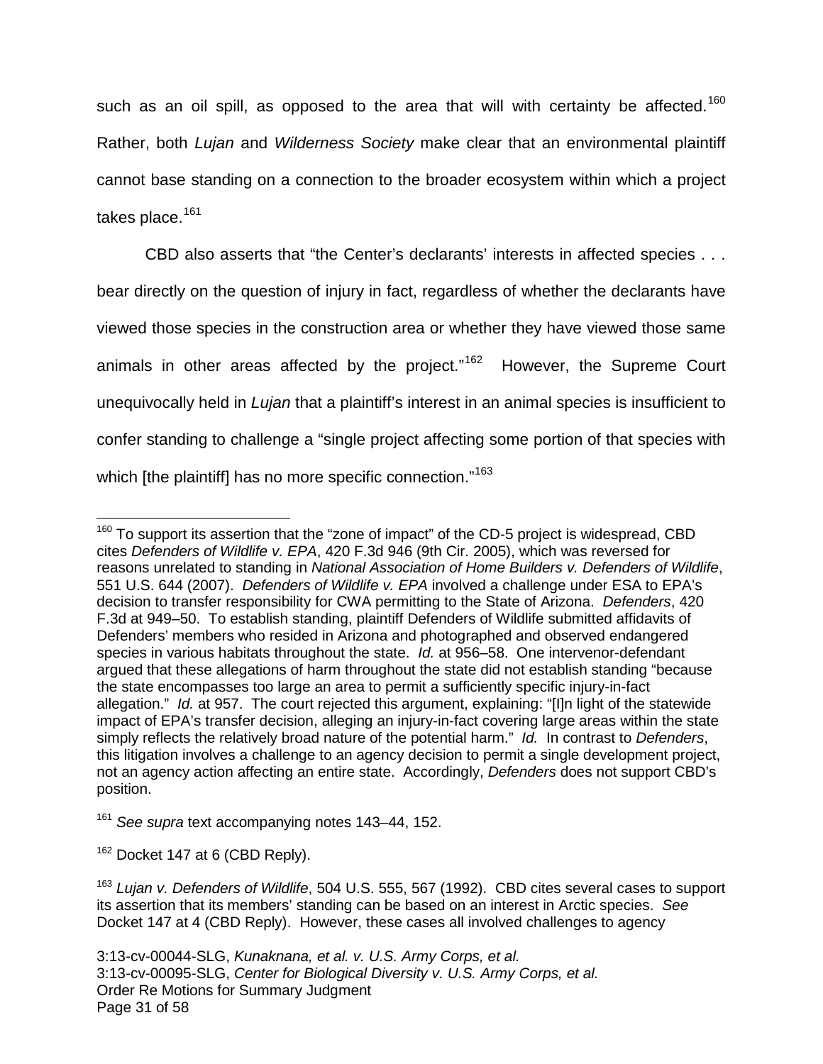such as an oil spill, as opposed to the area that will with certainty be affected.[160] Rather, both *Lujan* and *Wilderness Society* make clear that an environmental plaintiff cannot base standing on a connection to the broader ecosystem within which a project takes place.[161]

CBD also asserts that "the Center's declarants' interests in affected species . . . bear directly on the question of injury in fact, regardless of whether the declarants have viewed those species in the construction area or whether they have viewed those same animals in other areas affected by the project."[162] However, the Supreme Court unequivocally held in *Lujan* that a plaintiff's interest in an animal species is insufficient to confer standing to challenge a "single project affecting some portion of that species with which [the plaintiff] has no more specific connection."[163]

---

[160] To support its assertion that the "zone of impact" of the CD-5 project is widespread, CBD cites *Defenders of Wildlife v. EPA*, 420 F.3d 946 (9th Cir. 2005), which was reversed for reasons unrelated to standing in *National Association of Home Builders v. Defenders of Wildlife*, 551 U.S. 644 (2007). *Defenders of Wildlife v. EPA* involved a challenge under ESA to EPA's decision to transfer responsibility for CWA permitting to the State of Arizona. *Defenders*, 420 F.3d at 949–50. To establish standing, plaintiff Defenders of Wildlife submitted affidavits of Defenders' members who resided in Arizona and photographed and observed endangered species in various habitats throughout the state. *Id.* at 956–58. One intervenor-defendant argued that these allegations of harm throughout the state did not establish standing "because the state encompasses too large an area to permit a sufficiently specific injury-in-fact allegation." *Id.* at 957. The court rejected this argument, explaining: "[I]n light of the statewide impact of EPA's transfer decision, alleging an injury-in-fact covering large areas within the state simply reflects the relatively broad nature of the potential harm." *Id.* In contrast to *Defenders*, this litigation involves a challenge to an agency decision to permit a single development project, not an agency action affecting an entire state. Accordingly, *Defenders* does not support CBD's position.

[161] *See supra* text accompanying notes 143–44, 152.

[162] Docket 147 at 6 (CBD Reply).

[163] *Lujan v. Defenders of Wildlife*, 504 U.S. 555, 567 (1992). CBD cites several cases to support its assertion that its members' standing can be based on an interest in Arctic species. *See* Docket 147 at 4 (CBD Reply). However, these cases all involved challenges to agency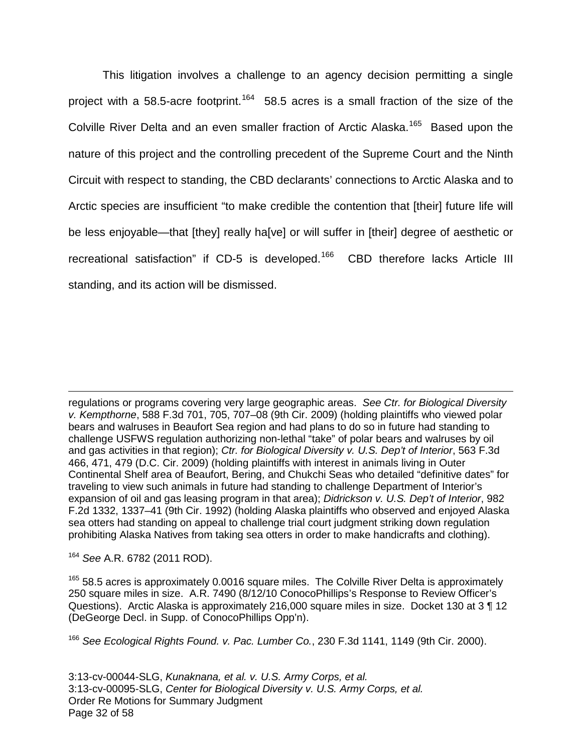This litigation involves a challenge to an agency decision permitting a single project with a 58.5-acre footprint.[164] 58.5 acres is a small fraction of the size of the Colville River Delta and an even smaller fraction of Arctic Alaska.[165] Based upon the nature of this project and the controlling precedent of the Supreme Court and the Ninth Circuit with respect to standing, the CBD declarants' connections to Arctic Alaska and to Arctic species are insufficient "to make credible the contention that [their] future life will be less enjoyable—that [they] really ha[ve] or will suffer in [their] degree of aesthetic or recreational satisfaction" if CD-5 is developed.[166] CBD therefore lacks Article III standing, and its action will be dismissed.

---

regulations or programs covering very large geographic areas. *See Ctr. for Biological Diversity v. Kempthorne*, 588 F.3d 701, 705, 707–08 (9th Cir. 2009) (holding plaintiffs who viewed polar bears and walruses in Beaufort Sea region and had plans to do so in future had standing to challenge USFWS regulation authorizing non-lethal "take" of polar bears and walruses by oil and gas activities in that region); *Ctr. for Biological Diversity v. U.S. Dep't of Interior*, 563 F.3d 466, 471, 479 (D.C. Cir. 2009) (holding plaintiffs with interest in animals living in Outer Continental Shelf area of Beaufort, Bering, and Chukchi Seas who detailed "definitive dates" for traveling to view such animals in future had standing to challenge Department of Interior's expansion of oil and gas leasing program in that area); *Didrickson v. U.S. Dep't of Interior*, 982 F.2d 1332, 1337–41 (9th Cir. 1992) (holding Alaska plaintiffs who observed and enjoyed Alaska sea otters had standing on appeal to challenge trial court judgment striking down regulation prohibiting Alaska Natives from taking sea otters in order to make handicrafts and clothing).

[164] *See* A.R. 6782 (2011 ROD).

[165] 58.5 acres is approximately 0.0016 square miles. The Colville River Delta is approximately 250 square miles in size. A.R. 7490 (8/12/10 ConocoPhillips's Response to Review Officer's Questions). Arctic Alaska is approximately 216,000 square miles in size. Docket 130 at 3 ¶ 12 (DeGeorge Decl. in Supp. of ConocoPhillips Opp'n).

[166] *See Ecological Rights Found. v. Pac. Lumber Co.*, 230 F.3d 1141, 1149 (9th Cir. 2000).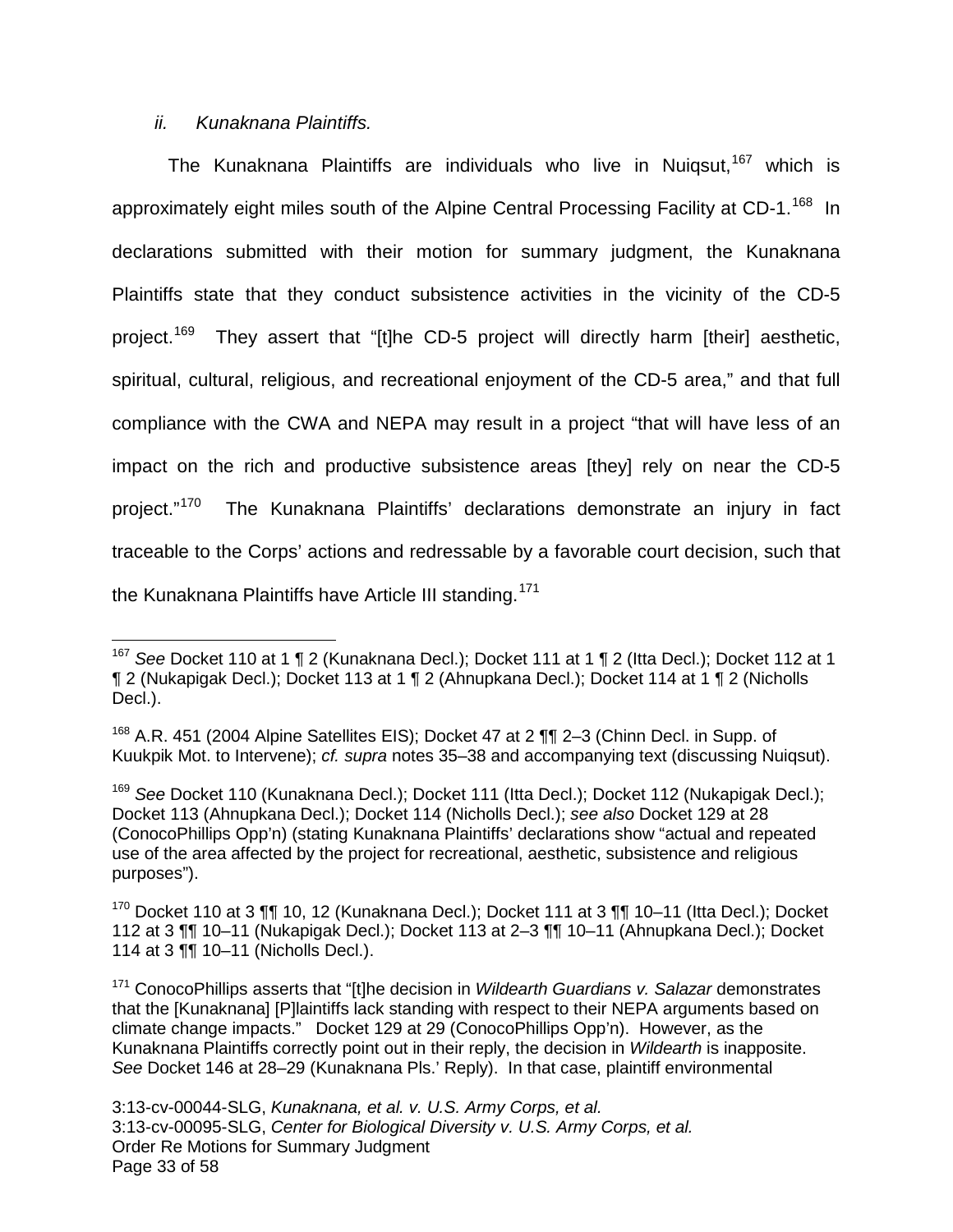*ii. Kunaknana Plaintiffs.*

The Kunaknana Plaintiffs are individuals who live in Nuiqsut,[167] which is approximately eight miles south of the Alpine Central Processing Facility at CD-1.[168] In declarations submitted with their motion for summary judgment, the Kunaknana Plaintiffs state that they conduct subsistence activities in the vicinity of the CD-5 project.[169] They assert that "[t]he CD-5 project will directly harm [their] aesthetic, spiritual, cultural, religious, and recreational enjoyment of the CD-5 area," and that full compliance with the CWA and NEPA may result in a project "that will have less of an impact on the rich and productive subsistence areas [they] rely on near the CD-5 project."[170] The Kunaknana Plaintiffs' declarations demonstrate an injury in fact traceable to the Corps' actions and redressable by a favorable court decision, such that the Kunaknana Plaintiffs have Article III standing.[171]

---

[167] *See* Docket 110 at 1 ¶ 2 (Kunaknana Decl.); Docket 111 at 1 ¶ 2 (Itta Decl.); Docket 112 at 1 ¶ 2 (Nukapigak Decl.); Docket 113 at 1 ¶ 2 (Ahnupkana Decl.); Docket 114 at 1 ¶ 2 (Nicholls Decl.).

[168] A.R. 451 (2004 Alpine Satellites EIS); Docket 47 at 2 ¶¶ 2–3 (Chinn Decl. in Supp. of Kuukpik Mot. to Intervene); *cf. supra* notes 35–38 and accompanying text (discussing Nuiqsut).

[169] *See* Docket 110 (Kunaknana Decl.); Docket 111 (Itta Decl.); Docket 112 (Nukapigak Decl.); Docket 113 (Ahnupkana Decl.); Docket 114 (Nicholls Decl.); *see also* Docket 129 at 28 (ConocoPhillips Opp'n) (stating Kunaknana Plaintiffs' declarations show "actual and repeated use of the area affected by the project for recreational, aesthetic, subsistence and religious purposes").

[170] Docket 110 at 3 ¶¶ 10, 12 (Kunaknana Decl.); Docket 111 at 3 ¶¶ 10–11 (Itta Decl.); Docket 112 at 3 ¶¶ 10–11 (Nukapigak Decl.); Docket 113 at 2–3 ¶¶ 10–11 (Ahnupkana Decl.); Docket 114 at 3 ¶¶ 10–11 (Nicholls Decl.).

[171] ConocoPhillips asserts that "[t]he decision in *Wildearth Guardians v. Salazar* demonstrates that the [Kunaknana] [P]laintiffs lack standing with respect to their NEPA arguments based on climate change impacts." Docket 129 at 29 (ConocoPhillips Opp'n). However, as the Kunaknana Plaintiffs correctly point out in their reply, the decision in *Wildearth* is inapposite. *See* Docket 146 at 28–29 (Kunaknana Pls.' Reply). In that case, plaintiff environmental

3:13-cv-00044-SLG, *Kunaknana, et al. v. U.S. Army Corps, et al.*
3:13-cv-00095-SLG, *Center for Biological Diversity v. U.S. Army Corps, et al.*
Order Re Motions for Summary Judgment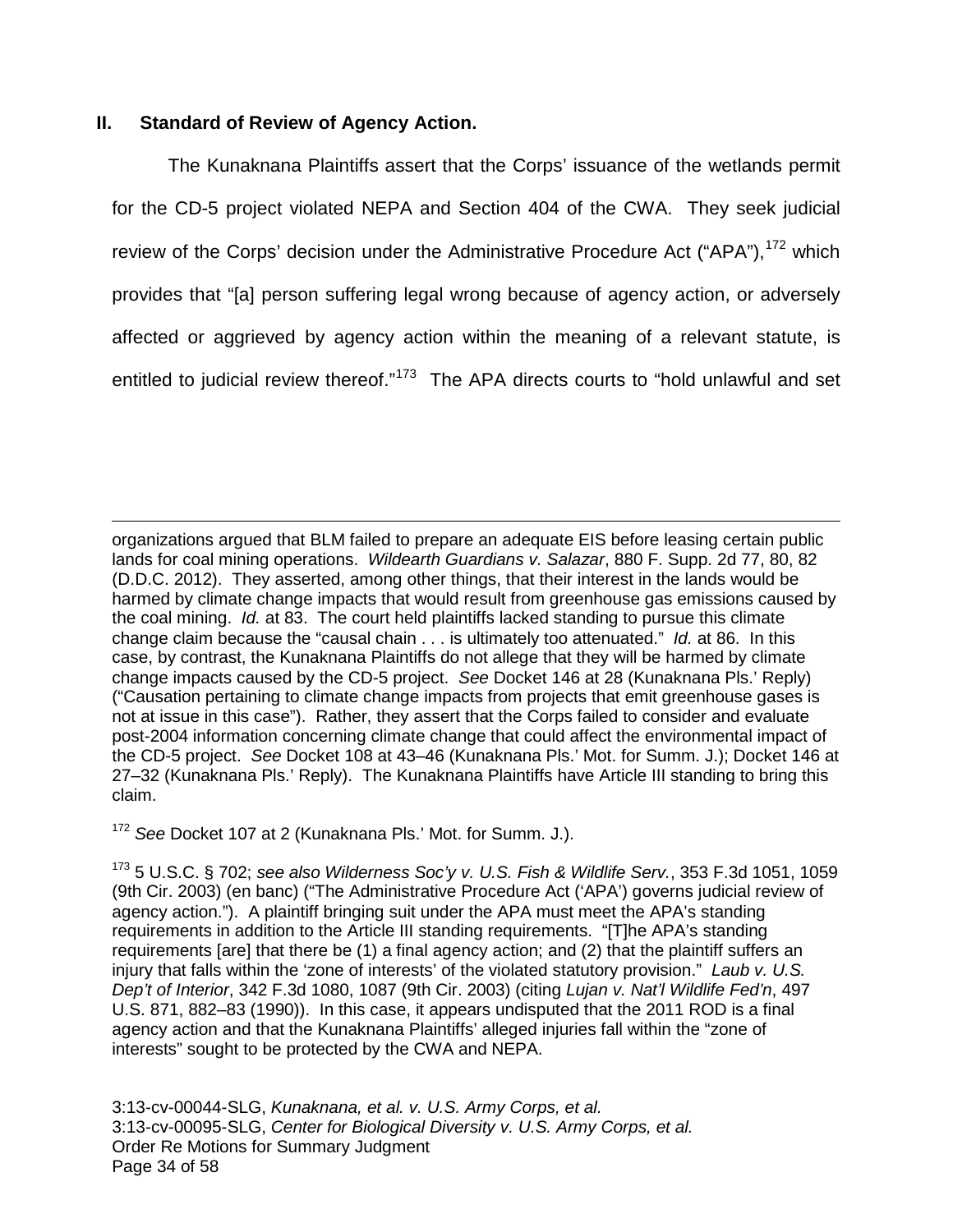## II. Standard of Review of Agency Action.

The Kunaknana Plaintiffs assert that the Corps' issuance of the wetlands permit for the CD-5 project violated NEPA and Section 404 of the CWA. They seek judicial review of the Corps' decision under the Administrative Procedure Act ("APA"),[172] which provides that "[a] person suffering legal wrong because of agency action, or adversely affected or aggrieved by agency action within the meaning of a relevant statute, is entitled to judicial review thereof."[173] The APA directs courts to "hold unlawful and set

---

organizations argued that BLM failed to prepare an adequate EIS before leasing certain public lands for coal mining operations. *Wildearth Guardians v. Salazar*, 880 F. Supp. 2d 77, 80, 82 (D.D.C. 2012). They asserted, among other things, that their interest in the lands would be harmed by climate change impacts that would result from greenhouse gas emissions caused by the coal mining. *Id.* at 83. The court held plaintiffs lacked standing to pursue this climate change claim because the "causal chain . . . is ultimately too attenuated." *Id.* at 86. In this case, by contrast, the Kunaknana Plaintiffs do not allege that they will be harmed by climate change impacts caused by the CD-5 project. *See* Docket 146 at 28 (Kunaknana Pls.' Reply) ("Causation pertaining to climate change impacts from projects that emit greenhouse gases is not at issue in this case"). Rather, they assert that the Corps failed to consider and evaluate post-2004 information concerning climate change that could affect the environmental impact of the CD-5 project. *See* Docket 108 at 43–46 (Kunaknana Pls.' Mot. for Summ. J.); Docket 146 at 27–32 (Kunaknana Pls.' Reply). The Kunaknana Plaintiffs have Article III standing to bring this claim.

[172] *See* Docket 107 at 2 (Kunaknana Pls.' Mot. for Summ. J.).

[173] 5 U.S.C. § 702; *see also Wilderness Soc'y v. U.S. Fish & Wildlife Serv.*, 353 F.3d 1051, 1059 (9th Cir. 2003) (en banc) ("The Administrative Procedure Act ('APA') governs judicial review of agency action."). A plaintiff bringing suit under the APA must meet the APA's standing requirements in addition to the Article III standing requirements. "[T]he APA's standing requirements [are] that there be (1) a final agency action; and (2) that the plaintiff suffers an injury that falls within the 'zone of interests' of the violated statutory provision." *Laub v. U.S. Dep't of Interior*, 342 F.3d 1080, 1087 (9th Cir. 2003) (citing *Lujan v. Nat'l Wildlife Fed'n*, 497 U.S. 871, 882–83 (1990)). In this case, it appears undisputed that the 2011 ROD is a final agency action and that the Kunaknana Plaintiffs' alleged injuries fall within the "zone of interests" sought to be protected by the CWA and NEPA.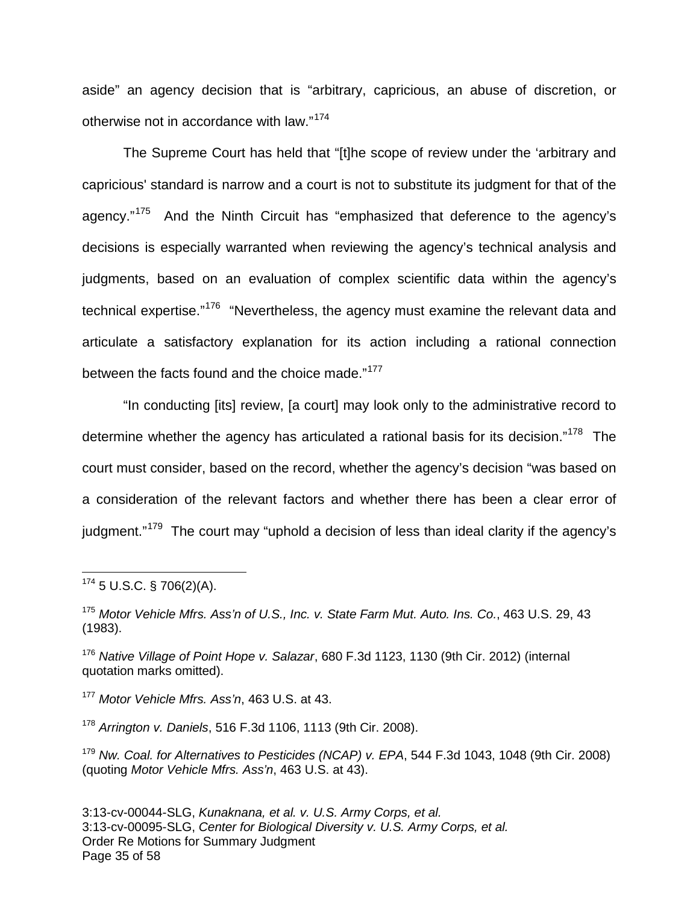aside" an agency decision that is "arbitrary, capricious, an abuse of discretion, or otherwise not in accordance with law."[174]

The Supreme Court has held that "[t]he scope of review under the 'arbitrary and capricious' standard is narrow and a court is not to substitute its judgment for that of the agency."[175] And the Ninth Circuit has "emphasized that deference to the agency's decisions is especially warranted when reviewing the agency's technical analysis and judgments, based on an evaluation of complex scientific data within the agency's technical expertise."[176] "Nevertheless, the agency must examine the relevant data and articulate a satisfactory explanation for its action including a rational connection between the facts found and the choice made."[177]

"In conducting [its] review, [a court] may look only to the administrative record to determine whether the agency has articulated a rational basis for its decision."[178] The court must consider, based on the record, whether the agency's decision "was based on a consideration of the relevant factors and whether there has been a clear error of judgment."[179] The court may "uphold a decision of less than ideal clarity if the agency's

---

[174] 5 U.S.C. § 706(2)(A).

[175] *Motor Vehicle Mfrs. Ass'n of U.S., Inc. v. State Farm Mut. Auto. Ins. Co.*, 463 U.S. 29, 43 (1983).

[176] *Native Village of Point Hope v. Salazar*, 680 F.3d 1123, 1130 (9th Cir. 2012) (internal quotation marks omitted).

[177] *Motor Vehicle Mfrs. Ass'n*, 463 U.S. at 43.

[178] *Arrington v. Daniels*, 516 F.3d 1106, 1113 (9th Cir. 2008).

[179] *Nw. Coal. for Alternatives to Pesticides (NCAP) v. EPA*, 544 F.3d 1043, 1048 (9th Cir. 2008) (quoting *Motor Vehicle Mfrs. Ass'n*, 463 U.S. at 43).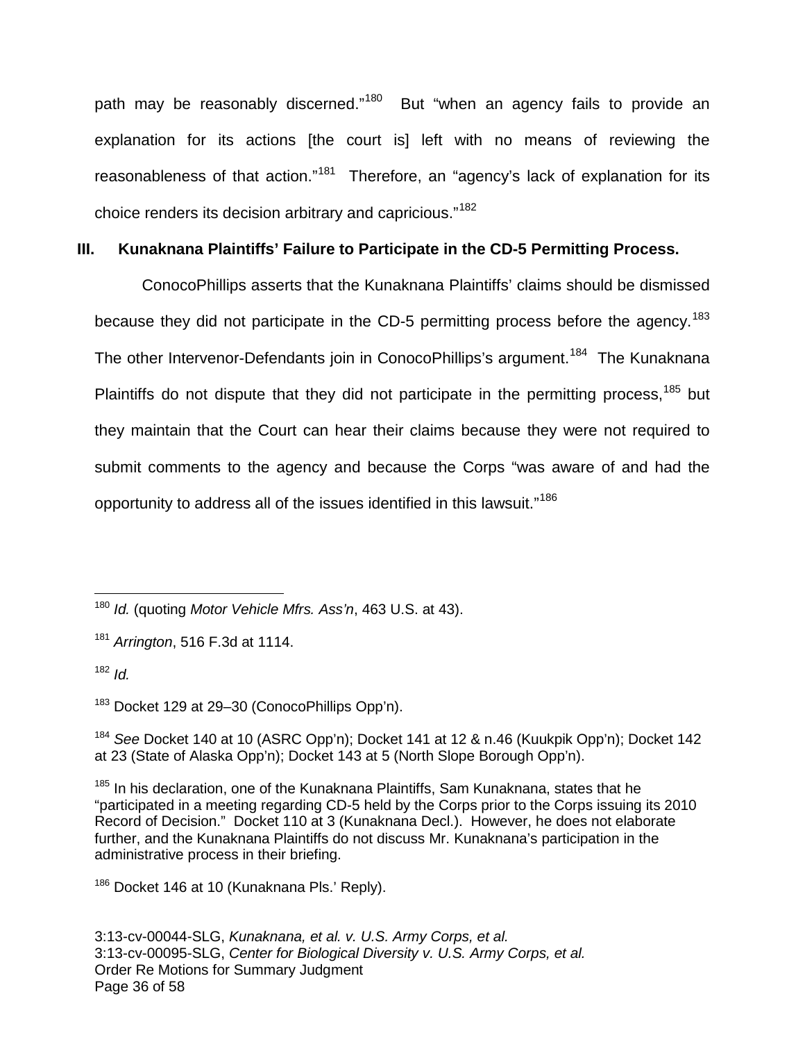path may be reasonably discerned."[180] But "when an agency fails to provide an explanation for its actions [the court is] left with no means of reviewing the reasonableness of that action."[181] Therefore, an "agency's lack of explanation for its choice renders its decision arbitrary and capricious."[182]

## III. Kunaknana Plaintiffs' Failure to Participate in the CD-5 Permitting Process.

ConocoPhillips asserts that the Kunaknana Plaintiffs' claims should be dismissed because they did not participate in the CD-5 permitting process before the agency.[183] The other Intervenor-Defendants join in ConocoPhillips's argument.[184] The Kunaknana Plaintiffs do not dispute that they did not participate in the permitting process,[185] but they maintain that the Court can hear their claims because they were not required to submit comments to the agency and because the Corps "was aware of and had the opportunity to address all of the issues identified in this lawsuit."[186]

---

[180] *Id.* (quoting *Motor Vehicle Mfrs. Ass'n*, 463 U.S. at 43).

[181] *Arrington*, 516 F.3d at 1114.

[182] *Id.*

[183] Docket 129 at 29–30 (ConocoPhillips Opp'n).

[184] *See* Docket 140 at 10 (ASRC Opp'n); Docket 141 at 12 & n.46 (Kuukpik Opp'n); Docket 142 at 23 (State of Alaska Opp'n); Docket 143 at 5 (North Slope Borough Opp'n).

[185] In his declaration, one of the Kunaknana Plaintiffs, Sam Kunaknana, states that he "participated in a meeting regarding CD-5 held by the Corps prior to the Corps issuing its 2010 Record of Decision." Docket 110 at 3 (Kunaknana Decl.). However, he does not elaborate further, and the Kunaknana Plaintiffs do not discuss Mr. Kunaknana's participation in the administrative process in their briefing.

[186] Docket 146 at 10 (Kunaknana Pls.' Reply).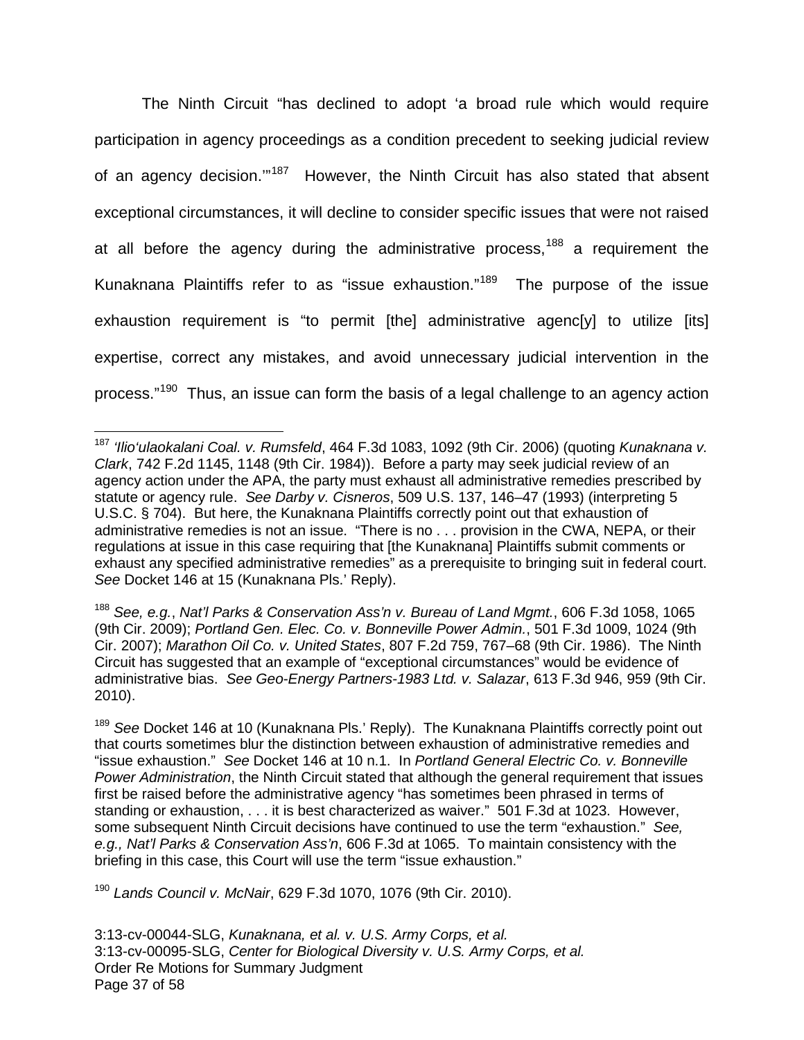The Ninth Circuit "has declined to adopt 'a broad rule which would require participation in agency proceedings as a condition precedent to seeking judicial review of an agency decision.'"[187] However, the Ninth Circuit has also stated that absent exceptional circumstances, it will decline to consider specific issues that were not raised at all before the agency during the administrative process,[188] a requirement the Kunaknana Plaintiffs refer to as "issue exhaustion."[189] The purpose of the issue exhaustion requirement is "to permit [the] administrative agenc[y] to utilize [its] expertise, correct any mistakes, and avoid unnecessary judicial intervention in the process."[190] Thus, an issue can form the basis of a legal challenge to an agency action

---

[187] *'Ilio'ulaokalani Coal. v. Rumsfeld*, 464 F.3d 1083, 1092 (9th Cir. 2006) (quoting *Kunaknana v. Clark*, 742 F.2d 1145, 1148 (9th Cir. 1984)). Before a party may seek judicial review of an agency action under the APA, the party must exhaust all administrative remedies prescribed by statute or agency rule. *See Darby v. Cisneros*, 509 U.S. 137, 146–47 (1993) (interpreting 5 U.S.C. § 704). But here, the Kunaknana Plaintiffs correctly point out that exhaustion of administrative remedies is not an issue. "There is no . . . provision in the CWA, NEPA, or their regulations at issue in this case requiring that [the Kunaknana] Plaintiffs submit comments or exhaust any specified administrative remedies" as a prerequisite to bringing suit in federal court. *See* Docket 146 at 15 (Kunaknana Pls.' Reply).

[188] *See, e.g.*, *Nat'l Parks & Conservation Ass'n v. Bureau of Land Mgmt.*, 606 F.3d 1058, 1065 (9th Cir. 2009); *Portland Gen. Elec. Co. v. Bonneville Power Admin.*, 501 F.3d 1009, 1024 (9th Cir. 2007); *Marathon Oil Co. v. United States*, 807 F.2d 759, 767–68 (9th Cir. 1986). The Ninth Circuit has suggested that an example of "exceptional circumstances" would be evidence of administrative bias. *See Geo-Energy Partners-1983 Ltd. v. Salazar*, 613 F.3d 946, 959 (9th Cir. 2010).

[189] *See* Docket 146 at 10 (Kunaknana Pls.' Reply). The Kunaknana Plaintiffs correctly point out that courts sometimes blur the distinction between exhaustion of administrative remedies and "issue exhaustion." *See* Docket 146 at 10 n.1. In *Portland General Electric Co. v. Bonneville Power Administration*, the Ninth Circuit stated that although the general requirement that issues first be raised before the administrative agency "has sometimes been phrased in terms of standing or exhaustion, . . . it is best characterized as waiver." 501 F.3d at 1023. However, some subsequent Ninth Circuit decisions have continued to use the term "exhaustion." *See, e.g., Nat'l Parks & Conservation Ass'n*, 606 F.3d at 1065. To maintain consistency with the briefing in this case, this Court will use the term "issue exhaustion."

[190] *Lands Council v. McNair*, 629 F.3d 1070, 1076 (9th Cir. 2010).

3:13-cv-00044-SLG, *Kunaknana, et al. v. U.S. Army Corps, et al.*
3:13-cv-00095-SLG, *Center for Biological Diversity v. U.S. Army Corps, et al.*
Order Re Motions for Summary Judgment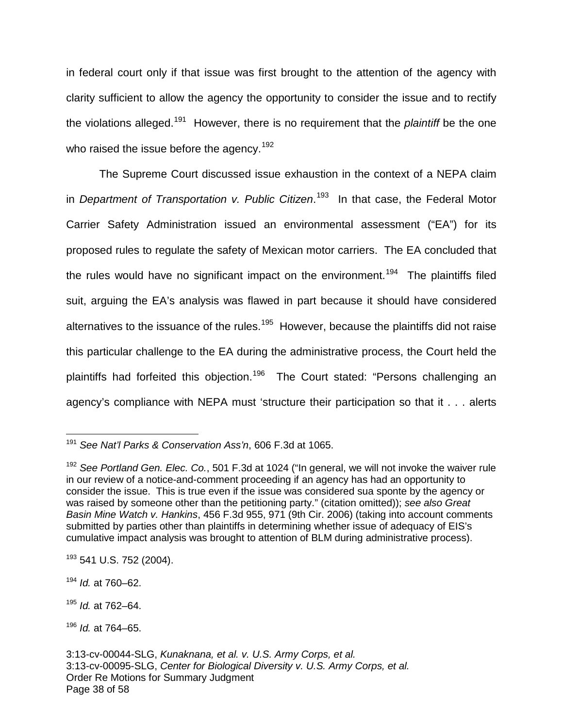in federal court only if that issue was first brought to the attention of the agency with clarity sufficient to allow the agency the opportunity to consider the issue and to rectify the violations alleged.[191] However, there is no requirement that the *plaintiff* be the one who raised the issue before the agency.[192]

The Supreme Court discussed issue exhaustion in the context of a NEPA claim in *Department of Transportation v. Public Citizen*.[193] In that case, the Federal Motor Carrier Safety Administration issued an environmental assessment ("EA") for its proposed rules to regulate the safety of Mexican motor carriers. The EA concluded that the rules would have no significant impact on the environment.[194] The plaintiffs filed suit, arguing the EA's analysis was flawed in part because it should have considered alternatives to the issuance of the rules.[195] However, because the plaintiffs did not raise this particular challenge to the EA during the administrative process, the Court held the plaintiffs had forfeited this objection.[196] The Court stated: "Persons challenging an agency's compliance with NEPA must 'structure their participation so that it . . . alerts

---

[191] *See Nat'l Parks & Conservation Ass'n*, 606 F.3d at 1065.

[192] *See Portland Gen. Elec. Co.*, 501 F.3d at 1024 ("In general, we will not invoke the waiver rule in our review of a notice-and-comment proceeding if an agency has had an opportunity to consider the issue. This is true even if the issue was considered sua sponte by the agency or was raised by someone other than the petitioning party." (citation omitted)); *see also Great Basin Mine Watch v. Hankins*, 456 F.3d 955, 971 (9th Cir. 2006) (taking into account comments submitted by parties other than plaintiffs in determining whether issue of adequacy of EIS's cumulative impact analysis was brought to attention of BLM during administrative process).

[193] 541 U.S. 752 (2004).

[194] *Id.* at 760–62.

[195] *Id.* at 762–64.

[196] *Id.* at 764–65.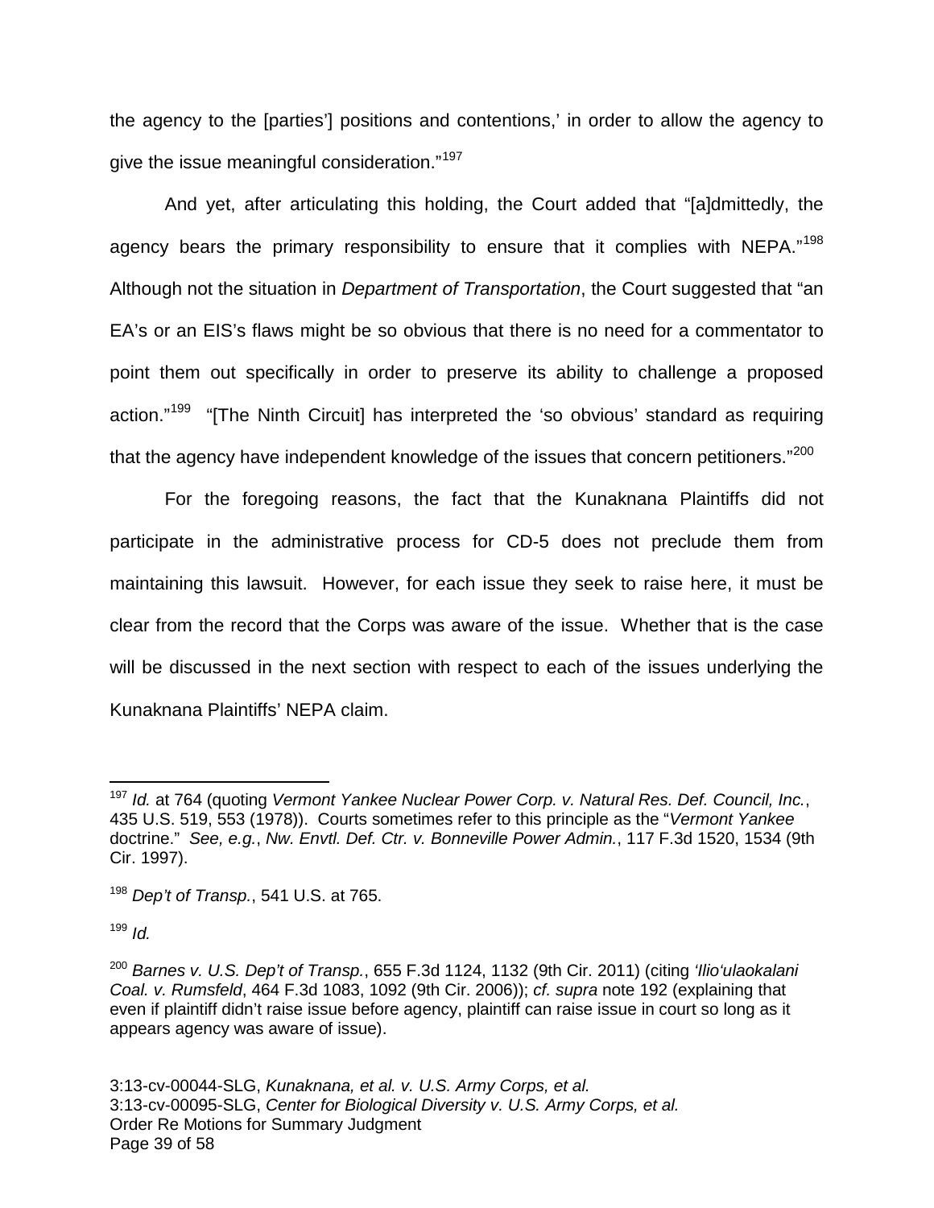the agency to the [parties'] positions and contentions,' in order to allow the agency to give the issue meaningful consideration."[197]

And yet, after articulating this holding, the Court added that "[a]dmittedly, the agency bears the primary responsibility to ensure that it complies with NEPA."[198] Although not the situation in *Department of Transportation*, the Court suggested that "an EA's or an EIS's flaws might be so obvious that there is no need for a commentator to point them out specifically in order to preserve its ability to challenge a proposed action."[199] "[The Ninth Circuit] has interpreted the 'so obvious' standard as requiring that the agency have independent knowledge of the issues that concern petitioners."[200]

For the foregoing reasons, the fact that the Kunaknana Plaintiffs did not participate in the administrative process for CD-5 does not preclude them from maintaining this lawsuit. However, for each issue they seek to raise here, it must be clear from the record that the Corps was aware of the issue. Whether that is the case will be discussed in the next section with respect to each of the issues underlying the Kunaknana Plaintiffs' NEPA claim.

---

[197] *Id.* at 764 (quoting *Vermont Yankee Nuclear Power Corp. v. Natural Res. Def. Council, Inc.*, 435 U.S. 519, 553 (1978)). Courts sometimes refer to this principle as the "*Vermont Yankee* doctrine." *See, e.g.*, *Nw. Envtl. Def. Ctr. v. Bonneville Power Admin.*, 117 F.3d 1520, 1534 (9th Cir. 1997).

[198] *Dep't of Transp.*, 541 U.S. at 765.

[199] *Id.*

[200] *Barnes v. U.S. Dep't of Transp.*, 655 F.3d 1124, 1132 (9th Cir. 2011) (citing *'Ilio'ulaokalani Coal. v. Rumsfeld*, 464 F.3d 1083, 1092 (9th Cir. 2006)); *cf. supra* note 192 (explaining that even if plaintiff didn't raise issue before agency, plaintiff can raise issue in court so long as it appears agency was aware of issue).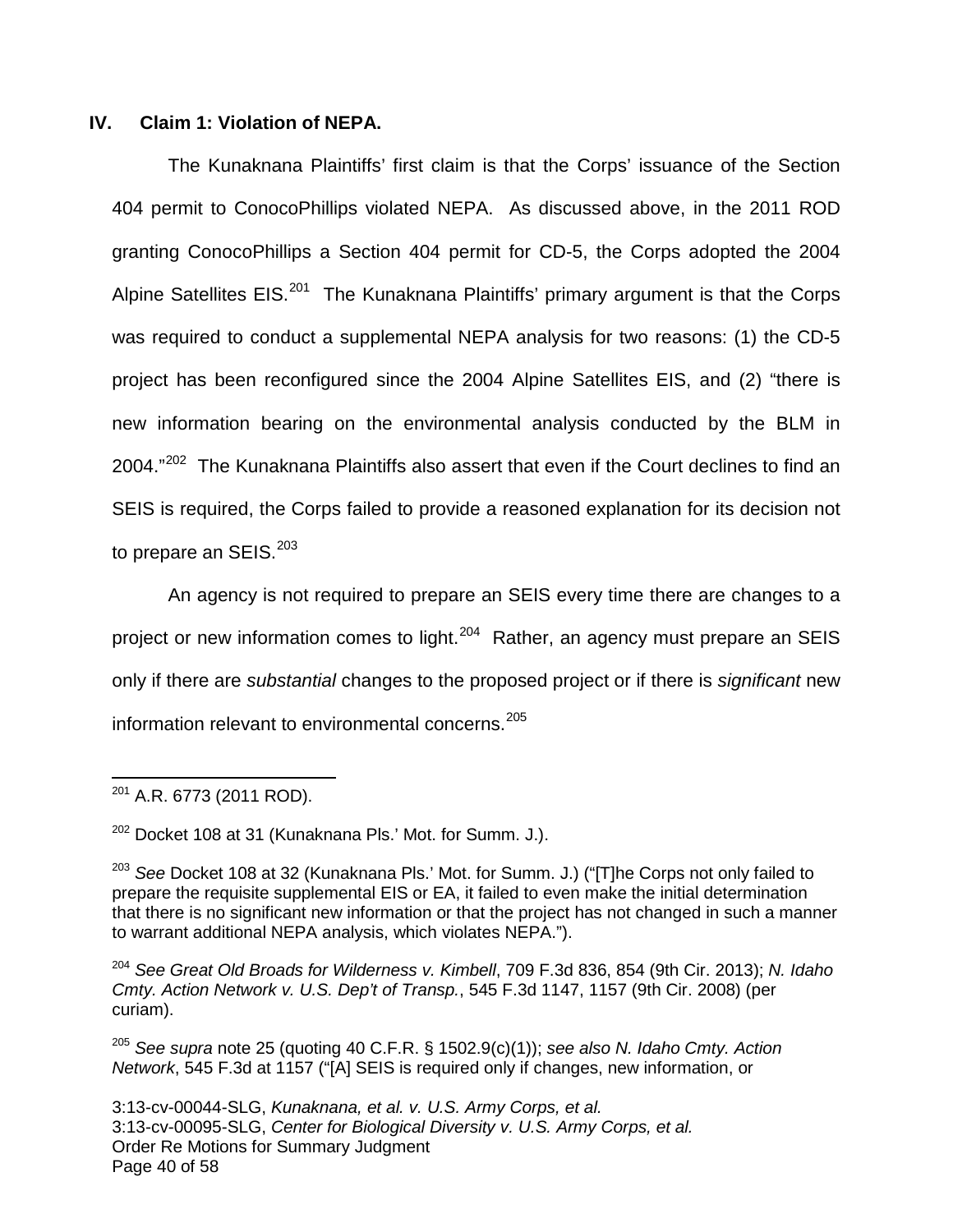## IV. Claim 1: Violation of NEPA.

The Kunaknana Plaintiffs' first claim is that the Corps' issuance of the Section 404 permit to ConocoPhillips violated NEPA. As discussed above, in the 2011 ROD granting ConocoPhillips a Section 404 permit for CD-5, the Corps adopted the 2004 Alpine Satellites EIS.[201] The Kunaknana Plaintiffs' primary argument is that the Corps was required to conduct a supplemental NEPA analysis for two reasons: (1) the CD-5 project has been reconfigured since the 2004 Alpine Satellites EIS, and (2) "there is new information bearing on the environmental analysis conducted by the BLM in 2004."[202] The Kunaknana Plaintiffs also assert that even if the Court declines to find an SEIS is required, the Corps failed to provide a reasoned explanation for its decision not to prepare an SEIS.[203]

An agency is not required to prepare an SEIS every time there are changes to a project or new information comes to light.[204] Rather, an agency must prepare an SEIS only if there are *substantial* changes to the proposed project or if there is *significant* new information relevant to environmental concerns.[205]

---

[201] A.R. 6773 (2011 ROD).

[202] Docket 108 at 31 (Kunaknana Pls.' Mot. for Summ. J.).

[203] *See* Docket 108 at 32 (Kunaknana Pls.' Mot. for Summ. J.) ("[T]he Corps not only failed to prepare the requisite supplemental EIS or EA, it failed to even make the initial determination that there is no significant new information or that the project has not changed in such a manner to warrant additional NEPA analysis, which violates NEPA.").

[204] *See Great Old Broads for Wilderness v. Kimbell*, 709 F.3d 836, 854 (9th Cir. 2013); *N. Idaho Cmty. Action Network v. U.S. Dep't of Transp.*, 545 F.3d 1147, 1157 (9th Cir. 2008) (per curiam).

[205] *See supra* note 25 (quoting 40 C.F.R. § 1502.9(c)(1)); *see also N. Idaho Cmty. Action Network*, 545 F.3d at 1157 ("[A] SEIS is required only if changes, new information, or

3:13-cv-00044-SLG, *Kunaknana, et al. v. U.S. Army Corps, et al.*
3:13-cv-00095-SLG, *Center for Biological Diversity v. U.S. Army Corps, et al.*
Order Re Motions for Summary Judgment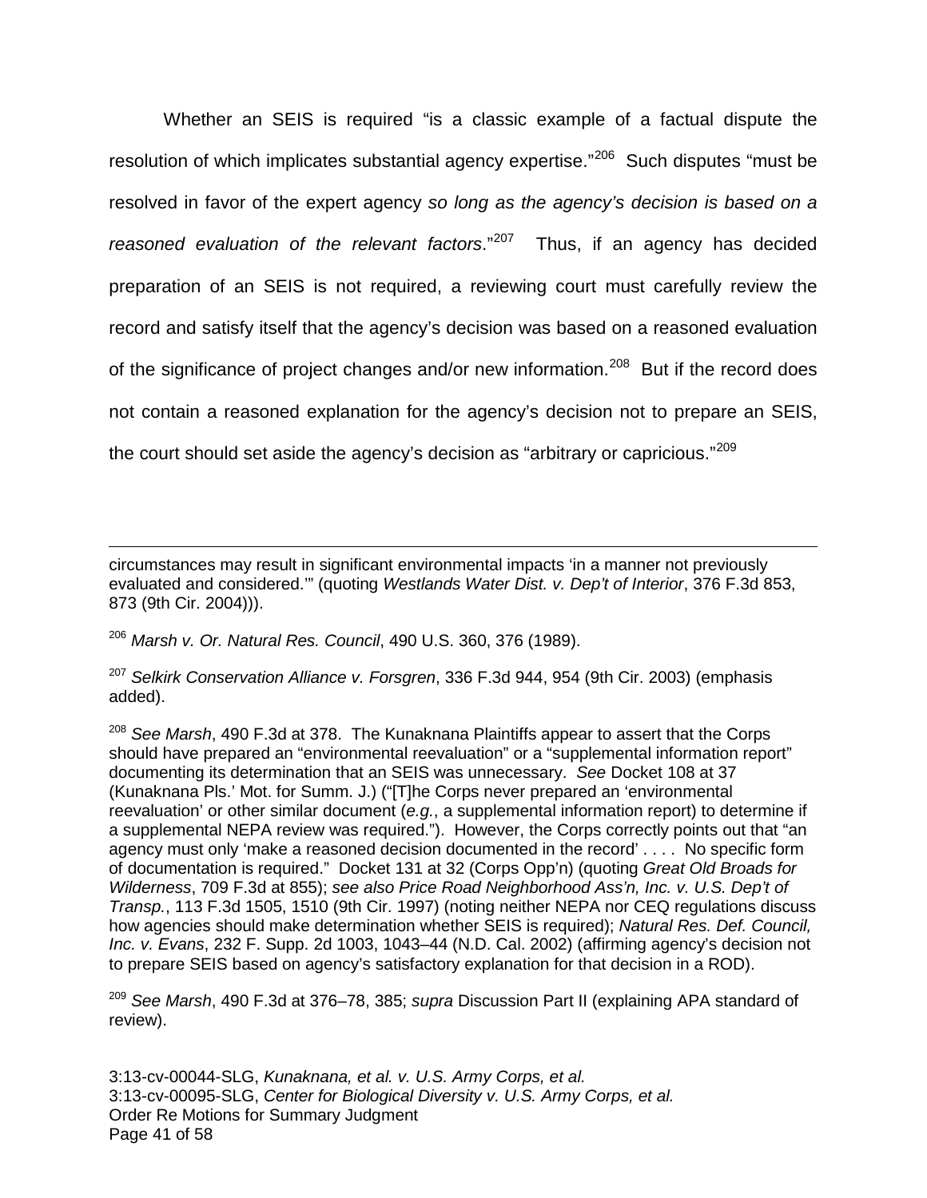Whether an SEIS is required "is a classic example of a factual dispute the resolution of which implicates substantial agency expertise."[206] Such disputes "must be resolved in favor of the expert agency *so long as the agency's decision is based on a reasoned evaluation of the relevant factors*."[207] Thus, if an agency has decided preparation of an SEIS is not required, a reviewing court must carefully review the record and satisfy itself that the agency's decision was based on a reasoned evaluation of the significance of project changes and/or new information.[208] But if the record does not contain a reasoned explanation for the agency's decision not to prepare an SEIS, the court should set aside the agency's decision as "arbitrary or capricious."[209]

---

circumstances may result in significant environmental impacts 'in a manner not previously evaluated and considered.'" (quoting *Westlands Water Dist. v. Dep't of Interior*, 376 F.3d 853, 873 (9th Cir. 2004))).

[206] *Marsh v. Or. Natural Res. Council*, 490 U.S. 360, 376 (1989).

[207] *Selkirk Conservation Alliance v. Forsgren*, 336 F.3d 944, 954 (9th Cir. 2003) (emphasis added).

[208] *See Marsh*, 490 F.3d at 378. The Kunaknana Plaintiffs appear to assert that the Corps should have prepared an "environmental reevaluation" or a "supplemental information report" documenting its determination that an SEIS was unnecessary. *See* Docket 108 at 37 (Kunaknana Pls.' Mot. for Summ. J.) ("[T]he Corps never prepared an 'environmental reevaluation' or other similar document (*e.g.*, a supplemental information report) to determine if a supplemental NEPA review was required."). However, the Corps correctly points out that "an agency must only 'make a reasoned decision documented in the record' . . . . No specific form of documentation is required." Docket 131 at 32 (Corps Opp'n) (quoting *Great Old Broads for Wilderness*, 709 F.3d at 855); *see also Price Road Neighborhood Ass'n, Inc. v. U.S. Dep't of Transp.*, 113 F.3d 1505, 1510 (9th Cir. 1997) (noting neither NEPA nor CEQ regulations discuss how agencies should make determination whether SEIS is required); *Natural Res. Def. Council, Inc. v. Evans*, 232 F. Supp. 2d 1003, 1043–44 (N.D. Cal. 2002) (affirming agency's decision not to prepare SEIS based on agency's satisfactory explanation for that decision in a ROD).

[209] *See Marsh*, 490 F.3d at 376–78, 385; *supra* Discussion Part II (explaining APA standard of review).

3:13-cv-00044-SLG, *Kunaknana, et al. v. U.S. Army Corps, et al.*
3:13-cv-00095-SLG, *Center for Biological Diversity v. U.S. Army Corps, et al.*
Order Re Motions for Summary Judgment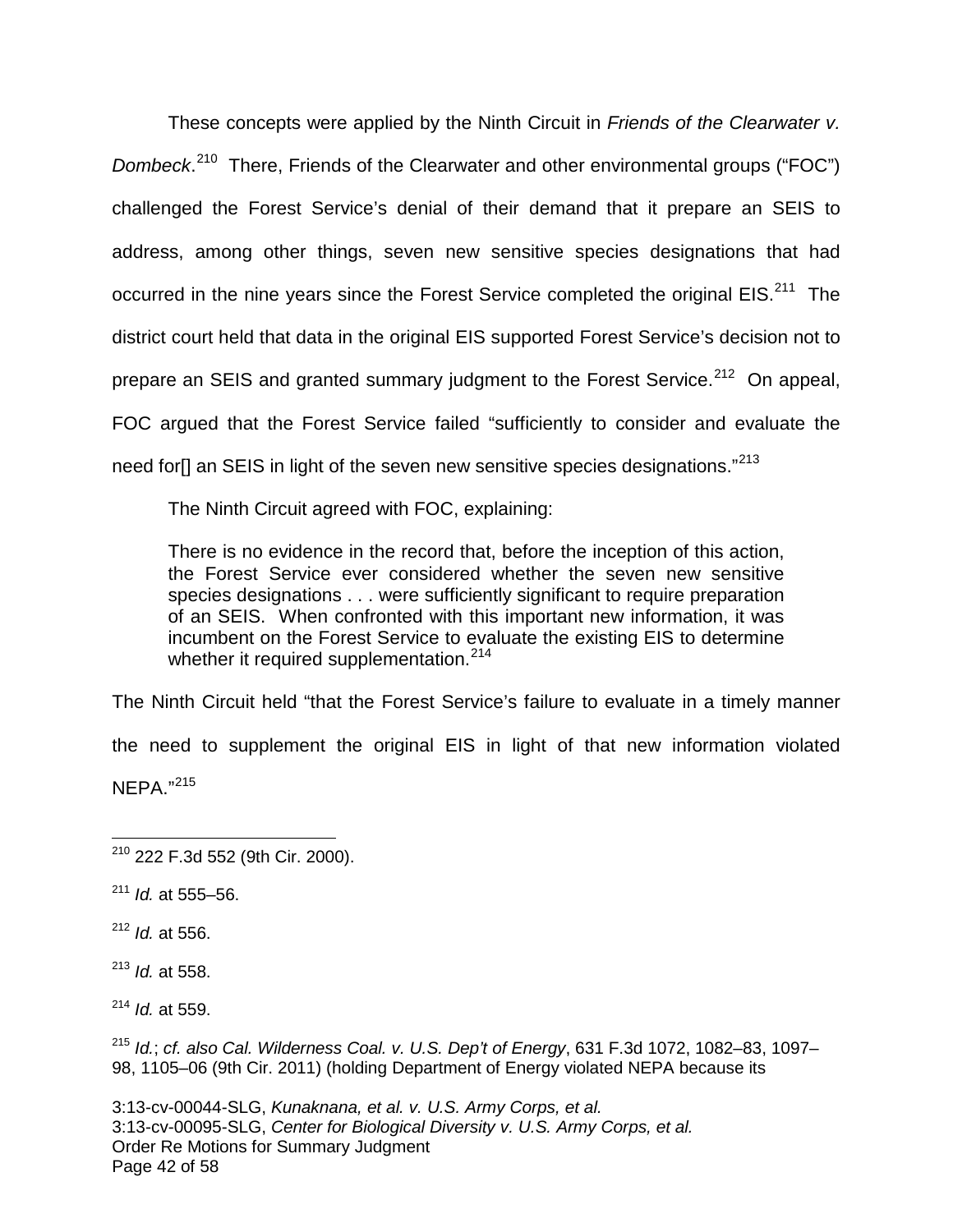These concepts were applied by the Ninth Circuit in *Friends of the Clearwater v. Dombeck*.[210] There, Friends of the Clearwater and other environmental groups ("FOC") challenged the Forest Service's denial of their demand that it prepare an SEIS to address, among other things, seven new sensitive species designations that had occurred in the nine years since the Forest Service completed the original EIS.[211] The district court held that data in the original EIS supported Forest Service's decision not to prepare an SEIS and granted summary judgment to the Forest Service.[212] On appeal, FOC argued that the Forest Service failed "sufficiently to consider and evaluate the need for[] an SEIS in light of the seven new sensitive species designations."[213]

The Ninth Circuit agreed with FOC, explaining:

> There is no evidence in the record that, before the inception of this action, the Forest Service ever considered whether the seven new sensitive species designations . . . were sufficiently significant to require preparation of an SEIS. When confronted with this important new information, it was incumbent on the Forest Service to evaluate the existing EIS to determine whether it required supplementation.[214]

The Ninth Circuit held "that the Forest Service's failure to evaluate in a timely manner the need to supplement the original EIS in light of that new information violated NEPA."[215]

---

[210] 222 F.3d 552 (9th Cir. 2000).

[211] *Id.* at 555–56.

[212] *Id.* at 556.

[213] *Id.* at 558.

[214] *Id.* at 559.

[215] *Id.*; *cf. also Cal. Wilderness Coal. v. U.S. Dep't of Energy*, 631 F.3d 1072, 1082–83, 1097–98, 1105–06 (9th Cir. 2011) (holding Department of Energy violated NEPA because its

3:13-cv-00044-SLG, *Kunaknana, et al. v. U.S. Army Corps, et al.*
3:13-cv-00095-SLG, *Center for Biological Diversity v. U.S. Army Corps, et al.*
Order Re Motions for Summary Judgment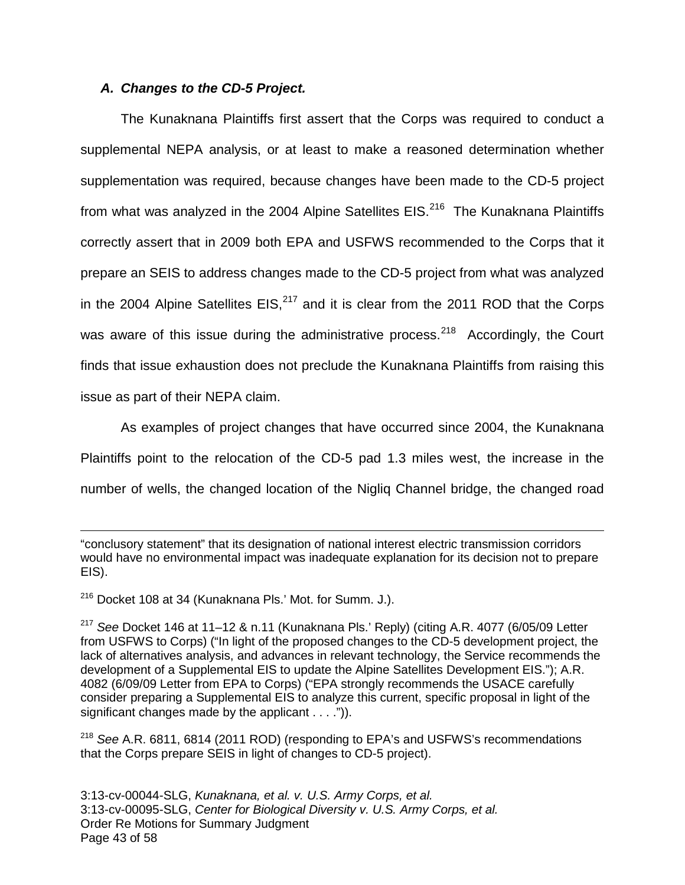### *A. Changes to the CD-5 Project.*

The Kunaknana Plaintiffs first assert that the Corps was required to conduct a supplemental NEPA analysis, or at least to make a reasoned determination whether supplementation was required, because changes have been made to the CD-5 project from what was analyzed in the 2004 Alpine Satellites EIS.[216] The Kunaknana Plaintiffs correctly assert that in 2009 both EPA and USFWS recommended to the Corps that it prepare an SEIS to address changes made to the CD-5 project from what was analyzed in the 2004 Alpine Satellites EIS,[217] and it is clear from the 2011 ROD that the Corps was aware of this issue during the administrative process.[218] Accordingly, the Court finds that issue exhaustion does not preclude the Kunaknana Plaintiffs from raising this issue as part of their NEPA claim.

As examples of project changes that have occurred since 2004, the Kunaknana Plaintiffs point to the relocation of the CD-5 pad 1.3 miles west, the increase in the number of wells, the changed location of the Nigliq Channel bridge, the changed road

---

"conclusory statement" that its designation of national interest electric transmission corridors would have no environmental impact was inadequate explanation for its decision not to prepare EIS).

[216] Docket 108 at 34 (Kunaknana Pls.' Mot. for Summ. J.).

[217] *See* Docket 146 at 11–12 & n.11 (Kunaknana Pls.' Reply) (citing A.R. 4077 (6/05/09 Letter from USFWS to Corps) ("In light of the proposed changes to the CD-5 development project, the lack of alternatives analysis, and advances in relevant technology, the Service recommends the development of a Supplemental EIS to update the Alpine Satellites Development EIS."); A.R. 4082 (6/09/09 Letter from EPA to Corps) ("EPA strongly recommends the USACE carefully consider preparing a Supplemental EIS to analyze this current, specific proposal in light of the significant changes made by the applicant . . . .")).

[218] *See* A.R. 6811, 6814 (2011 ROD) (responding to EPA's and USFWS's recommendations that the Corps prepare SEIS in light of changes to CD-5 project).

3:13-cv-00044-SLG, *Kunaknana, et al. v. U.S. Army Corps, et al.*
3:13-cv-00095-SLG, *Center for Biological Diversity v. U.S. Army Corps, et al.*
Order Re Motions for Summary Judgment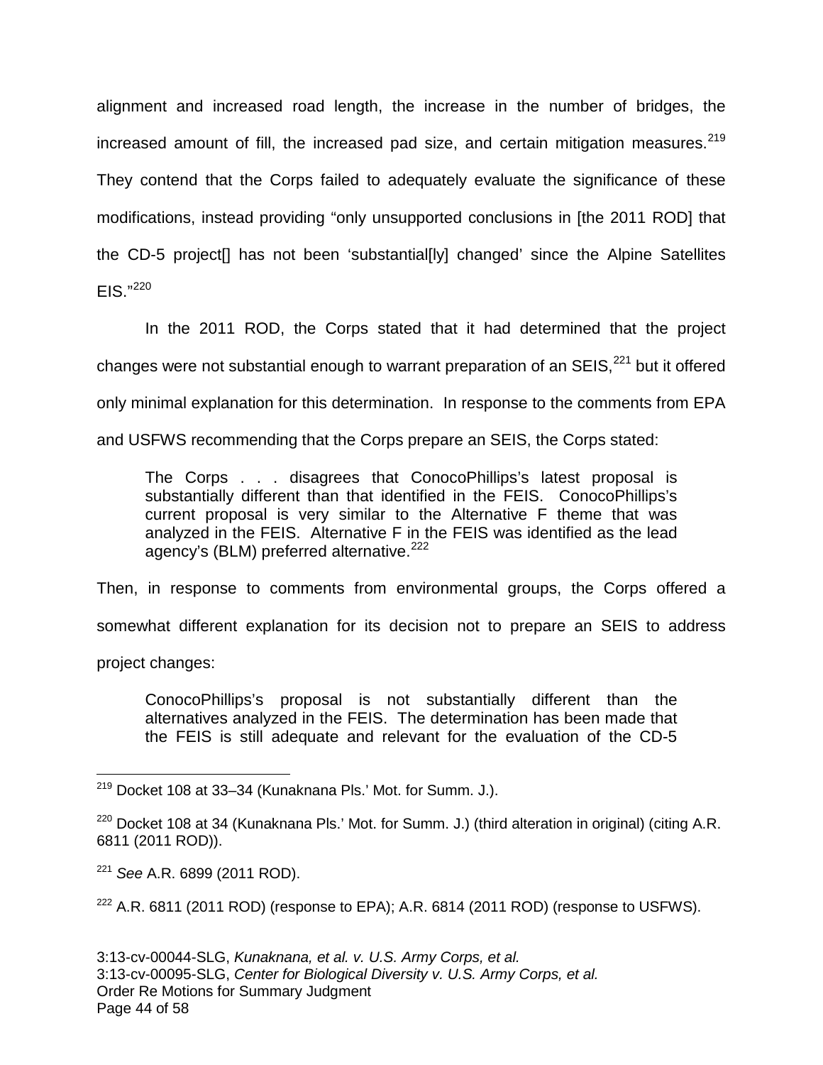alignment and increased road length, the increase in the number of bridges, the increased amount of fill, the increased pad size, and certain mitigation measures.[219] They contend that the Corps failed to adequately evaluate the significance of these modifications, instead providing "only unsupported conclusions in [the 2011 ROD] that the CD-5 project[] has not been 'substantial[ly] changed' since the Alpine Satellites EIS."[220]

In the 2011 ROD, the Corps stated that it had determined that the project changes were not substantial enough to warrant preparation of an SEIS,[221] but it offered only minimal explanation for this determination. In response to the comments from EPA and USFWS recommending that the Corps prepare an SEIS, the Corps stated:

> The Corps . . . disagrees that ConocoPhillips's latest proposal is substantially different than that identified in the FEIS. ConocoPhillips's current proposal is very similar to the Alternative F theme that was analyzed in the FEIS. Alternative F in the FEIS was identified as the lead agency's (BLM) preferred alternative.[222]

Then, in response to comments from environmental groups, the Corps offered a somewhat different explanation for its decision not to prepare an SEIS to address project changes:

> ConocoPhillips's proposal is not substantially different than the alternatives analyzed in the FEIS. The determination has been made that the FEIS is still adequate and relevant for the evaluation of the CD-5

---

[219] Docket 108 at 33–34 (Kunaknana Pls.' Mot. for Summ. J.).

[220] Docket 108 at 34 (Kunaknana Pls.' Mot. for Summ. J.) (third alteration in original) (citing A.R. 6811 (2011 ROD)).

[221] *See* A.R. 6899 (2011 ROD).

[222] A.R. 6811 (2011 ROD) (response to EPA); A.R. 6814 (2011 ROD) (response to USFWS).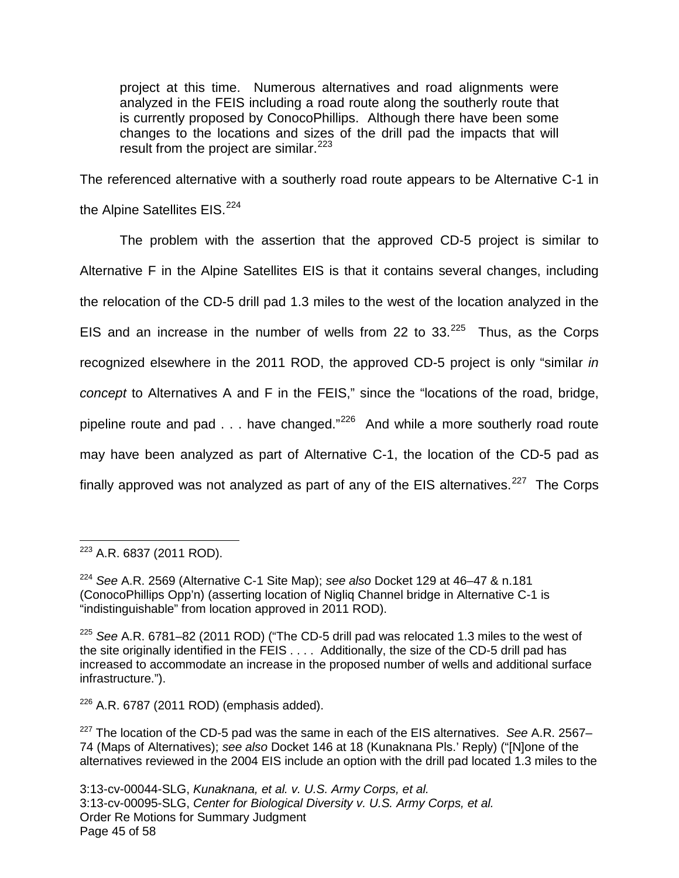> project at this time. Numerous alternatives and road alignments were analyzed in the FEIS including a road route along the southerly route that is currently proposed by ConocoPhillips. Although there have been some changes to the locations and sizes of the drill pad the impacts that will result from the project are similar.[223]

The referenced alternative with a southerly road route appears to be Alternative C-1 in the Alpine Satellites EIS.[224]

The problem with the assertion that the approved CD-5 project is similar to Alternative F in the Alpine Satellites EIS is that it contains several changes, including the relocation of the CD-5 drill pad 1.3 miles to the west of the location analyzed in the EIS and an increase in the number of wells from 22 to 33.[225] Thus, as the Corps recognized elsewhere in the 2011 ROD, the approved CD-5 project is only "similar *in concept* to Alternatives A and F in the FEIS," since the "locations of the road, bridge, pipeline route and pad . . . have changed."[226] And while a more southerly road route may have been analyzed as part of Alternative C-1, the location of the CD-5 pad as finally approved was not analyzed as part of any of the EIS alternatives.[227] The Corps

---

[223] A.R. 6837 (2011 ROD).

[224] *See* A.R. 2569 (Alternative C-1 Site Map); *see also* Docket 129 at 46–47 & n.181 (ConocoPhillips Opp'n) (asserting location of Nigliq Channel bridge in Alternative C-1 is "indistinguishable" from location approved in 2011 ROD).

[225] *See* A.R. 6781–82 (2011 ROD) ("The CD-5 drill pad was relocated 1.3 miles to the west of the site originally identified in the FEIS . . . . Additionally, the size of the CD-5 drill pad has increased to accommodate an increase in the proposed number of wells and additional surface infrastructure.").

[226] A.R. 6787 (2011 ROD) (emphasis added).

[227] The location of the CD-5 pad was the same in each of the EIS alternatives. *See* A.R. 2567–74 (Maps of Alternatives); *see also* Docket 146 at 18 (Kunaknana Pls.' Reply) ("[N]one of the alternatives reviewed in the 2004 EIS include an option with the drill pad located 1.3 miles to the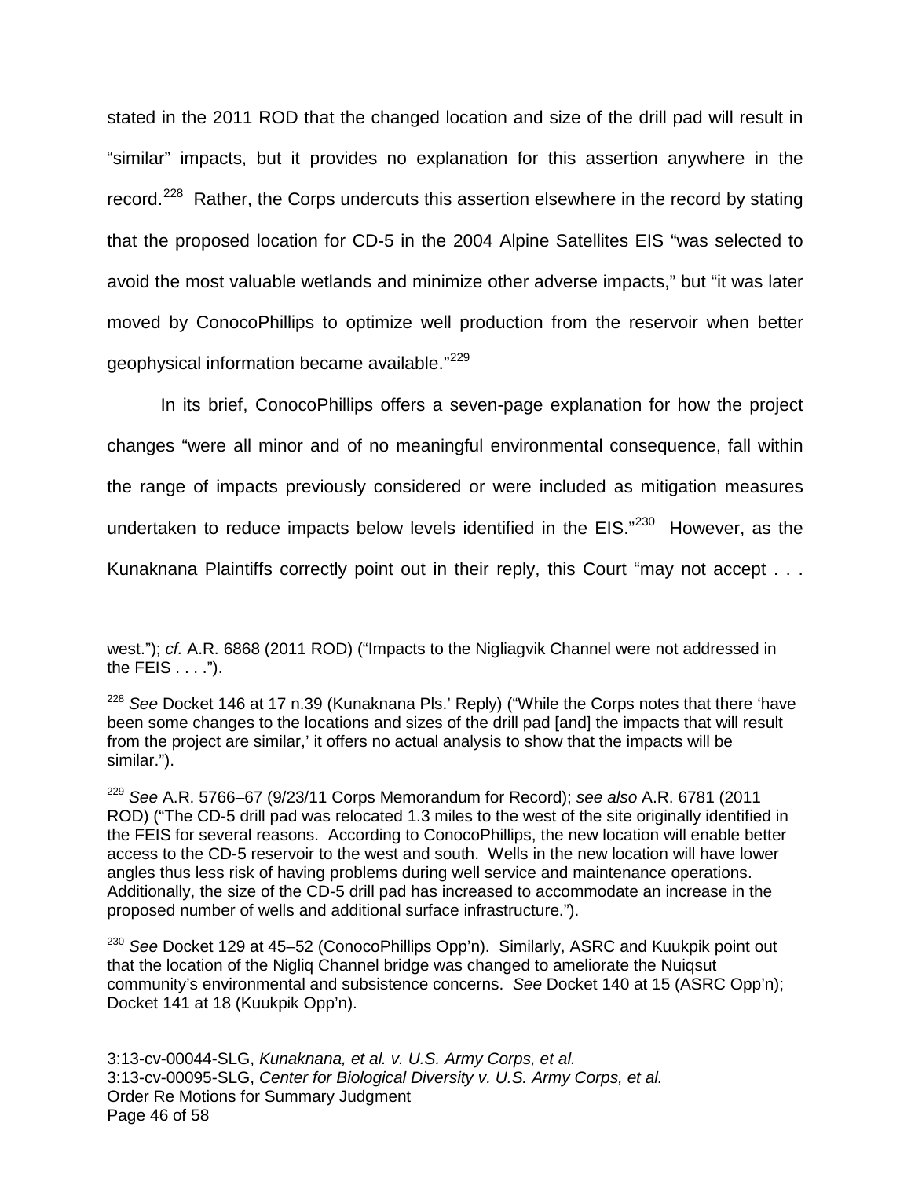stated in the 2011 ROD that the changed location and size of the drill pad will result in "similar" impacts, but it provides no explanation for this assertion anywhere in the record.[228] Rather, the Corps undercuts this assertion elsewhere in the record by stating that the proposed location for CD-5 in the 2004 Alpine Satellites EIS "was selected to avoid the most valuable wetlands and minimize other adverse impacts," but "it was later moved by ConocoPhillips to optimize well production from the reservoir when better geophysical information became available."[229]

In its brief, ConocoPhillips offers a seven-page explanation for how the project changes "were all minor and of no meaningful environmental consequence, fall within the range of impacts previously considered or were included as mitigation measures undertaken to reduce impacts below levels identified in the EIS."[230] However, as the Kunaknana Plaintiffs correctly point out in their reply, this Court "may not accept . . .

---

west."); *cf.* A.R. 6868 (2011 ROD) ("Impacts to the Nigliagvik Channel were not addressed in the FEIS . . . .").

[228] *See* Docket 146 at 17 n.39 (Kunaknana Pls.' Reply) ("While the Corps notes that there 'have been some changes to the locations and sizes of the drill pad [and] the impacts that will result from the project are similar,' it offers no actual analysis to show that the impacts will be similar.").

[229] *See* A.R. 5766–67 (9/23/11 Corps Memorandum for Record); *see also* A.R. 6781 (2011 ROD) ("The CD-5 drill pad was relocated 1.3 miles to the west of the site originally identified in the FEIS for several reasons. According to ConocoPhillips, the new location will enable better access to the CD-5 reservoir to the west and south. Wells in the new location will have lower angles thus less risk of having problems during well service and maintenance operations. Additionally, the size of the CD-5 drill pad has increased to accommodate an increase in the proposed number of wells and additional surface infrastructure.").

[230] *See* Docket 129 at 45–52 (ConocoPhillips Opp'n). Similarly, ASRC and Kuukpik point out that the location of the Nigliq Channel bridge was changed to ameliorate the Nuiqsut community's environmental and subsistence concerns. *See* Docket 140 at 15 (ASRC Opp'n); Docket 141 at 18 (Kuukpik Opp'n).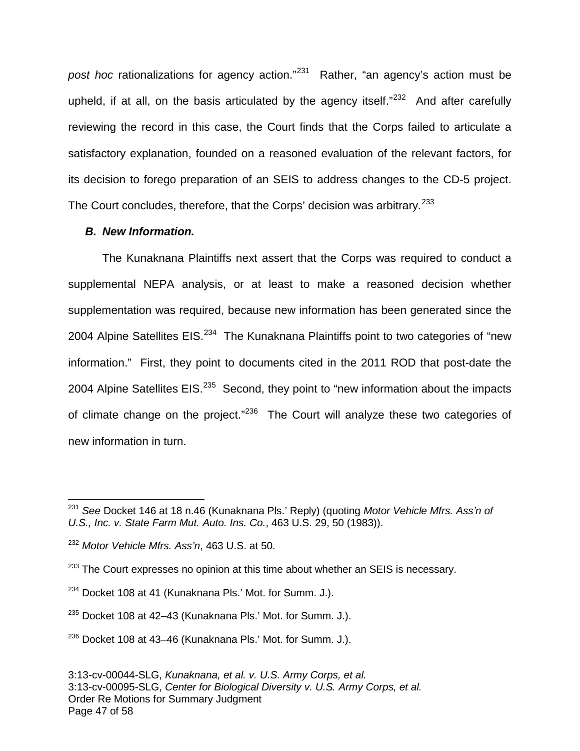*post hoc* rationalizations for agency action."[231] Rather, "an agency's action must be upheld, if at all, on the basis articulated by the agency itself."[232] And after carefully reviewing the record in this case, the Court finds that the Corps failed to articulate a satisfactory explanation, founded on a reasoned evaluation of the relevant factors, for its decision to forego preparation of an SEIS to address changes to the CD-5 project. The Court concludes, therefore, that the Corps' decision was arbitrary.[233]

### *B. New Information.*

The Kunaknana Plaintiffs next assert that the Corps was required to conduct a supplemental NEPA analysis, or at least to make a reasoned decision whether supplementation was required, because new information has been generated since the 2004 Alpine Satellites EIS.[234] The Kunaknana Plaintiffs point to two categories of "new information." First, they point to documents cited in the 2011 ROD that post-date the 2004 Alpine Satellites EIS.[235] Second, they point to "new information about the impacts of climate change on the project."[236] The Court will analyze these two categories of new information in turn.

---

[231] *See* Docket 146 at 18 n.46 (Kunaknana Pls.' Reply) (quoting *Motor Vehicle Mfrs. Ass'n of U.S., Inc. v. State Farm Mut. Auto. Ins. Co.*, 463 U.S. 29, 50 (1983)).

[232] *Motor Vehicle Mfrs. Ass'n*, 463 U.S. at 50.

[233] The Court expresses no opinion at this time about whether an SEIS is necessary.

[234] Docket 108 at 41 (Kunaknana Pls.' Mot. for Summ. J.).

[235] Docket 108 at 42–43 (Kunaknana Pls.' Mot. for Summ. J.).

[236] Docket 108 at 43–46 (Kunaknana Pls.' Mot. for Summ. J.).

3:13-cv-00044-SLG, *Kunaknana, et al. v. U.S. Army Corps, et al.*
3:13-cv-00095-SLG, *Center for Biological Diversity v. U.S. Army Corps, et al.*
Order Re Motions for Summary Judgment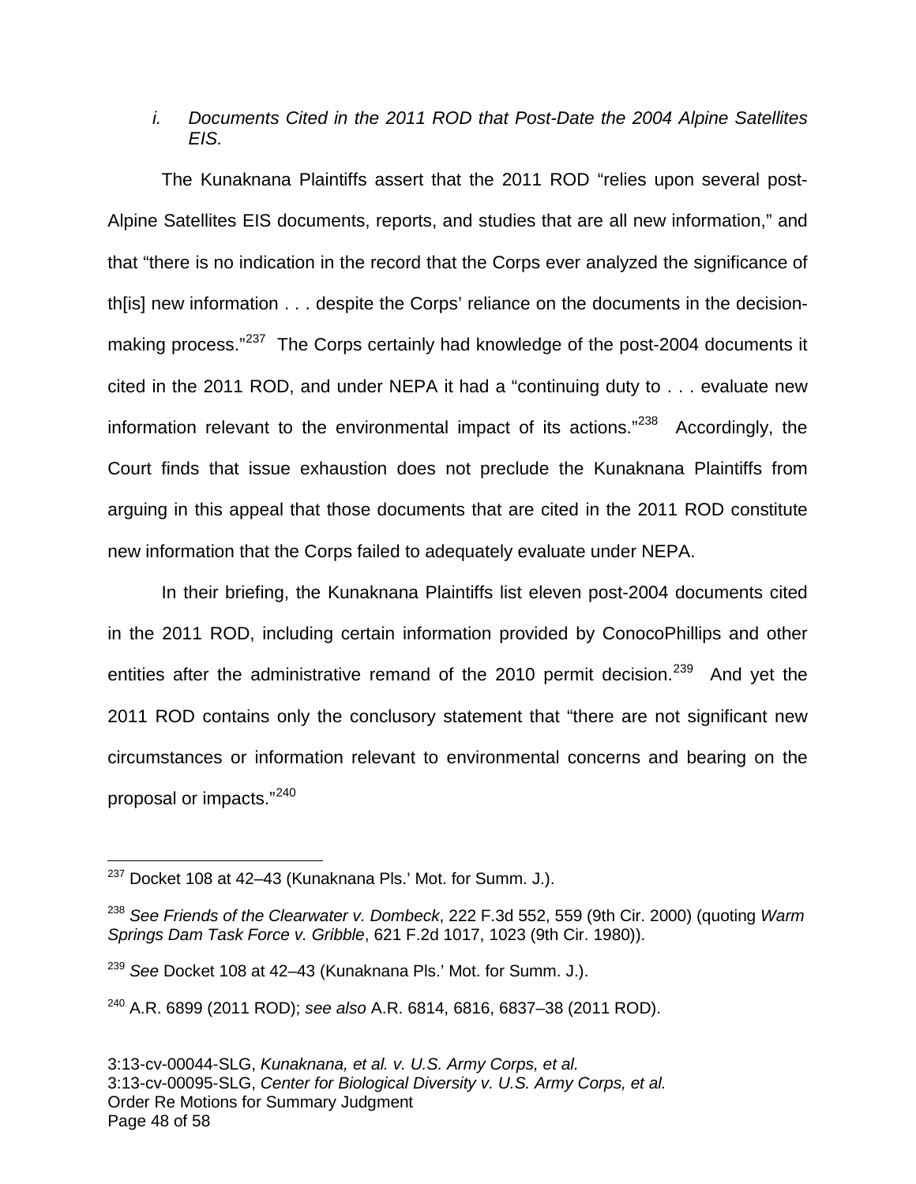*i. Documents Cited in the 2011 ROD that Post-Date the 2004 Alpine Satellites EIS.*

The Kunaknana Plaintiffs assert that the 2011 ROD "relies upon several post-Alpine Satellites EIS documents, reports, and studies that are all new information," and that "there is no indication in the record that the Corps ever analyzed the significance of th[is] new information . . . despite the Corps' reliance on the documents in the decision-making process."[237] The Corps certainly had knowledge of the post-2004 documents it cited in the 2011 ROD, and under NEPA it had a "continuing duty to . . . evaluate new information relevant to the environmental impact of its actions."[238] Accordingly, the Court finds that issue exhaustion does not preclude the Kunaknana Plaintiffs from arguing in this appeal that those documents that are cited in the 2011 ROD constitute new information that the Corps failed to adequately evaluate under NEPA.

In their briefing, the Kunaknana Plaintiffs list eleven post-2004 documents cited in the 2011 ROD, including certain information provided by ConocoPhillips and other entities after the administrative remand of the 2010 permit decision.[239] And yet the 2011 ROD contains only the conclusory statement that "there are not significant new circumstances or information relevant to environmental concerns and bearing on the proposal or impacts."[240]

---

[237] Docket 108 at 42–43 (Kunaknana Pls.' Mot. for Summ. J.).

[238] *See Friends of the Clearwater v. Dombeck*, 222 F.3d 552, 559 (9th Cir. 2000) (quoting *Warm Springs Dam Task Force v. Gribble*, 621 F.2d 1017, 1023 (9th Cir. 1980)).

[239] *See* Docket 108 at 42–43 (Kunaknana Pls.' Mot. for Summ. J.).

[240] A.R. 6899 (2011 ROD); *see also* A.R. 6814, 6816, 6837–38 (2011 ROD).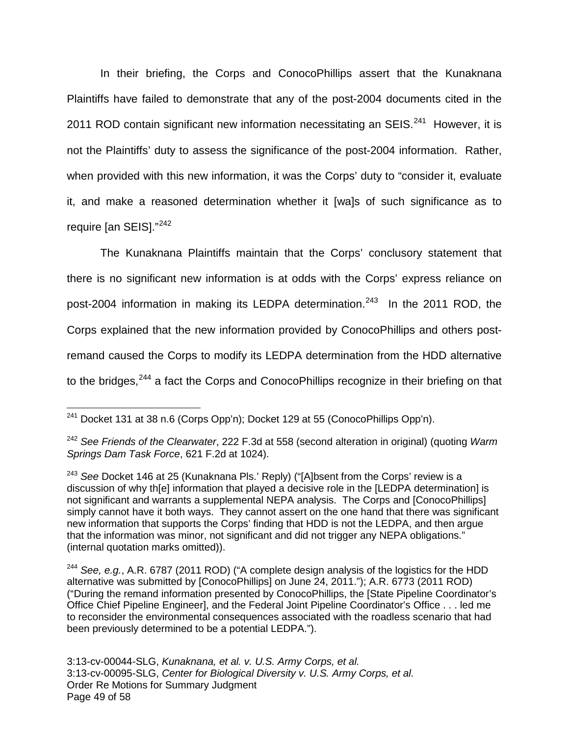In their briefing, the Corps and ConocoPhillips assert that the Kunaknana Plaintiffs have failed to demonstrate that any of the post-2004 documents cited in the 2011 ROD contain significant new information necessitating an SEIS.[241] However, it is not the Plaintiffs' duty to assess the significance of the post-2004 information. Rather, when provided with this new information, it was the Corps' duty to "consider it, evaluate it, and make a reasoned determination whether it [wa]s of such significance as to require [an SEIS]."[242]

The Kunaknana Plaintiffs maintain that the Corps' conclusory statement that there is no significant new information is at odds with the Corps' express reliance on post-2004 information in making its LEDPA determination.[243] In the 2011 ROD, the Corps explained that the new information provided by ConocoPhillips and others post-remand caused the Corps to modify its LEDPA determination from the HDD alternative to the bridges,[244] a fact the Corps and ConocoPhillips recognize in their briefing on that

---

[241] Docket 131 at 38 n.6 (Corps Opp'n); Docket 129 at 55 (ConocoPhillips Opp'n).

[242] *See Friends of the Clearwater*, 222 F.3d at 558 (second alteration in original) (quoting *Warm Springs Dam Task Force*, 621 F.2d at 1024).

[243] *See* Docket 146 at 25 (Kunaknana Pls.' Reply) ("[A]bsent from the Corps' review is a discussion of why th[e] information that played a decisive role in the [LEDPA determination] is not significant and warrants a supplemental NEPA analysis. The Corps and [ConocoPhillips] simply cannot have it both ways. They cannot assert on the one hand that there was significant new information that supports the Corps' finding that HDD is not the LEDPA, and then argue that the information was minor, not significant and did not trigger any NEPA obligations." (internal quotation marks omitted)).

[244] *See, e.g.*, A.R. 6787 (2011 ROD) ("A complete design analysis of the logistics for the HDD alternative was submitted by [ConocoPhillips] on June 24, 2011."); A.R. 6773 (2011 ROD) ("During the remand information presented by ConocoPhillips, the [State Pipeline Coordinator's Office Chief Pipeline Engineer], and the Federal Joint Pipeline Coordinator's Office . . . led me to reconsider the environmental consequences associated with the roadless scenario that had been previously determined to be a potential LEDPA.").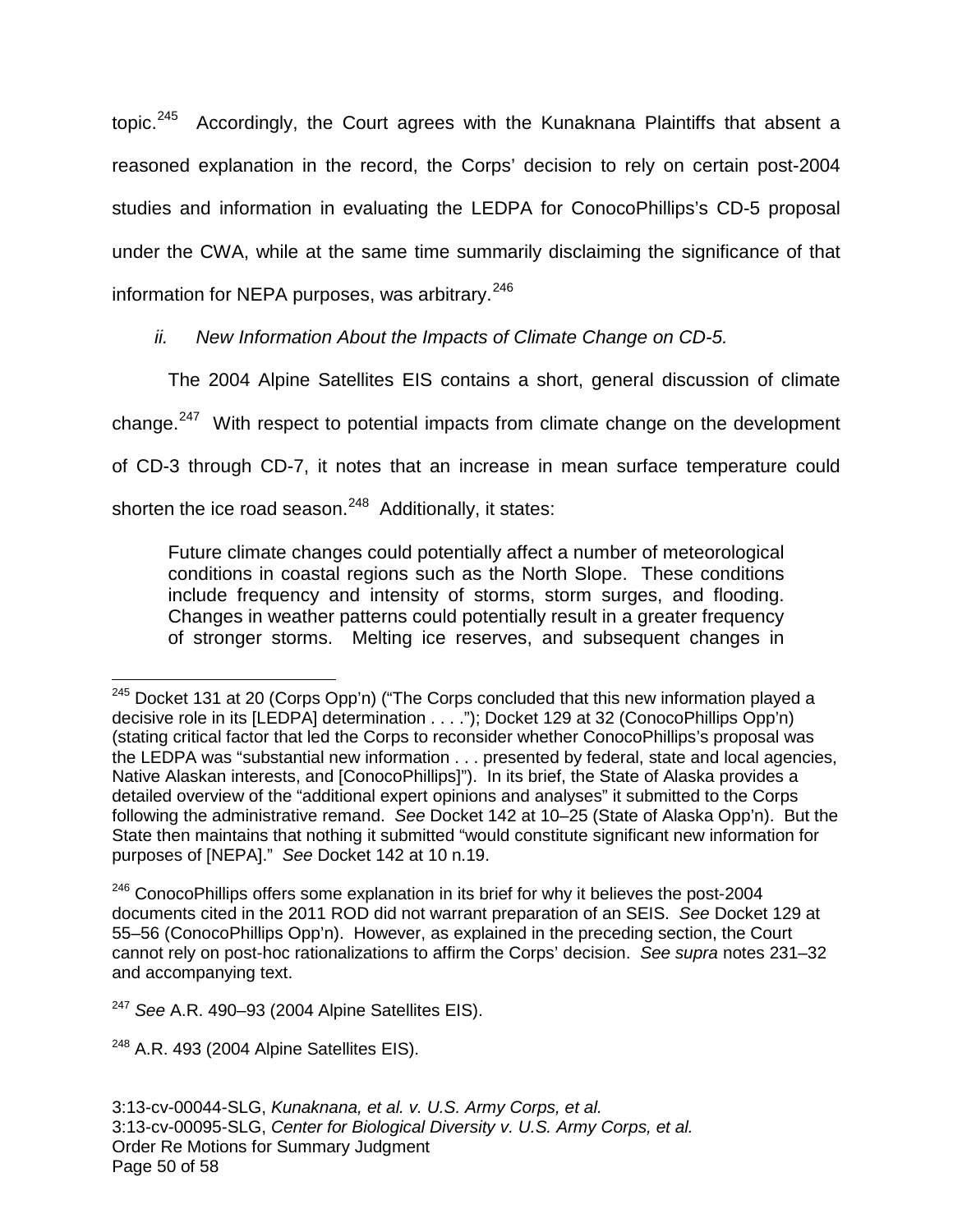topic.[245] Accordingly, the Court agrees with the Kunaknana Plaintiffs that absent a reasoned explanation in the record, the Corps' decision to rely on certain post-2004 studies and information in evaluating the LEDPA for ConocoPhillips's CD-5 proposal under the CWA, while at the same time summarily disclaiming the significance of that information for NEPA purposes, was arbitrary.[246]

*ii. New Information About the Impacts of Climate Change on CD-5.*

The 2004 Alpine Satellites EIS contains a short, general discussion of climate change.[247] With respect to potential impacts from climate change on the development of CD-3 through CD-7, it notes that an increase in mean surface temperature could shorten the ice road season.[248] Additionally, it states:

> Future climate changes could potentially affect a number of meteorological conditions in coastal regions such as the North Slope. These conditions include frequency and intensity of storms, storm surges, and flooding. Changes in weather patterns could potentially result in a greater frequency of stronger storms. Melting ice reserves, and subsequent changes in

---

[245] Docket 131 at 20 (Corps Opp'n) ("The Corps concluded that this new information played a decisive role in its [LEDPA] determination . . . ."); Docket 129 at 32 (ConocoPhillips Opp'n) (stating critical factor that led the Corps to reconsider whether ConocoPhillips's proposal was the LEDPA was "substantial new information . . . presented by federal, state and local agencies, Native Alaskan interests, and [ConocoPhillips]"). In its brief, the State of Alaska provides a detailed overview of the "additional expert opinions and analyses" it submitted to the Corps following the administrative remand. *See* Docket 142 at 10–25 (State of Alaska Opp'n). But the State then maintains that nothing it submitted "would constitute significant new information for purposes of [NEPA]." *See* Docket 142 at 10 n.19.

[246] ConocoPhillips offers some explanation in its brief for why it believes the post-2004 documents cited in the 2011 ROD did not warrant preparation of an SEIS. *See* Docket 129 at 55–56 (ConocoPhillips Opp'n). However, as explained in the preceding section, the Court cannot rely on post-hoc rationalizations to affirm the Corps' decision. *See supra* notes 231–32 and accompanying text.

[247] *See* A.R. 490–93 (2004 Alpine Satellites EIS).

[248] A.R. 493 (2004 Alpine Satellites EIS).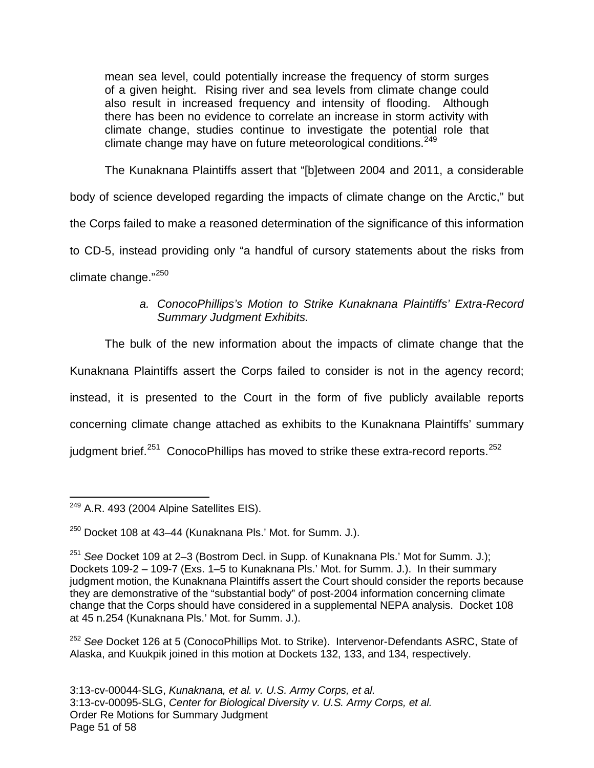> mean sea level, could potentially increase the frequency of storm surges of a given height. Rising river and sea levels from climate change could also result in increased frequency and intensity of flooding. Although there has been no evidence to correlate an increase in storm activity with climate change, studies continue to investigate the potential role that climate change may have on future meteorological conditions.[249]

The Kunaknana Plaintiffs assert that "[b]etween 2004 and 2011, a considerable body of science developed regarding the impacts of climate change on the Arctic," but the Corps failed to make a reasoned determination of the significance of this information to CD-5, instead providing only "a handful of cursory statements about the risks from climate change."[250]

*a. ConocoPhillips's Motion to Strike Kunaknana Plaintiffs' Extra-Record Summary Judgment Exhibits.*

The bulk of the new information about the impacts of climate change that the Kunaknana Plaintiffs assert the Corps failed to consider is not in the agency record; instead, it is presented to the Court in the form of five publicly available reports concerning climate change attached as exhibits to the Kunaknana Plaintiffs' summary judgment brief.[251] ConocoPhillips has moved to strike these extra-record reports.[252]

---

[249] A.R. 493 (2004 Alpine Satellites EIS).

[250] Docket 108 at 43–44 (Kunaknana Pls.' Mot. for Summ. J.).

[251] *See* Docket 109 at 2–3 (Bostrom Decl. in Supp. of Kunaknana Pls.' Mot for Summ. J.); Dockets 109-2 – 109-7 (Exs. 1–5 to Kunaknana Pls.' Mot. for Summ. J.). In their summary judgment motion, the Kunaknana Plaintiffs assert the Court should consider the reports because they are demonstrative of the "substantial body" of post-2004 information concerning climate change that the Corps should have considered in a supplemental NEPA analysis. Docket 108 at 45 n.254 (Kunaknana Pls.' Mot. for Summ. J.).

[252] *See* Docket 126 at 5 (ConocoPhillips Mot. to Strike). Intervenor-Defendants ASRC, State of Alaska, and Kuukpik joined in this motion at Dockets 132, 133, and 134, respectively.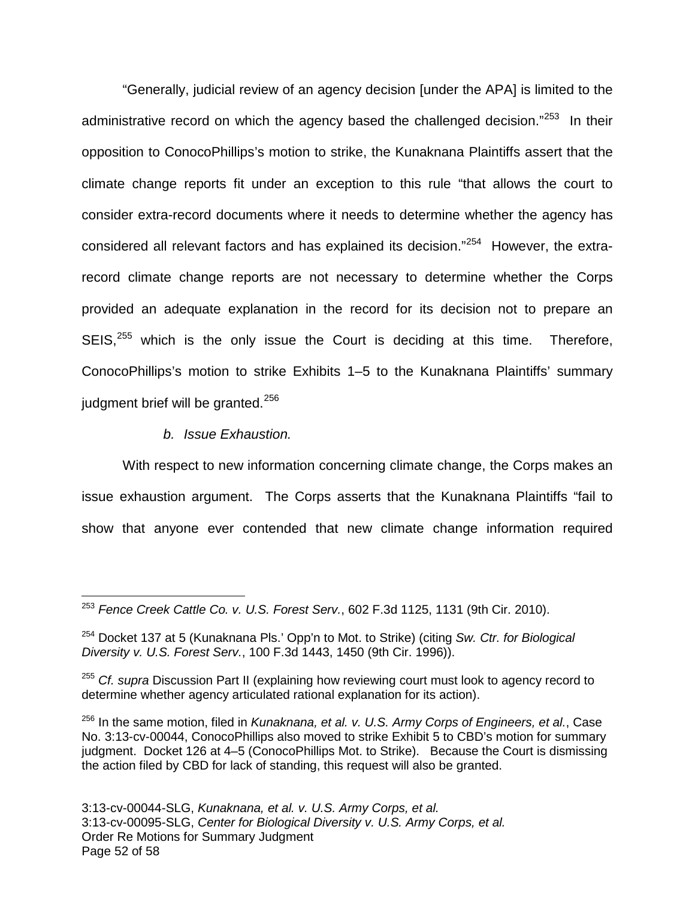"Generally, judicial review of an agency decision [under the APA] is limited to the administrative record on which the agency based the challenged decision."[253] In their opposition to ConocoPhillips's motion to strike, the Kunaknana Plaintiffs assert that the climate change reports fit under an exception to this rule "that allows the court to consider extra-record documents where it needs to determine whether the agency has considered all relevant factors and has explained its decision."[254] However, the extra-record climate change reports are not necessary to determine whether the Corps provided an adequate explanation in the record for its decision not to prepare an SEIS,[255] which is the only issue the Court is deciding at this time. Therefore, ConocoPhillips's motion to strike Exhibits 1–5 to the Kunaknana Plaintiffs' summary judgment brief will be granted.[256]

*b. Issue Exhaustion.*

With respect to new information concerning climate change, the Corps makes an issue exhaustion argument. The Corps asserts that the Kunaknana Plaintiffs "fail to show that anyone ever contended that new climate change information required

---

[253] *Fence Creek Cattle Co. v. U.S. Forest Serv.*, 602 F.3d 1125, 1131 (9th Cir. 2010).

[254] Docket 137 at 5 (Kunaknana Pls.' Opp'n to Mot. to Strike) (citing *Sw. Ctr. for Biological Diversity v. U.S. Forest Serv.*, 100 F.3d 1443, 1450 (9th Cir. 1996)).

[255] *Cf. supra* Discussion Part II (explaining how reviewing court must look to agency record to determine whether agency articulated rational explanation for its action).

[256] In the same motion, filed in *Kunaknana, et al. v. U.S. Army Corps of Engineers, et al.*, Case No. 3:13-cv-00044, ConocoPhillips also moved to strike Exhibit 5 to CBD's motion for summary judgment. Docket 126 at 4–5 (ConocoPhillips Mot. to Strike). Because the Court is dismissing the action filed by CBD for lack of standing, this request will also be granted.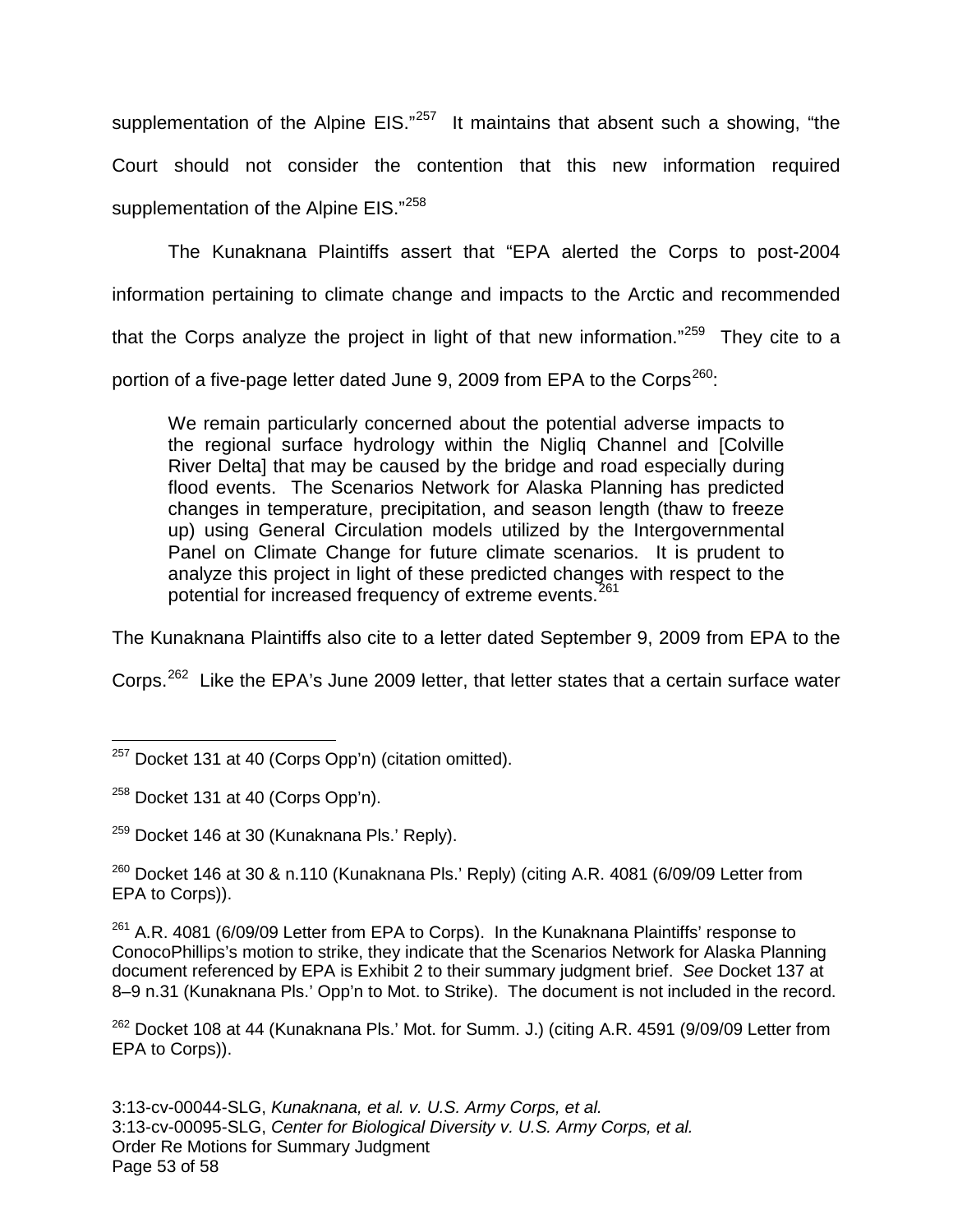supplementation of the Alpine EIS."[257] It maintains that absent such a showing, "the Court should not consider the contention that this new information required supplementation of the Alpine EIS."[258]

The Kunaknana Plaintiffs assert that "EPA alerted the Corps to post-2004 information pertaining to climate change and impacts to the Arctic and recommended that the Corps analyze the project in light of that new information."[259] They cite to a portion of a five-page letter dated June 9, 2009 from EPA to the Corps[260]:

> We remain particularly concerned about the potential adverse impacts to the regional surface hydrology within the Nigliq Channel and [Colville River Delta] that may be caused by the bridge and road especially during flood events. The Scenarios Network for Alaska Planning has predicted changes in temperature, precipitation, and season length (thaw to freeze up) using General Circulation models utilized by the Intergovernmental Panel on Climate Change for future climate scenarios. It is prudent to analyze this project in light of these predicted changes with respect to the potential for increased frequency of extreme events.[261]

The Kunaknana Plaintiffs also cite to a letter dated September 9, 2009 from EPA to the Corps.[262] Like the EPA's June 2009 letter, that letter states that a certain surface water

---

[257] Docket 131 at 40 (Corps Opp'n) (citation omitted).

[258] Docket 131 at 40 (Corps Opp'n).

[259] Docket 146 at 30 (Kunaknana Pls.' Reply).

[260] Docket 146 at 30 & n.110 (Kunaknana Pls.' Reply) (citing A.R. 4081 (6/09/09 Letter from EPA to Corps)).

[261] A.R. 4081 (6/09/09 Letter from EPA to Corps). In the Kunaknana Plaintiffs' response to ConocoPhillips's motion to strike, they indicate that the Scenarios Network for Alaska Planning document referenced by EPA is Exhibit 2 to their summary judgment brief. *See* Docket 137 at 8–9 n.31 (Kunaknana Pls.' Opp'n to Mot. to Strike). The document is not included in the record.

[262] Docket 108 at 44 (Kunaknana Pls.' Mot. for Summ. J.) (citing A.R. 4591 (9/09/09 Letter from EPA to Corps)).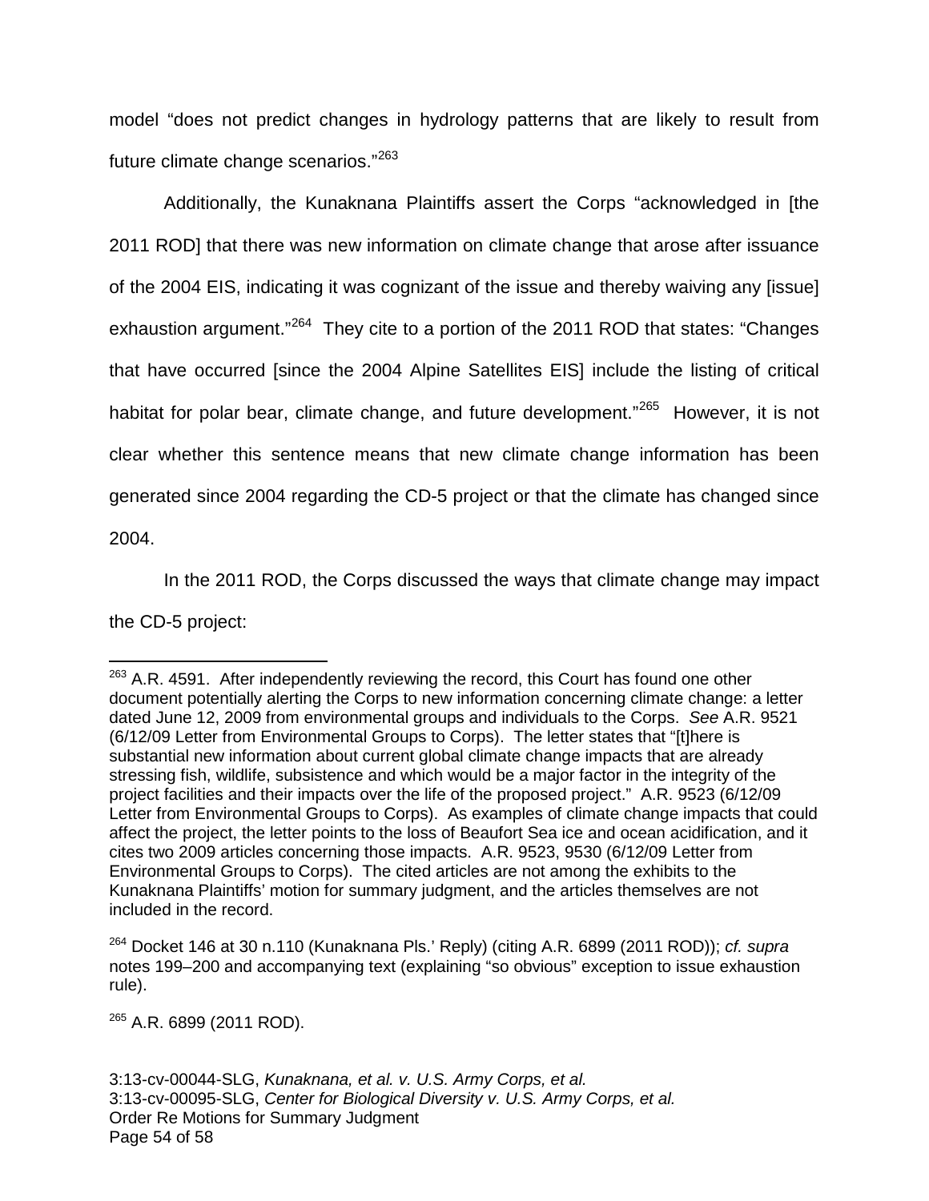model "does not predict changes in hydrology patterns that are likely to result from future climate change scenarios."[263]

Additionally, the Kunaknana Plaintiffs assert the Corps "acknowledged in [the 2011 ROD] that there was new information on climate change that arose after issuance of the 2004 EIS, indicating it was cognizant of the issue and thereby waiving any [issue] exhaustion argument."[264] They cite to a portion of the 2011 ROD that states: "Changes that have occurred [since the 2004 Alpine Satellites EIS] include the listing of critical habitat for polar bear, climate change, and future development."[265] However, it is not clear whether this sentence means that new climate change information has been generated since 2004 regarding the CD-5 project or that the climate has changed since 2004.

In the 2011 ROD, the Corps discussed the ways that climate change may impact the CD-5 project:

---

[263] A.R. 4591. After independently reviewing the record, this Court has found one other document potentially alerting the Corps to new information concerning climate change: a letter dated June 12, 2009 from environmental groups and individuals to the Corps. *See* A.R. 9521 (6/12/09 Letter from Environmental Groups to Corps). The letter states that "[t]here is substantial new information about current global climate change impacts that are already stressing fish, wildlife, subsistence and which would be a major factor in the integrity of the project facilities and their impacts over the life of the proposed project." A.R. 9523 (6/12/09 Letter from Environmental Groups to Corps). As examples of climate change impacts that could affect the project, the letter points to the loss of Beaufort Sea ice and ocean acidification, and it cites two 2009 articles concerning those impacts. A.R. 9523, 9530 (6/12/09 Letter from Environmental Groups to Corps). The cited articles are not among the exhibits to the Kunaknana Plaintiffs' motion for summary judgment, and the articles themselves are not included in the record.

[264] Docket 146 at 30 n.110 (Kunaknana Pls.' Reply) (citing A.R. 6899 (2011 ROD)); *cf. supra* notes 199–200 and accompanying text (explaining "so obvious" exception to issue exhaustion rule).

[265] A.R. 6899 (2011 ROD).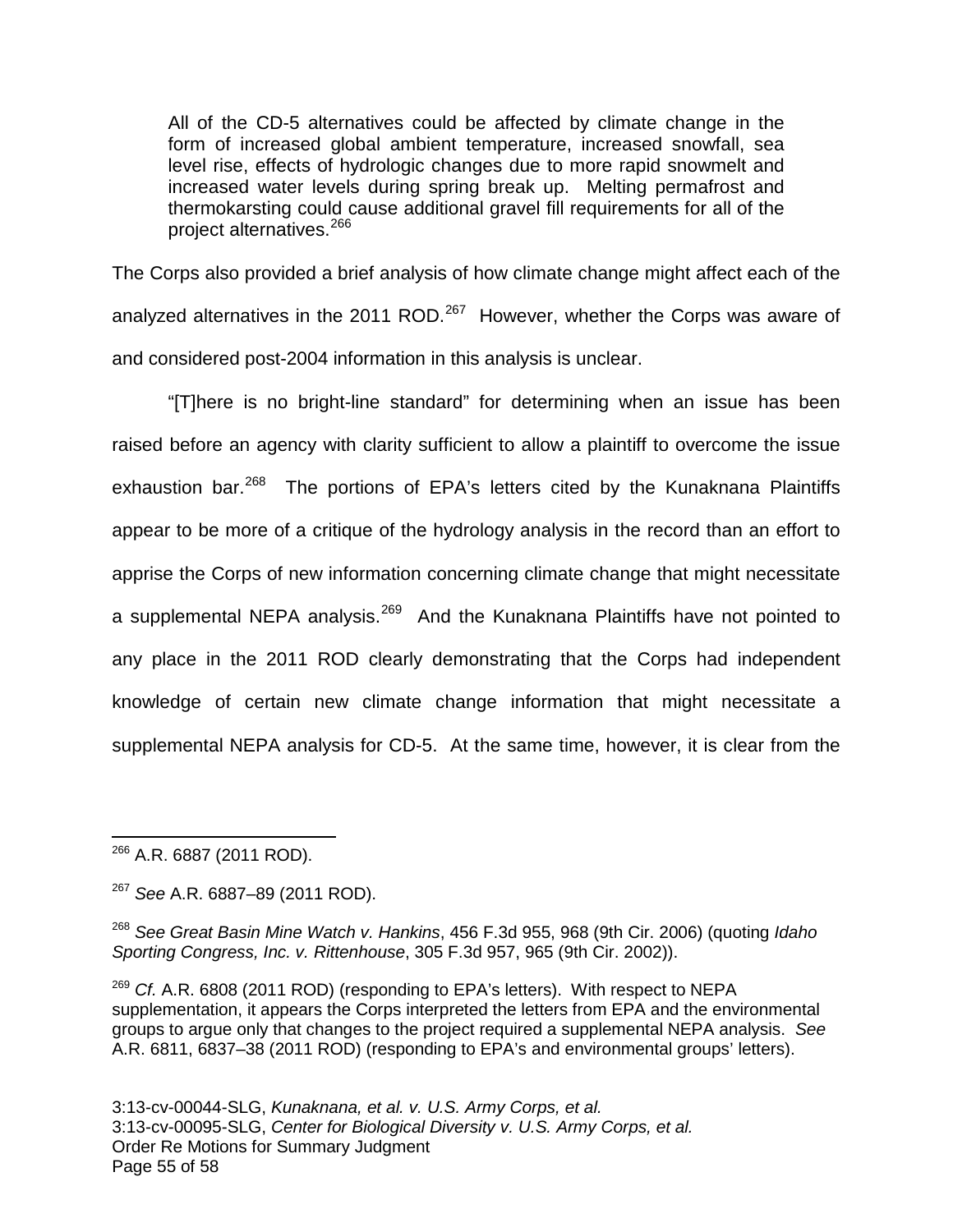> All of the CD-5 alternatives could be affected by climate change in the form of increased global ambient temperature, increased snowfall, sea level rise, effects of hydrologic changes due to more rapid snowmelt and increased water levels during spring break up. Melting permafrost and thermokarsting could cause additional gravel fill requirements for all of the project alternatives.[266]

The Corps also provided a brief analysis of how climate change might affect each of the analyzed alternatives in the 2011 ROD.[267] However, whether the Corps was aware of and considered post-2004 information in this analysis is unclear.

"[T]here is no bright-line standard" for determining when an issue has been raised before an agency with clarity sufficient to allow a plaintiff to overcome the issue exhaustion bar.[268] The portions of EPA's letters cited by the Kunaknana Plaintiffs appear to be more of a critique of the hydrology analysis in the record than an effort to apprise the Corps of new information concerning climate change that might necessitate a supplemental NEPA analysis.[269] And the Kunaknana Plaintiffs have not pointed to any place in the 2011 ROD clearly demonstrating that the Corps had independent knowledge of certain new climate change information that might necessitate a supplemental NEPA analysis for CD-5. At the same time, however, it is clear from the

---

[266] A.R. 6887 (2011 ROD).

[267] *See* A.R. 6887–89 (2011 ROD).

[268] *See Great Basin Mine Watch v. Hankins*, 456 F.3d 955, 968 (9th Cir. 2006) (quoting *Idaho Sporting Congress, Inc. v. Rittenhouse*, 305 F.3d 957, 965 (9th Cir. 2002)).

[269] *Cf.* A.R. 6808 (2011 ROD) (responding to EPA's letters). With respect to NEPA supplementation, it appears the Corps interpreted the letters from EPA and the environmental groups to argue only that changes to the project required a supplemental NEPA analysis. *See* A.R. 6811, 6837–38 (2011 ROD) (responding to EPA's and environmental groups' letters).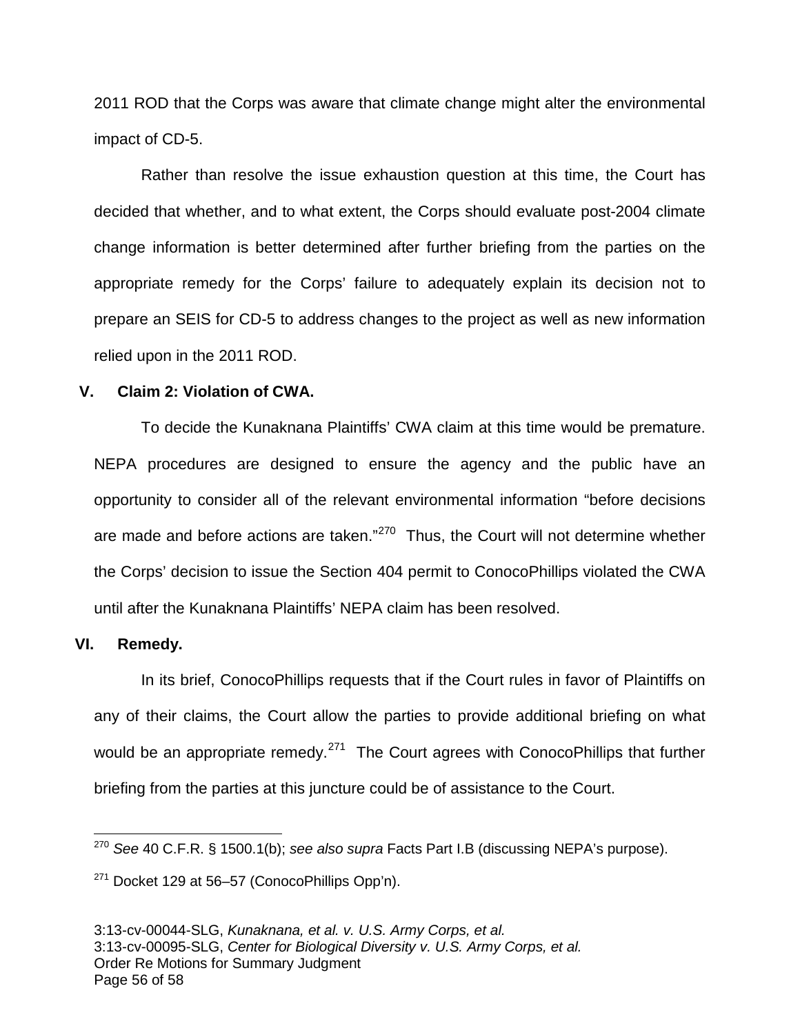2011 ROD that the Corps was aware that climate change might alter the environmental impact of CD-5.

Rather than resolve the issue exhaustion question at this time, the Court has decided that whether, and to what extent, the Corps should evaluate post-2004 climate change information is better determined after further briefing from the parties on the appropriate remedy for the Corps' failure to adequately explain its decision not to prepare an SEIS for CD-5 to address changes to the project as well as new information relied upon in the 2011 ROD.

## V. Claim 2: Violation of CWA.

To decide the Kunaknana Plaintiffs' CWA claim at this time would be premature. NEPA procedures are designed to ensure the agency and the public have an opportunity to consider all of the relevant environmental information "before decisions are made and before actions are taken."[270] Thus, the Court will not determine whether the Corps' decision to issue the Section 404 permit to ConocoPhillips violated the CWA until after the Kunaknana Plaintiffs' NEPA claim has been resolved.

## VI. Remedy.

In its brief, ConocoPhillips requests that if the Court rules in favor of Plaintiffs on any of their claims, the Court allow the parties to provide additional briefing on what would be an appropriate remedy.[271] The Court agrees with ConocoPhillips that further briefing from the parties at this juncture could be of assistance to the Court.

---

[270] *See* 40 C.F.R. § 1500.1(b); *see also supra* Facts Part I.B (discussing NEPA's purpose).

[271] Docket 129 at 56–57 (ConocoPhillips Opp'n).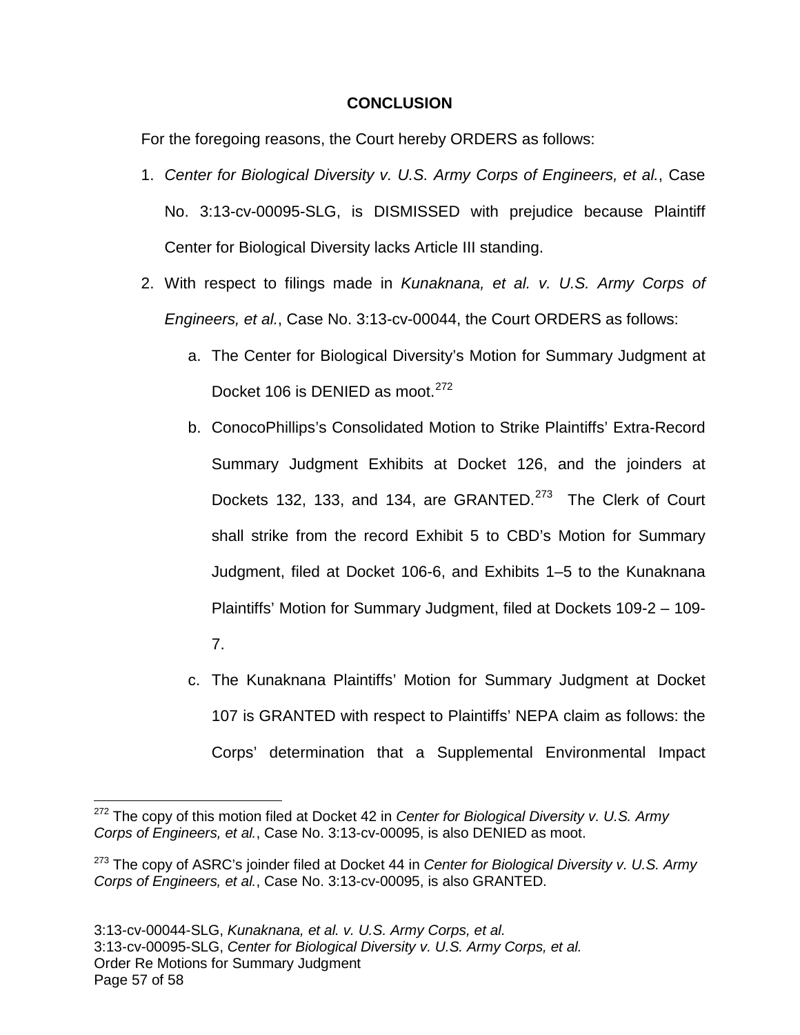## CONCLUSION

For the foregoing reasons, the Court hereby ORDERS as follows:

1. *Center for Biological Diversity v. U.S. Army Corps of Engineers, et al.*, Case No. 3:13-cv-00095-SLG, is DISMISSED with prejudice because Plaintiff Center for Biological Diversity lacks Article III standing.

2. With respect to filings made in *Kunaknana, et al. v. U.S. Army Corps of Engineers, et al.*, Case No. 3:13-cv-00044, the Court ORDERS as follows:

   a. The Center for Biological Diversity's Motion for Summary Judgment at Docket 106 is DENIED as moot.[272]

   b. ConocoPhillips's Consolidated Motion to Strike Plaintiffs' Extra-Record Summary Judgment Exhibits at Docket 126, and the joinders at Dockets 132, 133, and 134, are GRANTED.[273] The Clerk of Court shall strike from the record Exhibit 5 to CBD's Motion for Summary Judgment, filed at Docket 106-6, and Exhibits 1–5 to the Kunaknana Plaintiffs' Motion for Summary Judgment, filed at Dockets 109-2 – 109-7.

   c. The Kunaknana Plaintiffs' Motion for Summary Judgment at Docket 107 is GRANTED with respect to Plaintiffs' NEPA claim as follows: the Corps' determination that a Supplemental Environmental Impact

---

[272] The copy of this motion filed at Docket 42 in *Center for Biological Diversity v. U.S. Army Corps of Engineers, et al.*, Case No. 3:13-cv-00095, is also DENIED as moot.

[273] The copy of ASRC's joinder filed at Docket 44 in *Center for Biological Diversity v. U.S. Army Corps of Engineers, et al.*, Case No. 3:13-cv-00095, is also GRANTED.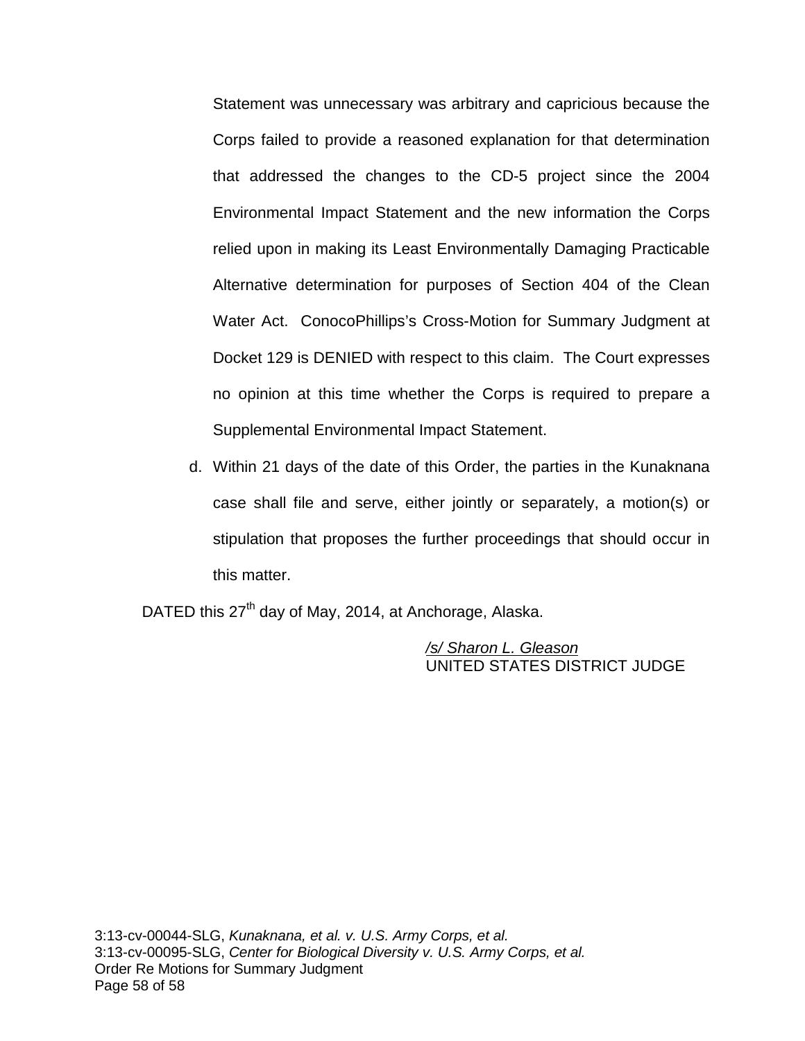Statement was unnecessary was arbitrary and capricious because the Corps failed to provide a reasoned explanation for that determination that addressed the changes to the CD-5 project since the 2004 Environmental Impact Statement and the new information the Corps relied upon in making its Least Environmentally Damaging Practicable Alternative determination for purposes of Section 404 of the Clean Water Act. ConocoPhillips's Cross-Motion for Summary Judgment at Docket 129 is DENIED with respect to this claim. The Court expresses no opinion at this time whether the Corps is required to prepare a Supplemental Environmental Impact Statement.

d. Within 21 days of the date of this Order, the parties in the Kunaknana case shall file and serve, either jointly or separately, a motion(s) or stipulation that proposes the further proceedings that should occur in this matter.

DATED this 27th day of May, 2014, at Anchorage, Alaska.

*/s/ Sharon L. Gleason*
UNITED STATES DISTRICT JUDGE